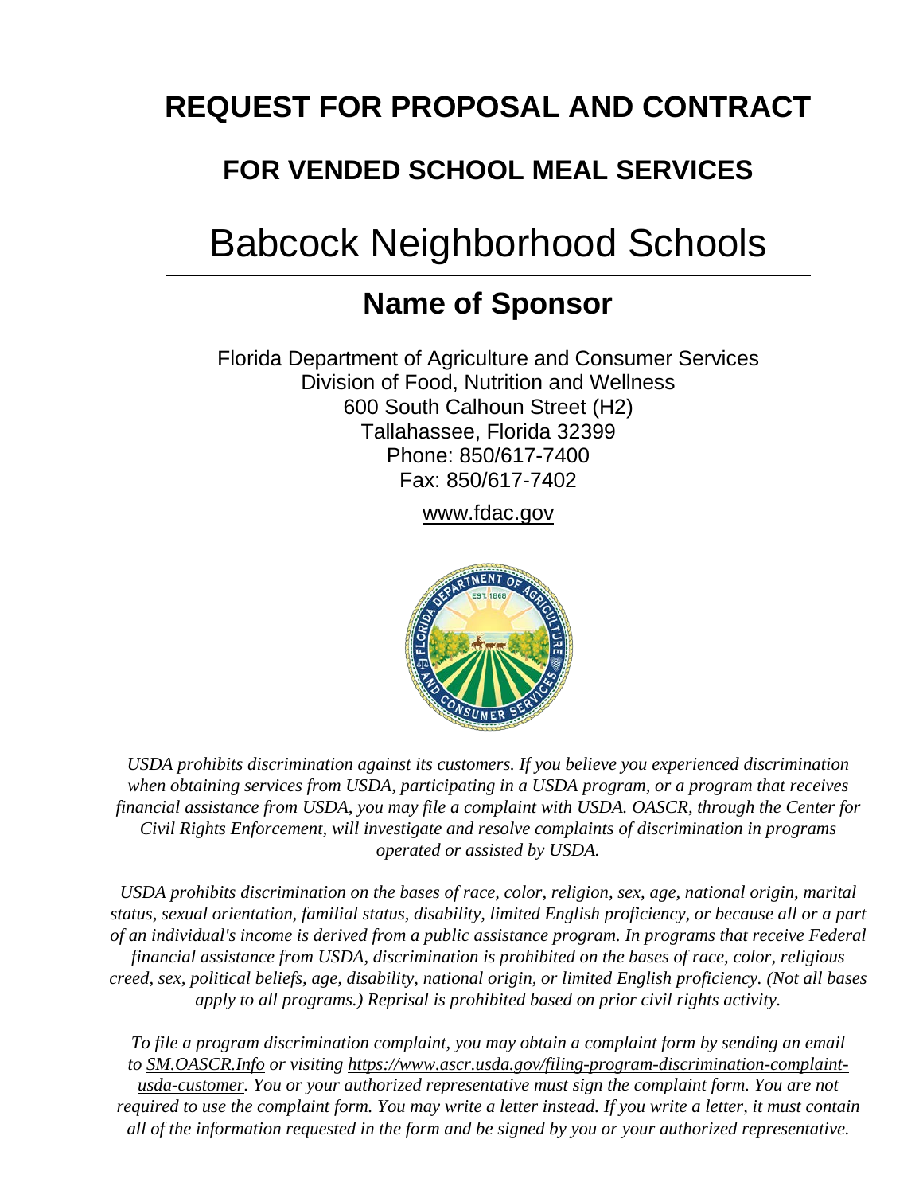# REQUEST FOR PROPOSAL AND CONTRACT

## FOR VENDED SCHOOL MEAL SERVICES

Babcock Neighborhood Schools

## Name of Sponsor

Florida Department of Agriculture and Consumer Services
Division of Food, Nutrition and Wellness
600 South Calhoun Street (H2)
Tallahassee, Florida 32399
Phone: 850/617-7400
Fax: 850/617-7402

www.fdac.gov

*USDA prohibits discrimination against its customers. If you believe you experienced discrimination when obtaining services from USDA, participating in a USDA program, or a program that receives financial assistance from USDA, you may file a complaint with USDA. OASCR, through the Center for Civil Rights Enforcement, will investigate and resolve complaints of discrimination in programs operated or assisted by USDA.*

*USDA prohibits discrimination on the bases of race, color, religion, sex, age, national origin, marital status, sexual orientation, familial status, disability, limited English proficiency, or because all or a part of an individual's income is derived from a public assistance program. In programs that receive Federal financial assistance from USDA, discrimination is prohibited on the bases of race, color, religious creed, sex, political beliefs, age, disability, national origin, or limited English proficiency. (Not all bases apply to all programs.) Reprisal is prohibited based on prior civil rights activity.*

*To file a program discrimination complaint, you may obtain a complaint form by sending an email to SM.OASCR.Info or visiting https://www.ascr.usda.gov/filing-program-discrimination-complaint-usda-customer. You or your authorized representative must sign the complaint form. You are not required to use the complaint form. You may write a letter instead. If you write a letter, it must contain all of the information requested in the form and be signed by you or your authorized representative.*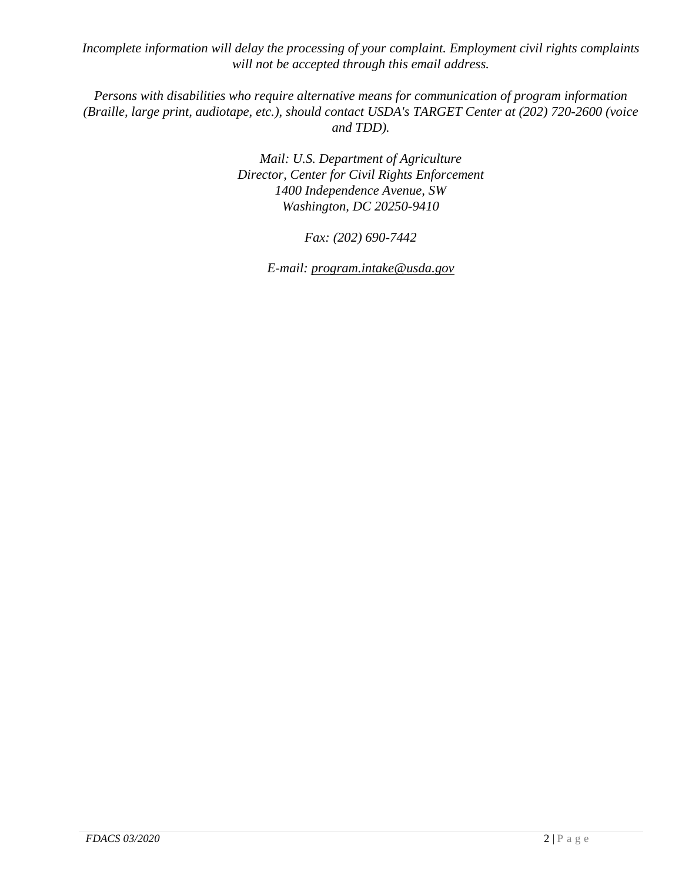*Incomplete information will delay the processing of your complaint. Employment civil rights complaints will not be accepted through this email address.*

*Persons with disabilities who require alternative means for communication of program information (Braille, large print, audiotape, etc.), should contact USDA's TARGET Center at (202) 720-2600 (voice and TDD).*

*Mail: U.S. Department of Agriculture*
*Director, Center for Civil Rights Enforcement*
*1400 Independence Avenue, SW*
*Washington, DC 20250-9410*

*Fax: (202) 690-7442*

*E-mail: program.intake@usda.gov*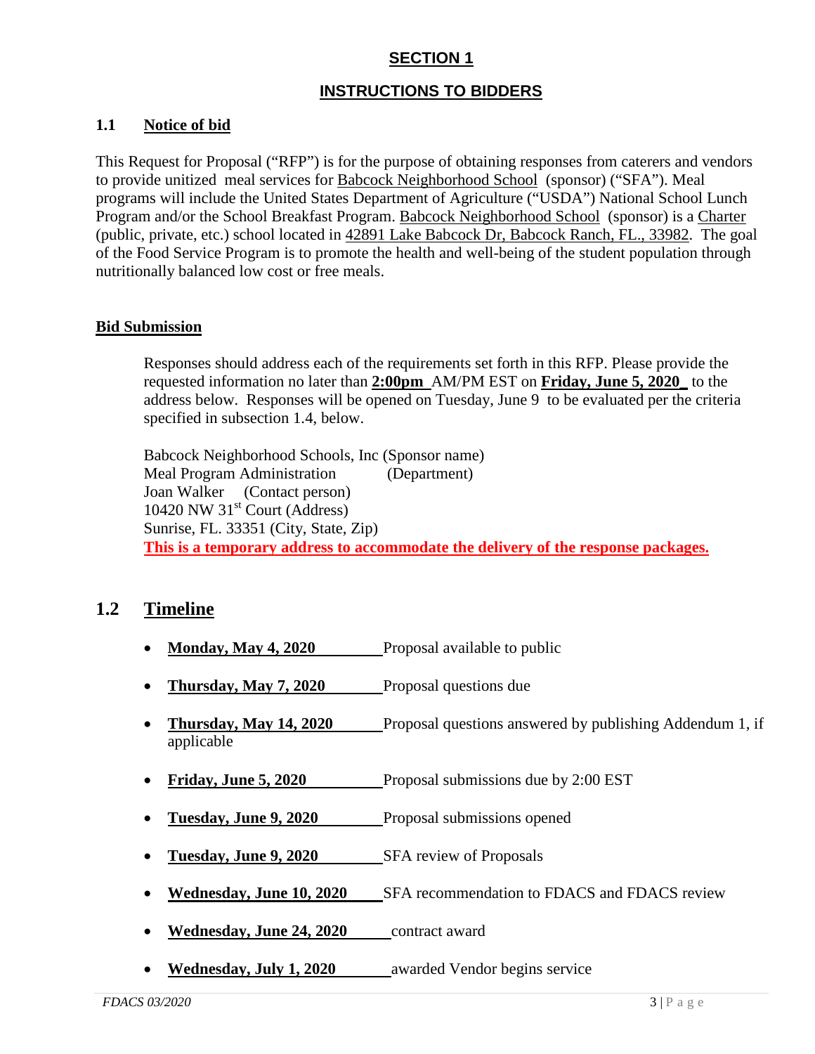## SECTION 1

## INSTRUCTIONS TO BIDDERS

### 1.1 Notice of bid

This Request for Proposal ("RFP") is for the purpose of obtaining responses from caterers and vendors to provide unitized meal services for Babcock Neighborhood School (sponsor) ("SFA"). Meal programs will include the United States Department of Agriculture ("USDA") National School Lunch Program and/or the School Breakfast Program. Babcock Neighborhood School (sponsor) is a Charter (public, private, etc.) school located in 42891 Lake Babcock Dr, Babcock Ranch, FL., 33982. The goal of the Food Service Program is to promote the health and well-being of the student population through nutritionally balanced low cost or free meals.

### Bid Submission

Responses should address each of the requirements set forth in this RFP. Please provide the requested information no later than **2:00pm** AM/PM EST on **Friday, June 5, 2020** to the address below. Responses will be opened on Tuesday, June 9 to be evaluated per the criteria specified in subsection 1.4, below.

Babcock Neighborhood Schools, Inc (Sponsor name)
Meal Program Administration (Department)
Joan Walker (Contact person)
10420 NW 31st Court (Address)
Sunrise, FL. 33351 (City, State, Zip)
**This is a temporary address to accommodate the delivery of the response packages.**

## 1.2 Timeline

- **Monday, May 4, 2020** Proposal available to public
- **Thursday, May 7, 2020** Proposal questions due
- **Thursday, May 14, 2020** Proposal questions answered by publishing Addendum 1, if applicable
- **Friday, June 5, 2020** Proposal submissions due by 2:00 EST
- **Tuesday, June 9, 2020** Proposal submissions opened
- **Tuesday, June 9, 2020** SFA review of Proposals
- **Wednesday, June 10, 2020** SFA recommendation to FDACS and FDACS review
- **Wednesday, June 24, 2020** contract award
- **Wednesday, July 1, 2020** awarded Vendor begins service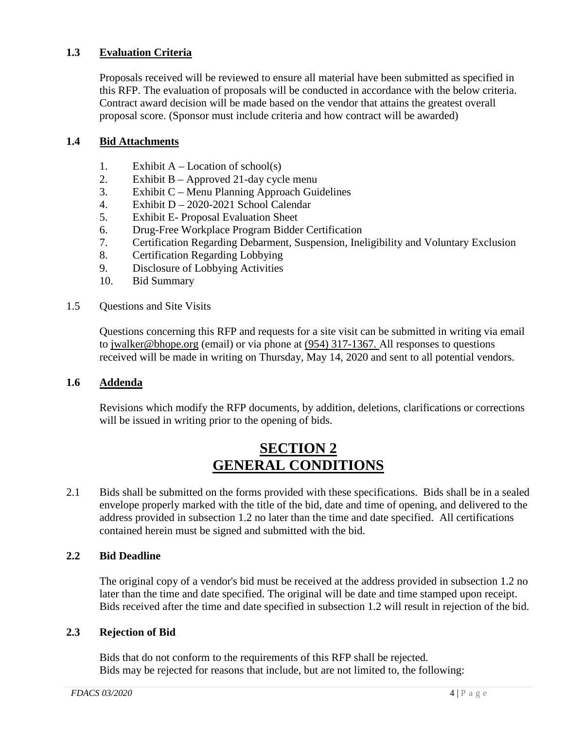### 1.3 Evaluation Criteria

Proposals received will be reviewed to ensure all material have been submitted as specified in this RFP. The evaluation of proposals will be conducted in accordance with the below criteria. Contract award decision will be made based on the vendor that attains the greatest overall proposal score. (Sponsor must include criteria and how contract will be awarded)

### 1.4 Bid Attachments

1. Exhibit A – Location of school(s)
2. Exhibit B – Approved 21-day cycle menu
3. Exhibit C – Menu Planning Approach Guidelines
4. Exhibit D – 2020-2021 School Calendar
5. Exhibit E- Proposal Evaluation Sheet
6. Drug-Free Workplace Program Bidder Certification
7. Certification Regarding Debarment, Suspension, Ineligibility and Voluntary Exclusion
8. Certification Regarding Lobbying
9. Disclosure of Lobbying Activities
10. Bid Summary

1.5 Questions and Site Visits

Questions concerning this RFP and requests for a site visit can be submitted in writing via email to jwalker@bhope.org (email) or via phone at (954) 317-1367. All responses to questions received will be made in writing on Thursday, May 14, 2020 and sent to all potential vendors.

### 1.6 Addenda

Revisions which modify the RFP documents, by addition, deletions, clarifications or corrections will be issued in writing prior to the opening of bids.

# SECTION 2
# GENERAL CONDITIONS

2.1 Bids shall be submitted on the forms provided with these specifications. Bids shall be in a sealed envelope properly marked with the title of the bid, date and time of opening, and delivered to the address provided in subsection 1.2 no later than the time and date specified. All certifications contained herein must be signed and submitted with the bid.

### 2.2 Bid Deadline

The original copy of a vendor's bid must be received at the address provided in subsection 1.2 no later than the time and date specified. The original will be date and time stamped upon receipt. Bids received after the time and date specified in subsection 1.2 will result in rejection of the bid.

### 2.3 Rejection of Bid

Bids that do not conform to the requirements of this RFP shall be rejected.
Bids may be rejected for reasons that include, but are not limited to, the following: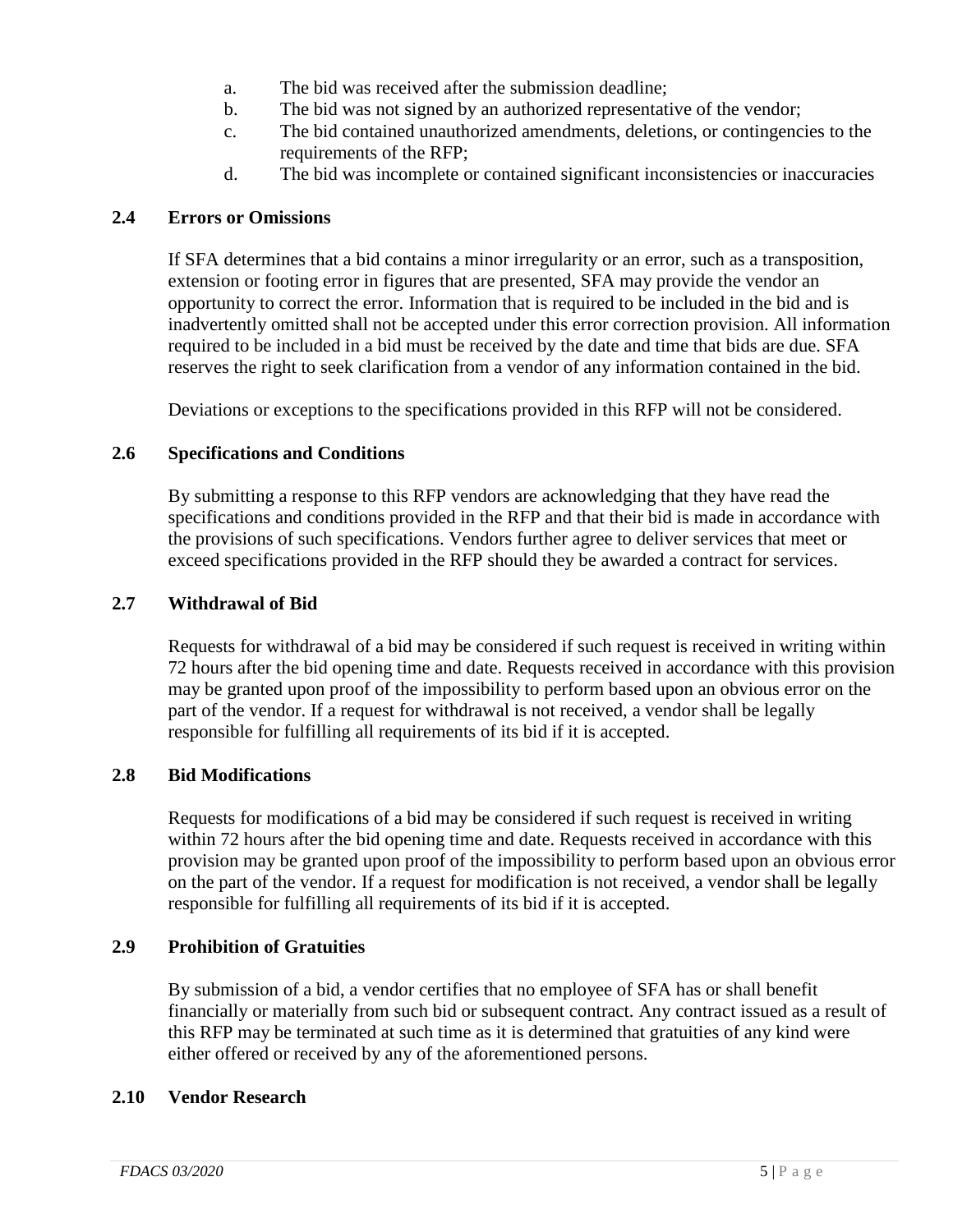a. The bid was received after the submission deadline;
b. The bid was not signed by an authorized representative of the vendor;
c. The bid contained unauthorized amendments, deletions, or contingencies to the requirements of the RFP;
d. The bid was incomplete or contained significant inconsistencies or inaccuracies

### 2.4 Errors or Omissions

If SFA determines that a bid contains a minor irregularity or an error, such as a transposition, extension or footing error in figures that are presented, SFA may provide the vendor an opportunity to correct the error. Information that is required to be included in the bid and is inadvertently omitted shall not be accepted under this error correction provision. All information required to be included in a bid must be received by the date and time that bids are due. SFA reserves the right to seek clarification from a vendor of any information contained in the bid.

Deviations or exceptions to the specifications provided in this RFP will not be considered.

### 2.6 Specifications and Conditions

By submitting a response to this RFP vendors are acknowledging that they have read the specifications and conditions provided in the RFP and that their bid is made in accordance with the provisions of such specifications. Vendors further agree to deliver services that meet or exceed specifications provided in the RFP should they be awarded a contract for services.

### 2.7 Withdrawal of Bid

Requests for withdrawal of a bid may be considered if such request is received in writing within 72 hours after the bid opening time and date. Requests received in accordance with this provision may be granted upon proof of the impossibility to perform based upon an obvious error on the part of the vendor. If a request for withdrawal is not received, a vendor shall be legally responsible for fulfilling all requirements of its bid if it is accepted.

### 2.8 Bid Modifications

Requests for modifications of a bid may be considered if such request is received in writing within 72 hours after the bid opening time and date. Requests received in accordance with this provision may be granted upon proof of the impossibility to perform based upon an obvious error on the part of the vendor. If a request for modification is not received, a vendor shall be legally responsible for fulfilling all requirements of its bid if it is accepted.

### 2.9 Prohibition of Gratuities

By submission of a bid, a vendor certifies that no employee of SFA has or shall benefit financially or materially from such bid or subsequent contract. Any contract issued as a result of this RFP may be terminated at such time as it is determined that gratuities of any kind were either offered or received by any of the aforementioned persons.

### 2.10 Vendor Research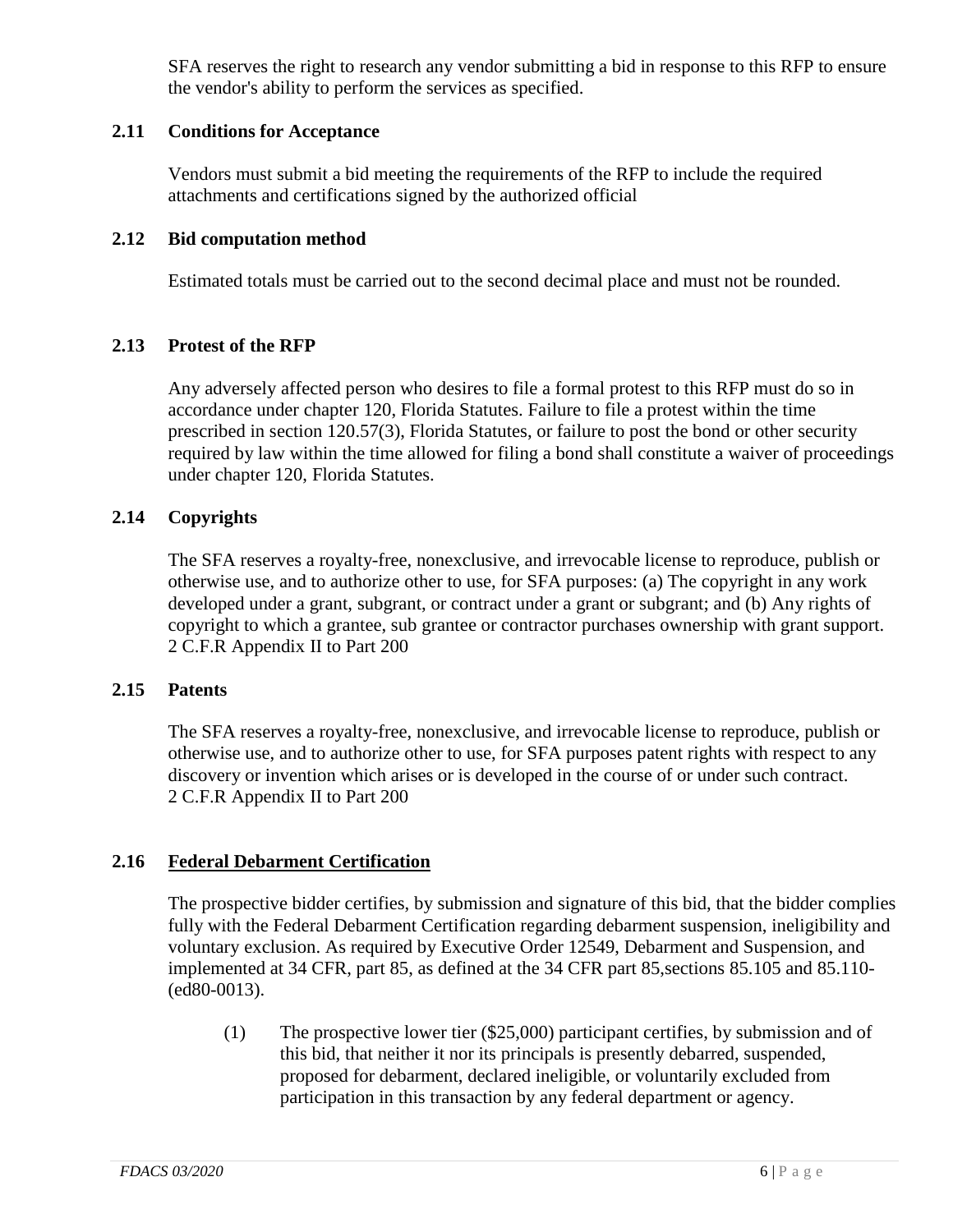SFA reserves the right to research any vendor submitting a bid in response to this RFP to ensure the vendor's ability to perform the services as specified.

### 2.11 Conditions for Acceptance

Vendors must submit a bid meeting the requirements of the RFP to include the required attachments and certifications signed by the authorized official

### 2.12 Bid computation method

Estimated totals must be carried out to the second decimal place and must not be rounded.

### 2.13 Protest of the RFP

Any adversely affected person who desires to file a formal protest to this RFP must do so in accordance under chapter 120, Florida Statutes. Failure to file a protest within the time prescribed in section 120.57(3), Florida Statutes, or failure to post the bond or other security required by law within the time allowed for filing a bond shall constitute a waiver of proceedings under chapter 120, Florida Statutes.

### 2.14 Copyrights

The SFA reserves a royalty-free, nonexclusive, and irrevocable license to reproduce, publish or otherwise use, and to authorize other to use, for SFA purposes: (a) The copyright in any work developed under a grant, subgrant, or contract under a grant or subgrant; and (b) Any rights of copyright to which a grantee, sub grantee or contractor purchases ownership with grant support. 2 C.F.R Appendix II to Part 200

### 2.15 Patents

The SFA reserves a royalty-free, nonexclusive, and irrevocable license to reproduce, publish or otherwise use, and to authorize other to use, for SFA purposes patent rights with respect to any discovery or invention which arises or is developed in the course of or under such contract. 2 C.F.R Appendix II to Part 200

### 2.16 <u>Federal Debarment Certification</u>

The prospective bidder certifies, by submission and signature of this bid, that the bidder complies fully with the Federal Debarment Certification regarding debarment suspension, ineligibility and voluntary exclusion. As required by Executive Order 12549, Debarment and Suspension, and implemented at 34 CFR, part 85, as defined at the 34 CFR part 85,sections 85.105 and 85.110- (ed80-0013).

(1) The prospective lower tier ($25,000) participant certifies, by submission and of this bid, that neither it nor its principals is presently debarred, suspended, proposed for debarment, declared ineligible, or voluntarily excluded from participation in this transaction by any federal department or agency.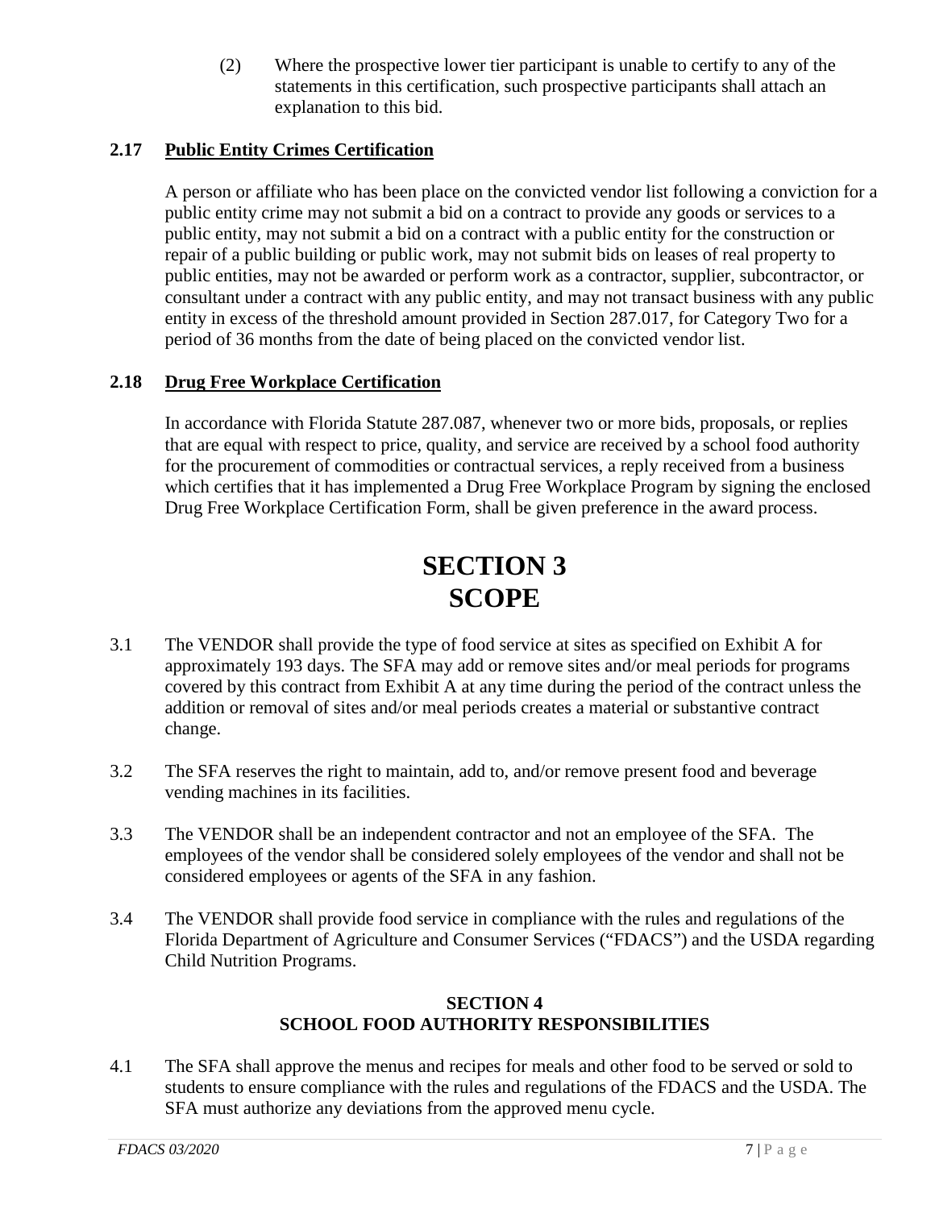(2) Where the prospective lower tier participant is unable to certify to any of the statements in this certification, such prospective participants shall attach an explanation to this bid.

### 2.17 Public Entity Crimes Certification

A person or affiliate who has been place on the convicted vendor list following a conviction for a public entity crime may not submit a bid on a contract to provide any goods or services to a public entity, may not submit a bid on a contract with a public entity for the construction or repair of a public building or public work, may not submit bids on leases of real property to public entities, may not be awarded or perform work as a contractor, supplier, subcontractor, or consultant under a contract with any public entity, and may not transact business with any public entity in excess of the threshold amount provided in Section 287.017, for Category Two for a period of 36 months from the date of being placed on the convicted vendor list.

### 2.18 Drug Free Workplace Certification

In accordance with Florida Statute 287.087, whenever two or more bids, proposals, or replies that are equal with respect to price, quality, and service are received by a school food authority for the procurement of commodities or contractual services, a reply received from a business which certifies that it has implemented a Drug Free Workplace Program by signing the enclosed Drug Free Workplace Certification Form, shall be given preference in the award process.

# SECTION 3
# SCOPE

3.1 The VENDOR shall provide the type of food service at sites as specified on Exhibit A for approximately 193 days. The SFA may add or remove sites and/or meal periods for programs covered by this contract from Exhibit A at any time during the period of the contract unless the addition or removal of sites and/or meal periods creates a material or substantive contract change.

3.2 The SFA reserves the right to maintain, add to, and/or remove present food and beverage vending machines in its facilities.

3.3 The VENDOR shall be an independent contractor and not an employee of the SFA. The employees of the vendor shall be considered solely employees of the vendor and shall not be considered employees or agents of the SFA in any fashion.

3.4 The VENDOR shall provide food service in compliance with the rules and regulations of the Florida Department of Agriculture and Consumer Services ("FDACS") and the USDA regarding Child Nutrition Programs.

## SECTION 4
## SCHOOL FOOD AUTHORITY RESPONSIBILITIES

4.1 The SFA shall approve the menus and recipes for meals and other food to be served or sold to students to ensure compliance with the rules and regulations of the FDACS and the USDA. The SFA must authorize any deviations from the approved menu cycle.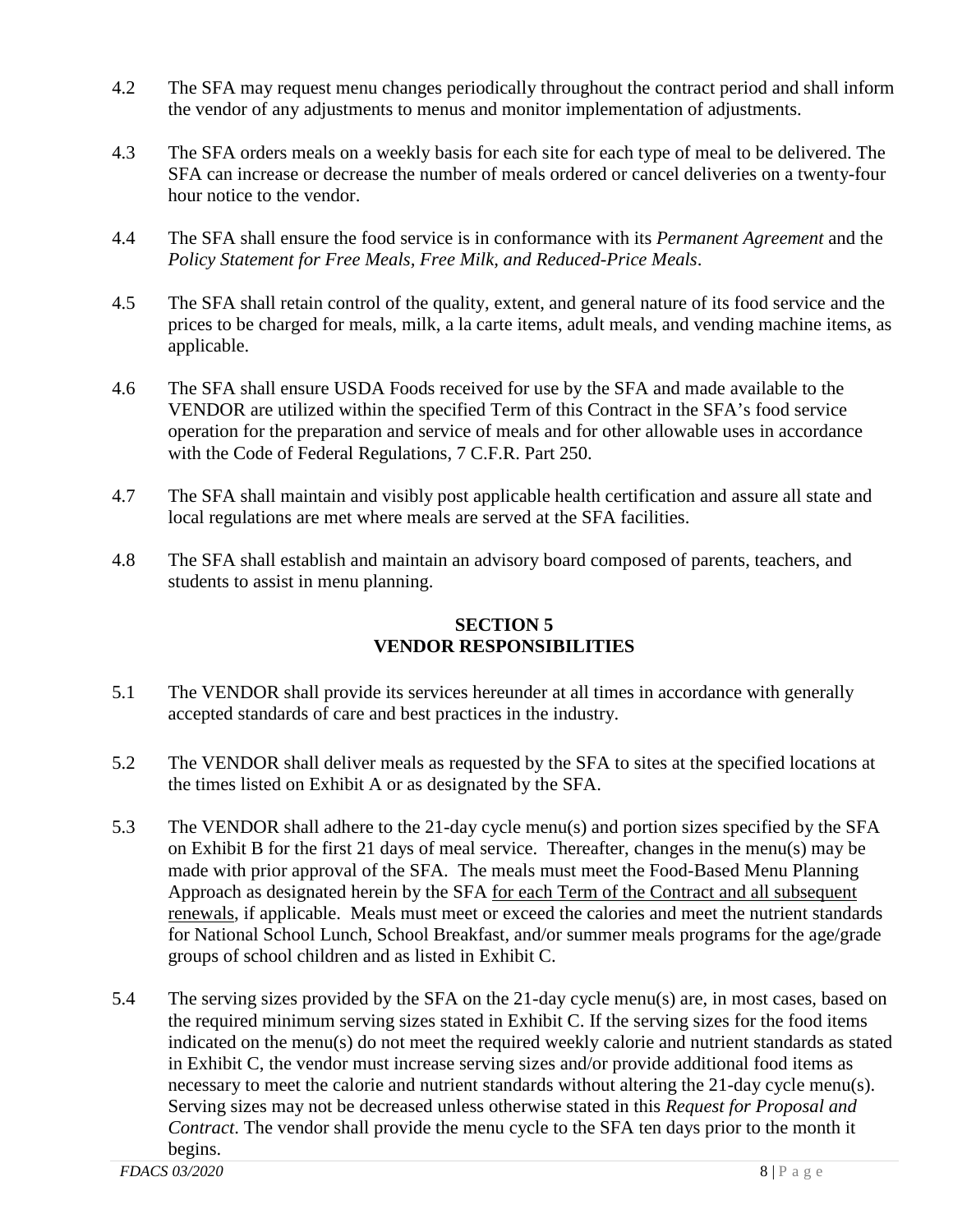4.2 The SFA may request menu changes periodically throughout the contract period and shall inform the vendor of any adjustments to menus and monitor implementation of adjustments.

4.3 The SFA orders meals on a weekly basis for each site for each type of meal to be delivered. The SFA can increase or decrease the number of meals ordered or cancel deliveries on a twenty-four hour notice to the vendor.

4.4 The SFA shall ensure the food service is in conformance with its *Permanent Agreement* and the *Policy Statement for Free Meals, Free Milk, and Reduced-Price Meals*.

4.5 The SFA shall retain control of the quality, extent, and general nature of its food service and the prices to be charged for meals, milk, a la carte items, adult meals, and vending machine items, as applicable.

4.6 The SFA shall ensure USDA Foods received for use by the SFA and made available to the VENDOR are utilized within the specified Term of this Contract in the SFA's food service operation for the preparation and service of meals and for other allowable uses in accordance with the Code of Federal Regulations, 7 C.F.R. Part 250.

4.7 The SFA shall maintain and visibly post applicable health certification and assure all state and local regulations are met where meals are served at the SFA facilities.

4.8 The SFA shall establish and maintain an advisory board composed of parents, teachers, and students to assist in menu planning.

## SECTION 5
## VENDOR RESPONSIBILITIES

5.1 The VENDOR shall provide its services hereunder at all times in accordance with generally accepted standards of care and best practices in the industry.

5.2 The VENDOR shall deliver meals as requested by the SFA to sites at the specified locations at the times listed on Exhibit A or as designated by the SFA.

5.3 The VENDOR shall adhere to the 21-day cycle menu(s) and portion sizes specified by the SFA on Exhibit B for the first 21 days of meal service. Thereafter, changes in the menu(s) may be made with prior approval of the SFA. The meals must meet the Food-Based Menu Planning Approach as designated herein by the SFA <u>for each Term of the Contract and all subsequent renewals</u>, if applicable. Meals must meet or exceed the calories and meet the nutrient standards for National School Lunch, School Breakfast, and/or summer meals programs for the age/grade groups of school children and as listed in Exhibit C.

5.4 The serving sizes provided by the SFA on the 21-day cycle menu(s) are, in most cases, based on the required minimum serving sizes stated in Exhibit C. If the serving sizes for the food items indicated on the menu(s) do not meet the required weekly calorie and nutrient standards as stated in Exhibit C, the vendor must increase serving sizes and/or provide additional food items as necessary to meet the calorie and nutrient standards without altering the 21-day cycle menu(s). Serving sizes may not be decreased unless otherwise stated in this *Request for Proposal and Contract*. The vendor shall provide the menu cycle to the SFA ten days prior to the month it begins.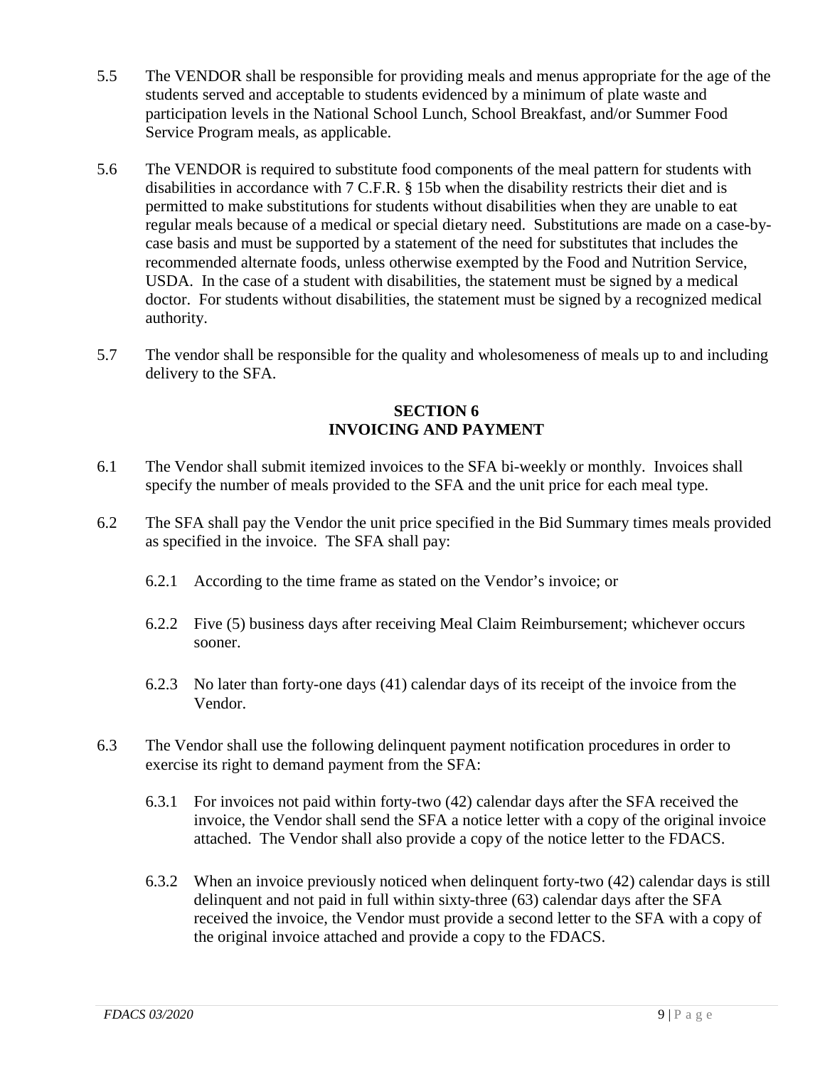5.5 The VENDOR shall be responsible for providing meals and menus appropriate for the age of the students served and acceptable to students evidenced by a minimum of plate waste and participation levels in the National School Lunch, School Breakfast, and/or Summer Food Service Program meals, as applicable.

5.6 The VENDOR is required to substitute food components of the meal pattern for students with disabilities in accordance with 7 C.F.R. § 15b when the disability restricts their diet and is permitted to make substitutions for students without disabilities when they are unable to eat regular meals because of a medical or special dietary need. Substitutions are made on a case-by-case basis and must be supported by a statement of the need for substitutes that includes the recommended alternate foods, unless otherwise exempted by the Food and Nutrition Service, USDA. In the case of a student with disabilities, the statement must be signed by a medical doctor. For students without disabilities, the statement must be signed by a recognized medical authority.

5.7 The vendor shall be responsible for the quality and wholesomeness of meals up to and including delivery to the SFA.

## SECTION 6
## INVOICING AND PAYMENT

6.1 The Vendor shall submit itemized invoices to the SFA bi-weekly or monthly. Invoices shall specify the number of meals provided to the SFA and the unit price for each meal type.

6.2 The SFA shall pay the Vendor the unit price specified in the Bid Summary times meals provided as specified in the invoice. The SFA shall pay:

6.2.1 According to the time frame as stated on the Vendor's invoice; or

6.2.2 Five (5) business days after receiving Meal Claim Reimbursement; whichever occurs sooner.

6.2.3 No later than forty-one days (41) calendar days of its receipt of the invoice from the Vendor.

6.3 The Vendor shall use the following delinquent payment notification procedures in order to exercise its right to demand payment from the SFA:

6.3.1 For invoices not paid within forty-two (42) calendar days after the SFA received the invoice, the Vendor shall send the SFA a notice letter with a copy of the original invoice attached. The Vendor shall also provide a copy of the notice letter to the FDACS.

6.3.2 When an invoice previously noticed when delinquent forty-two (42) calendar days is still delinquent and not paid in full within sixty-three (63) calendar days after the SFA received the invoice, the Vendor must provide a second letter to the SFA with a copy of the original invoice attached and provide a copy to the FDACS.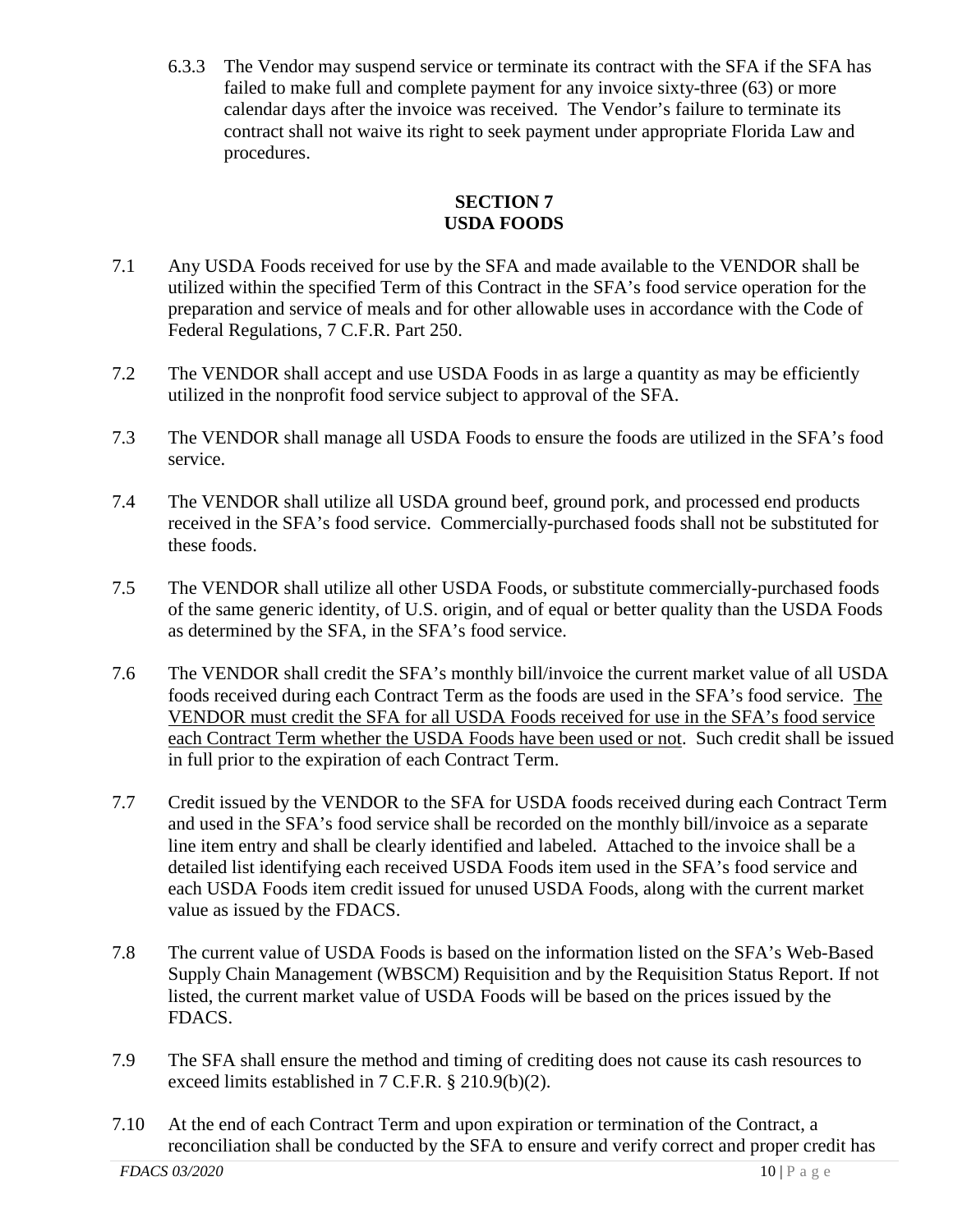6.3.3 The Vendor may suspend service or terminate its contract with the SFA if the SFA has failed to make full and complete payment for any invoice sixty-three (63) or more calendar days after the invoice was received. The Vendor's failure to terminate its contract shall not waive its right to seek payment under appropriate Florida Law and procedures.

## SECTION 7
## USDA FOODS

7.1 Any USDA Foods received for use by the SFA and made available to the VENDOR shall be utilized within the specified Term of this Contract in the SFA's food service operation for the preparation and service of meals and for other allowable uses in accordance with the Code of Federal Regulations, 7 C.F.R. Part 250.

7.2 The VENDOR shall accept and use USDA Foods in as large a quantity as may be efficiently utilized in the nonprofit food service subject to approval of the SFA.

7.3 The VENDOR shall manage all USDA Foods to ensure the foods are utilized in the SFA's food service.

7.4 The VENDOR shall utilize all USDA ground beef, ground pork, and processed end products received in the SFA's food service. Commercially-purchased foods shall not be substituted for these foods.

7.5 The VENDOR shall utilize all other USDA Foods, or substitute commercially-purchased foods of the same generic identity, of U.S. origin, and of equal or better quality than the USDA Foods as determined by the SFA, in the SFA's food service.

7.6 The VENDOR shall credit the SFA's monthly bill/invoice the current market value of all USDA foods received during each Contract Term as the foods are used in the SFA's food service. <u>The VENDOR must credit the SFA for all USDA Foods received for use in the SFA's food service each Contract Term whether the USDA Foods have been used or not</u>. Such credit shall be issued in full prior to the expiration of each Contract Term.

7.7 Credit issued by the VENDOR to the SFA for USDA foods received during each Contract Term and used in the SFA's food service shall be recorded on the monthly bill/invoice as a separate line item entry and shall be clearly identified and labeled. Attached to the invoice shall be a detailed list identifying each received USDA Foods item used in the SFA's food service and each USDA Foods item credit issued for unused USDA Foods, along with the current market value as issued by the FDACS.

7.8 The current value of USDA Foods is based on the information listed on the SFA's Web-Based Supply Chain Management (WBSCM) Requisition and by the Requisition Status Report. If not listed, the current market value of USDA Foods will be based on the prices issued by the FDACS.

7.9 The SFA shall ensure the method and timing of crediting does not cause its cash resources to exceed limits established in 7 C.F.R. § 210.9(b)(2).

7.10 At the end of each Contract Term and upon expiration or termination of the Contract, a reconciliation shall be conducted by the SFA to ensure and verify correct and proper credit has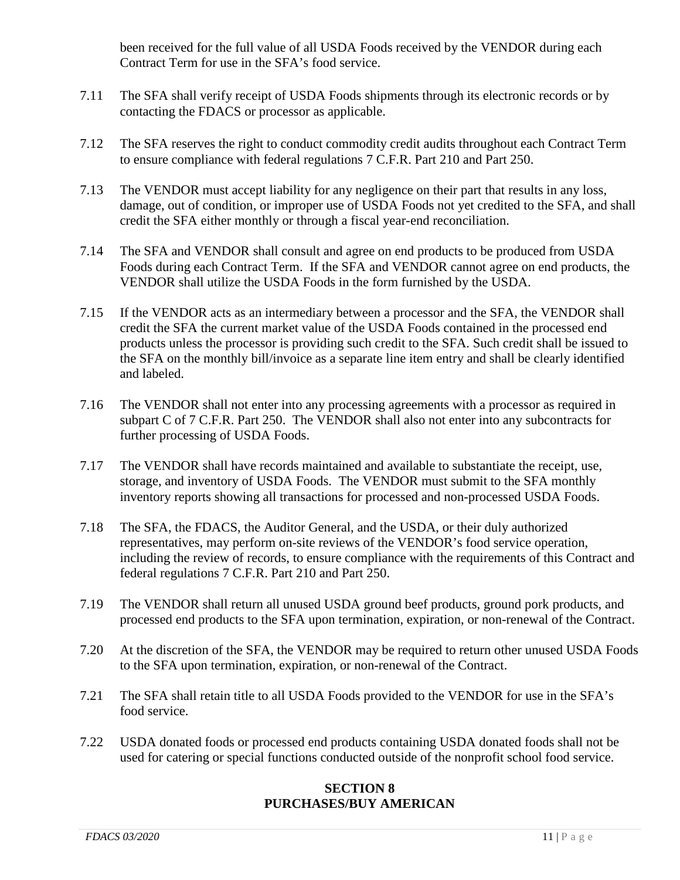been received for the full value of all USDA Foods received by the VENDOR during each Contract Term for use in the SFA's food service.

7.11 The SFA shall verify receipt of USDA Foods shipments through its electronic records or by contacting the FDACS or processor as applicable.

7.12 The SFA reserves the right to conduct commodity credit audits throughout each Contract Term to ensure compliance with federal regulations 7 C.F.R. Part 210 and Part 250.

7.13 The VENDOR must accept liability for any negligence on their part that results in any loss, damage, out of condition, or improper use of USDA Foods not yet credited to the SFA, and shall credit the SFA either monthly or through a fiscal year-end reconciliation.

7.14 The SFA and VENDOR shall consult and agree on end products to be produced from USDA Foods during each Contract Term. If the SFA and VENDOR cannot agree on end products, the VENDOR shall utilize the USDA Foods in the form furnished by the USDA.

7.15 If the VENDOR acts as an intermediary between a processor and the SFA, the VENDOR shall credit the SFA the current market value of the USDA Foods contained in the processed end products unless the processor is providing such credit to the SFA. Such credit shall be issued to the SFA on the monthly bill/invoice as a separate line item entry and shall be clearly identified and labeled.

7.16 The VENDOR shall not enter into any processing agreements with a processor as required in subpart C of 7 C.F.R. Part 250. The VENDOR shall also not enter into any subcontracts for further processing of USDA Foods.

7.17 The VENDOR shall have records maintained and available to substantiate the receipt, use, storage, and inventory of USDA Foods. The VENDOR must submit to the SFA monthly inventory reports showing all transactions for processed and non-processed USDA Foods.

7.18 The SFA, the FDACS, the Auditor General, and the USDA, or their duly authorized representatives, may perform on-site reviews of the VENDOR's food service operation, including the review of records, to ensure compliance with the requirements of this Contract and federal regulations 7 C.F.R. Part 210 and Part 250.

7.19 The VENDOR shall return all unused USDA ground beef products, ground pork products, and processed end products to the SFA upon termination, expiration, or non-renewal of the Contract.

7.20 At the discretion of the SFA, the VENDOR may be required to return other unused USDA Foods to the SFA upon termination, expiration, or non-renewal of the Contract.

7.21 The SFA shall retain title to all USDA Foods provided to the VENDOR for use in the SFA's food service.

7.22 USDA donated foods or processed end products containing USDA donated foods shall not be used for catering or special functions conducted outside of the nonprofit school food service.

## SECTION 8
## PURCHASES/BUY AMERICAN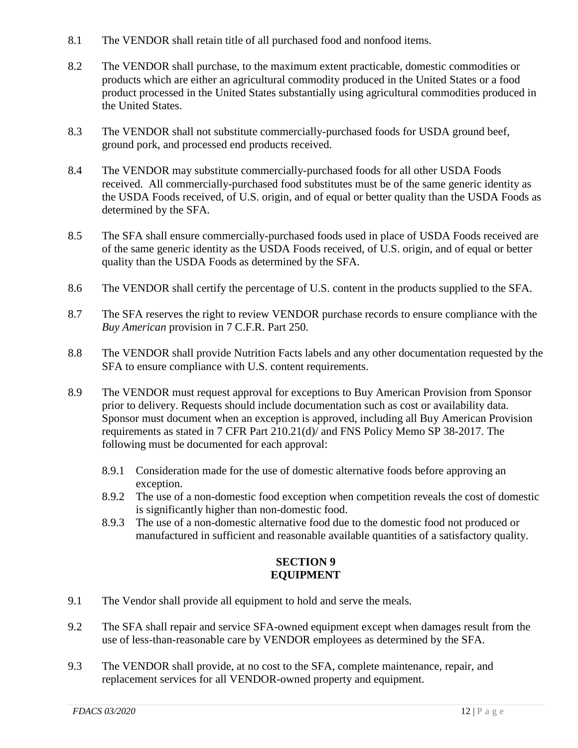8.1 The VENDOR shall retain title of all purchased food and nonfood items.

8.2 The VENDOR shall purchase, to the maximum extent practicable, domestic commodities or products which are either an agricultural commodity produced in the United States or a food product processed in the United States substantially using agricultural commodities produced in the United States.

8.3 The VENDOR shall not substitute commercially-purchased foods for USDA ground beef, ground pork, and processed end products received.

8.4 The VENDOR may substitute commercially-purchased foods for all other USDA Foods received. All commercially-purchased food substitutes must be of the same generic identity as the USDA Foods received, of U.S. origin, and of equal or better quality than the USDA Foods as determined by the SFA.

8.5 The SFA shall ensure commercially-purchased foods used in place of USDA Foods received are of the same generic identity as the USDA Foods received, of U.S. origin, and of equal or better quality than the USDA Foods as determined by the SFA.

8.6 The VENDOR shall certify the percentage of U.S. content in the products supplied to the SFA.

8.7 The SFA reserves the right to review VENDOR purchase records to ensure compliance with the *Buy American* provision in 7 C.F.R. Part 250.

8.8 The VENDOR shall provide Nutrition Facts labels and any other documentation requested by the SFA to ensure compliance with U.S. content requirements.

8.9 The VENDOR must request approval for exceptions to Buy American Provision from Sponsor prior to delivery. Requests should include documentation such as cost or availability data. Sponsor must document when an exception is approved, including all Buy American Provision requirements as stated in 7 CFR Part 210.21(d)/ and FNS Policy Memo SP 38-2017. The following must be documented for each approval:

- 8.9.1 Consideration made for the use of domestic alternative foods before approving an exception.
- 8.9.2 The use of a non-domestic food exception when competition reveals the cost of domestic is significantly higher than non-domestic food.
- 8.9.3 The use of a non-domestic alternative food due to the domestic food not produced or manufactured in sufficient and reasonable available quantities of a satisfactory quality.

## SECTION 9
## EQUIPMENT

9.1 The Vendor shall provide all equipment to hold and serve the meals.

9.2 The SFA shall repair and service SFA-owned equipment except when damages result from the use of less-than-reasonable care by VENDOR employees as determined by the SFA.

9.3 The VENDOR shall provide, at no cost to the SFA, complete maintenance, repair, and replacement services for all VENDOR-owned property and equipment.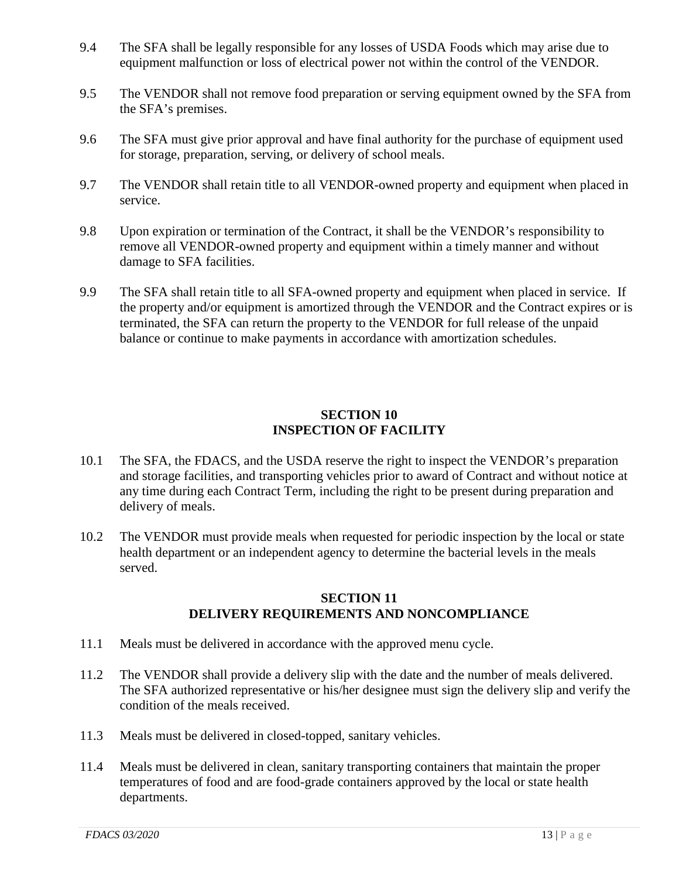9.4 The SFA shall be legally responsible for any losses of USDA Foods which may arise due to equipment malfunction or loss of electrical power not within the control of the VENDOR.

9.5 The VENDOR shall not remove food preparation or serving equipment owned by the SFA from the SFA's premises.

9.6 The SFA must give prior approval and have final authority for the purchase of equipment used for storage, preparation, serving, or delivery of school meals.

9.7 The VENDOR shall retain title to all VENDOR-owned property and equipment when placed in service.

9.8 Upon expiration or termination of the Contract, it shall be the VENDOR's responsibility to remove all VENDOR-owned property and equipment within a timely manner and without damage to SFA facilities.

9.9 The SFA shall retain title to all SFA-owned property and equipment when placed in service. If the property and/or equipment is amortized through the VENDOR and the Contract expires or is terminated, the SFA can return the property to the VENDOR for full release of the unpaid balance or continue to make payments in accordance with amortization schedules.

## SECTION 10
## INSPECTION OF FACILITY

10.1 The SFA, the FDACS, and the USDA reserve the right to inspect the VENDOR's preparation and storage facilities, and transporting vehicles prior to award of Contract and without notice at any time during each Contract Term, including the right to be present during preparation and delivery of meals.

10.2 The VENDOR must provide meals when requested for periodic inspection by the local or state health department or an independent agency to determine the bacterial levels in the meals served.

## SECTION 11
## DELIVERY REQUIREMENTS AND NONCOMPLIANCE

11.1 Meals must be delivered in accordance with the approved menu cycle.

11.2 The VENDOR shall provide a delivery slip with the date and the number of meals delivered. The SFA authorized representative or his/her designee must sign the delivery slip and verify the condition of the meals received.

11.3 Meals must be delivered in closed-topped, sanitary vehicles.

11.4 Meals must be delivered in clean, sanitary transporting containers that maintain the proper temperatures of food and are food-grade containers approved by the local or state health departments.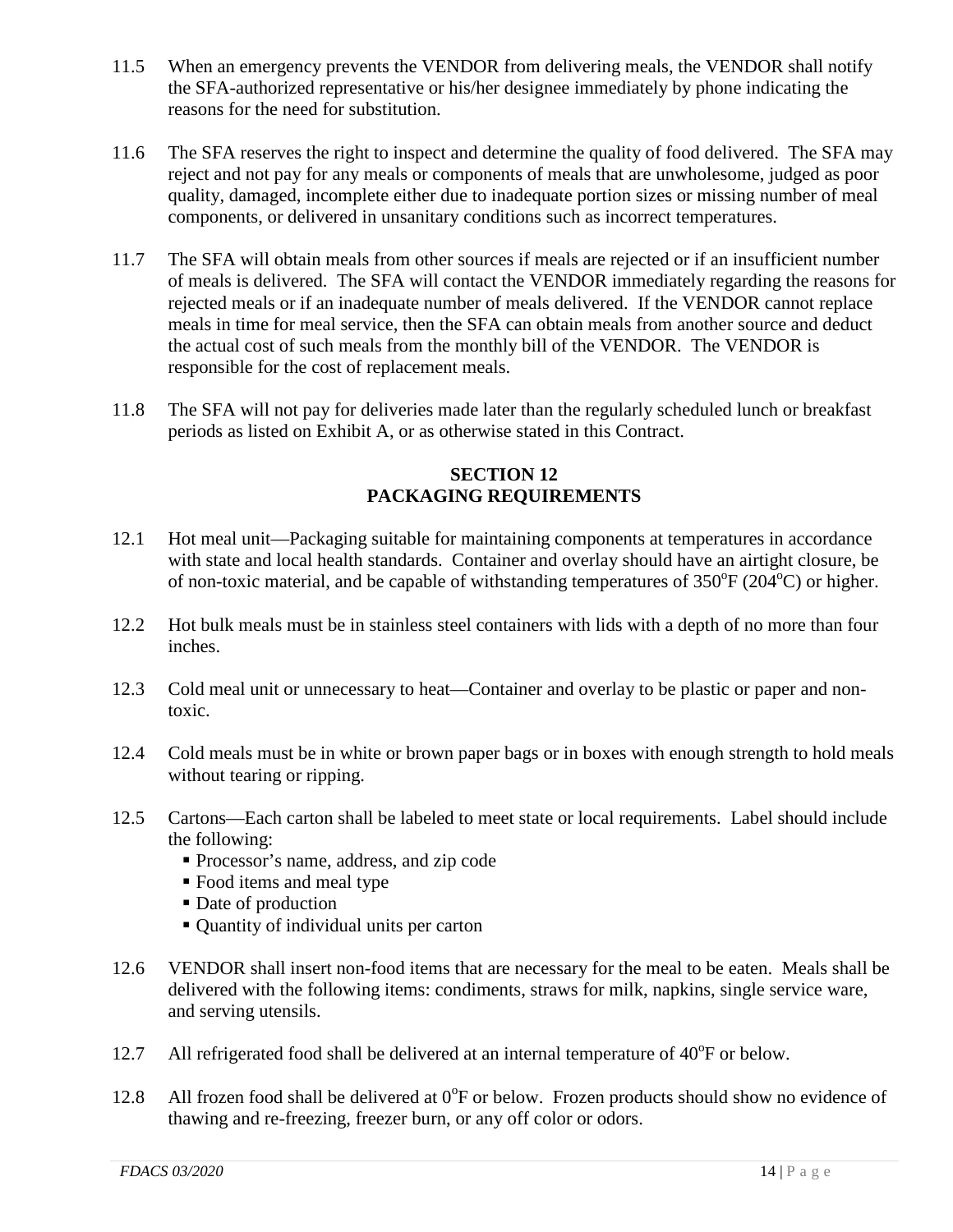11.5 When an emergency prevents the VENDOR from delivering meals, the VENDOR shall notify the SFA-authorized representative or his/her designee immediately by phone indicating the reasons for the need for substitution.

11.6 The SFA reserves the right to inspect and determine the quality of food delivered. The SFA may reject and not pay for any meals or components of meals that are unwholesome, judged as poor quality, damaged, incomplete either due to inadequate portion sizes or missing number of meal components, or delivered in unsanitary conditions such as incorrect temperatures.

11.7 The SFA will obtain meals from other sources if meals are rejected or if an insufficient number of meals is delivered. The SFA will contact the VENDOR immediately regarding the reasons for rejected meals or if an inadequate number of meals delivered. If the VENDOR cannot replace meals in time for meal service, then the SFA can obtain meals from another source and deduct the actual cost of such meals from the monthly bill of the VENDOR. The VENDOR is responsible for the cost of replacement meals.

11.8 The SFA will not pay for deliveries made later than the regularly scheduled lunch or breakfast periods as listed on Exhibit A, or as otherwise stated in this Contract.

## SECTION 12
## PACKAGING REQUIREMENTS

12.1 Hot meal unit—Packaging suitable for maintaining components at temperatures in accordance with state and local health standards. Container and overlay should have an airtight closure, be of non-toxic material, and be capable of withstanding temperatures of 350°F (204°C) or higher.

12.2 Hot bulk meals must be in stainless steel containers with lids with a depth of no more than four inches.

12.3 Cold meal unit or unnecessary to heat—Container and overlay to be plastic or paper and non-toxic.

12.4 Cold meals must be in white or brown paper bags or in boxes with enough strength to hold meals without tearing or ripping.

12.5 Cartons—Each carton shall be labeled to meet state or local requirements. Label should include the following:
- Processor's name, address, and zip code
- Food items and meal type
- Date of production
- Quantity of individual units per carton

12.6 VENDOR shall insert non-food items that are necessary for the meal to be eaten. Meals shall be delivered with the following items: condiments, straws for milk, napkins, single service ware, and serving utensils.

12.7 All refrigerated food shall be delivered at an internal temperature of 40°F or below.

12.8 All frozen food shall be delivered at 0°F or below. Frozen products should show no evidence of thawing and re-freezing, freezer burn, or any off color or odors.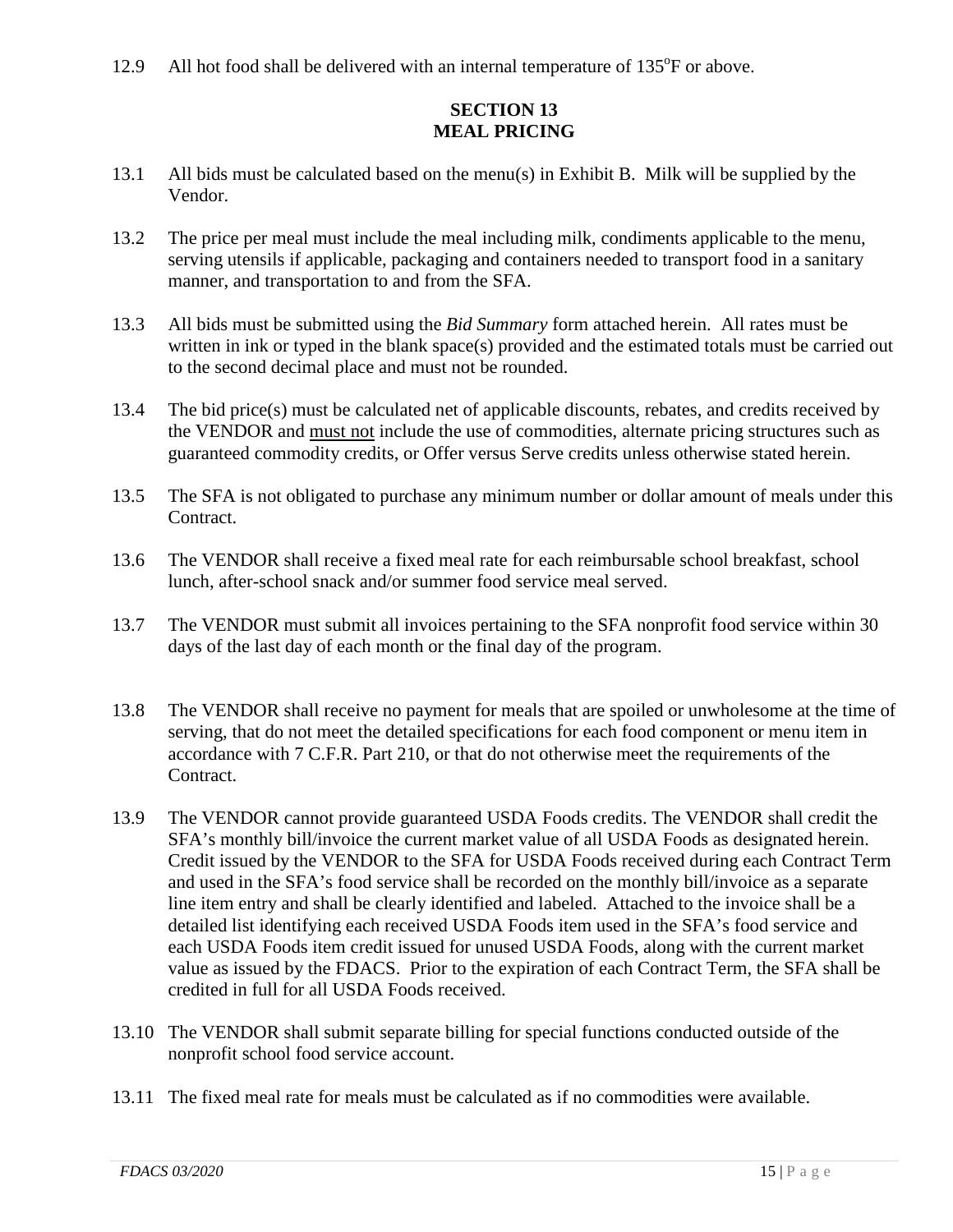12.9 All hot food shall be delivered with an internal temperature of 135°F or above.

## SECTION 13
## MEAL PRICING

13.1 All bids must be calculated based on the menu(s) in Exhibit B. Milk will be supplied by the Vendor.

13.2 The price per meal must include the meal including milk, condiments applicable to the menu, serving utensils if applicable, packaging and containers needed to transport food in a sanitary manner, and transportation to and from the SFA.

13.3 All bids must be submitted using the *Bid Summary* form attached herein. All rates must be written in ink or typed in the blank space(s) provided and the estimated totals must be carried out to the second decimal place and must not be rounded.

13.4 The bid price(s) must be calculated net of applicable discounts, rebates, and credits received by the VENDOR and must not include the use of commodities, alternate pricing structures such as guaranteed commodity credits, or Offer versus Serve credits unless otherwise stated herein.

13.5 The SFA is not obligated to purchase any minimum number or dollar amount of meals under this Contract.

13.6 The VENDOR shall receive a fixed meal rate for each reimbursable school breakfast, school lunch, after-school snack and/or summer food service meal served.

13.7 The VENDOR must submit all invoices pertaining to the SFA nonprofit food service within 30 days of the last day of each month or the final day of the program.

13.8 The VENDOR shall receive no payment for meals that are spoiled or unwholesome at the time of serving, that do not meet the detailed specifications for each food component or menu item in accordance with 7 C.F.R. Part 210, or that do not otherwise meet the requirements of the Contract.

13.9 The VENDOR cannot provide guaranteed USDA Foods credits. The VENDOR shall credit the SFA's monthly bill/invoice the current market value of all USDA Foods as designated herein. Credit issued by the VENDOR to the SFA for USDA Foods received during each Contract Term and used in the SFA's food service shall be recorded on the monthly bill/invoice as a separate line item entry and shall be clearly identified and labeled. Attached to the invoice shall be a detailed list identifying each received USDA Foods item used in the SFA's food service and each USDA Foods item credit issued for unused USDA Foods, along with the current market value as issued by the FDACS. Prior to the expiration of each Contract Term, the SFA shall be credited in full for all USDA Foods received.

13.10 The VENDOR shall submit separate billing for special functions conducted outside of the nonprofit school food service account.

13.11 The fixed meal rate for meals must be calculated as if no commodities were available.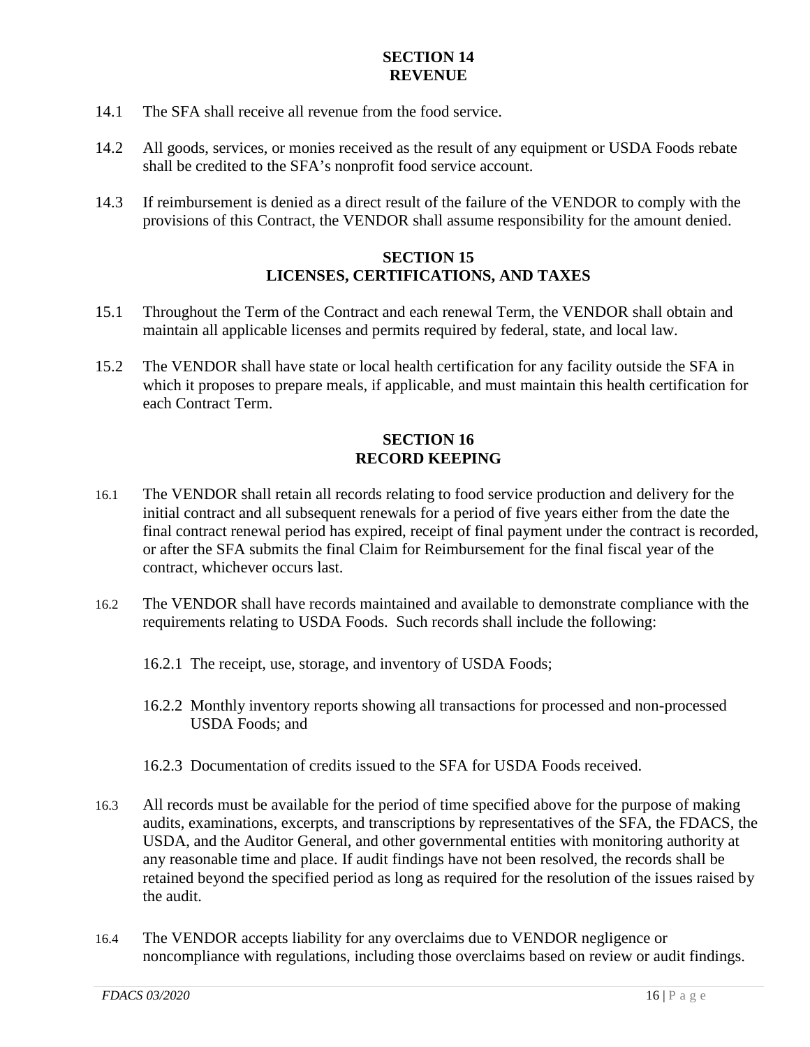## SECTION 14
## REVENUE

14.1 The SFA shall receive all revenue from the food service.

14.2 All goods, services, or monies received as the result of any equipment or USDA Foods rebate shall be credited to the SFA's nonprofit food service account.

14.3 If reimbursement is denied as a direct result of the failure of the VENDOR to comply with the provisions of this Contract, the VENDOR shall assume responsibility for the amount denied.

## SECTION 15
## LICENSES, CERTIFICATIONS, AND TAXES

15.1 Throughout the Term of the Contract and each renewal Term, the VENDOR shall obtain and maintain all applicable licenses and permits required by federal, state, and local law.

15.2 The VENDOR shall have state or local health certification for any facility outside the SFA in which it proposes to prepare meals, if applicable, and must maintain this health certification for each Contract Term.

## SECTION 16
## RECORD KEEPING

16.1 The VENDOR shall retain all records relating to food service production and delivery for the initial contract and all subsequent renewals for a period of five years either from the date the final contract renewal period has expired, receipt of final payment under the contract is recorded, or after the SFA submits the final Claim for Reimbursement for the final fiscal year of the contract, whichever occurs last.

16.2 The VENDOR shall have records maintained and available to demonstrate compliance with the requirements relating to USDA Foods. Such records shall include the following:

16.2.1 The receipt, use, storage, and inventory of USDA Foods;

16.2.2 Monthly inventory reports showing all transactions for processed and non-processed USDA Foods; and

16.2.3 Documentation of credits issued to the SFA for USDA Foods received.

16.3 All records must be available for the period of time specified above for the purpose of making audits, examinations, excerpts, and transcriptions by representatives of the SFA, the FDACS, the USDA, and the Auditor General, and other governmental entities with monitoring authority at any reasonable time and place. If audit findings have not been resolved, the records shall be retained beyond the specified period as long as required for the resolution of the issues raised by the audit.

16.4 The VENDOR accepts liability for any overclaims due to VENDOR negligence or noncompliance with regulations, including those overclaims based on review or audit findings.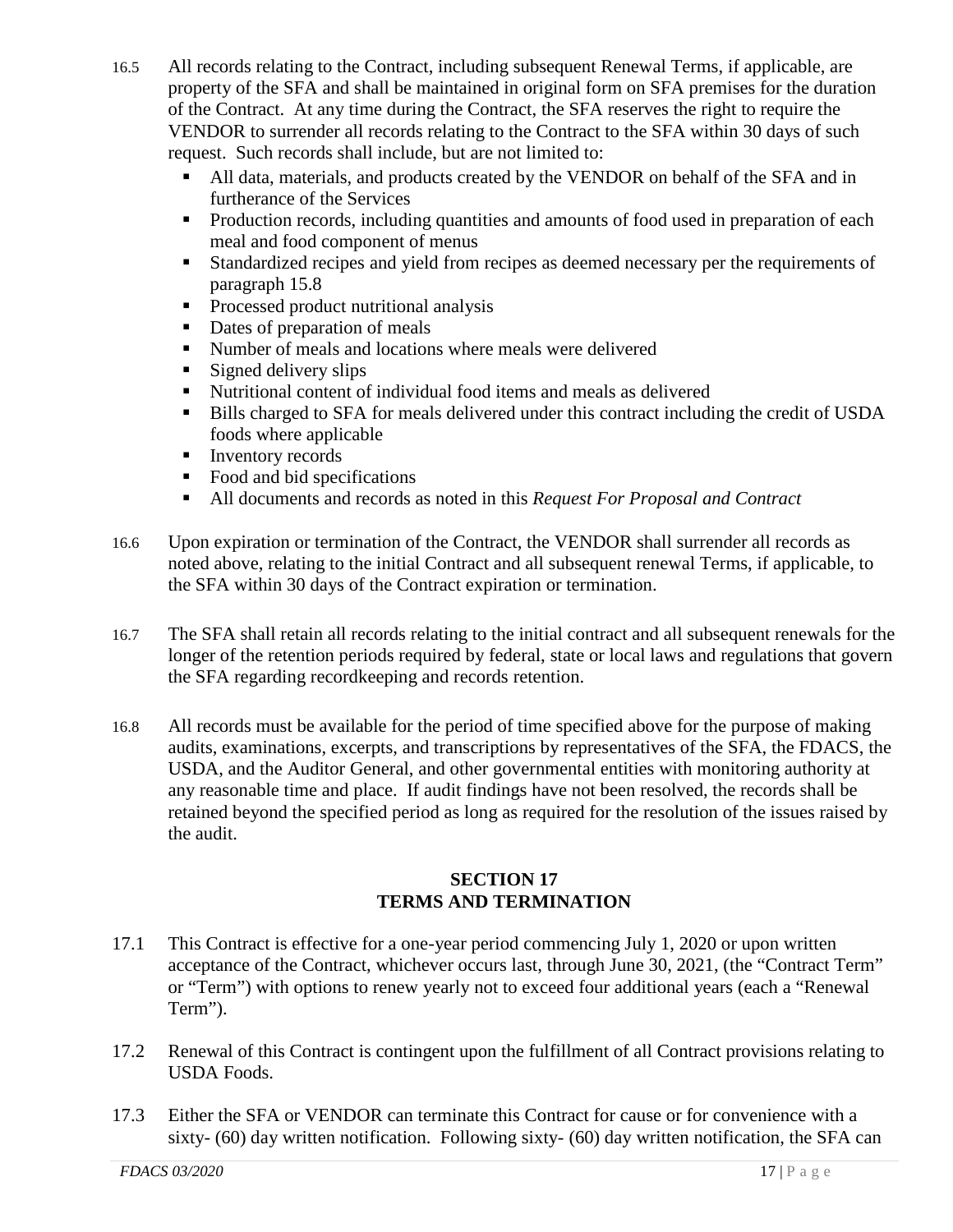16.5 All records relating to the Contract, including subsequent Renewal Terms, if applicable, are property of the SFA and shall be maintained in original form on SFA premises for the duration of the Contract. At any time during the Contract, the SFA reserves the right to require the VENDOR to surrender all records relating to the Contract to the SFA within 30 days of such request. Such records shall include, but are not limited to:

- All data, materials, and products created by the VENDOR on behalf of the SFA and in furtherance of the Services
- Production records, including quantities and amounts of food used in preparation of each meal and food component of menus
- Standardized recipes and yield from recipes as deemed necessary per the requirements of paragraph 15.8
- Processed product nutritional analysis
- Dates of preparation of meals
- Number of meals and locations where meals were delivered
- Signed delivery slips
- Nutritional content of individual food items and meals as delivered
- Bills charged to SFA for meals delivered under this contract including the credit of USDA foods where applicable
- Inventory records
- Food and bid specifications
- All documents and records as noted in this *Request For Proposal and Contract*

16.6 Upon expiration or termination of the Contract, the VENDOR shall surrender all records as noted above, relating to the initial Contract and all subsequent renewal Terms, if applicable, to the SFA within 30 days of the Contract expiration or termination.

16.7 The SFA shall retain all records relating to the initial contract and all subsequent renewals for the longer of the retention periods required by federal, state or local laws and regulations that govern the SFA regarding recordkeeping and records retention.

16.8 All records must be available for the period of time specified above for the purpose of making audits, examinations, excerpts, and transcriptions by representatives of the SFA, the FDACS, the USDA, and the Auditor General, and other governmental entities with monitoring authority at any reasonable time and place. If audit findings have not been resolved, the records shall be retained beyond the specified period as long as required for the resolution of the issues raised by the audit.

## SECTION 17
## TERMS AND TERMINATION

17.1 This Contract is effective for a one-year period commencing July 1, 2020 or upon written acceptance of the Contract, whichever occurs last, through June 30, 2021, (the "Contract Term" or "Term") with options to renew yearly not to exceed four additional years (each a "Renewal Term").

17.2 Renewal of this Contract is contingent upon the fulfillment of all Contract provisions relating to USDA Foods.

17.3 Either the SFA or VENDOR can terminate this Contract for cause or for convenience with a sixty- (60) day written notification. Following sixty- (60) day written notification, the SFA can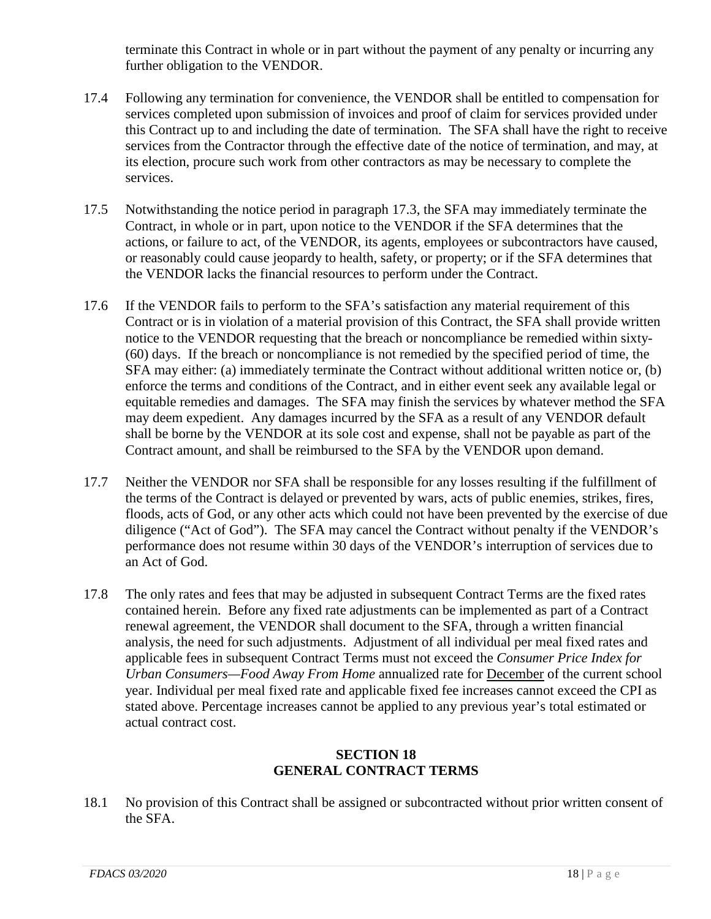terminate this Contract in whole or in part without the payment of any penalty or incurring any further obligation to the VENDOR.

17.4 Following any termination for convenience, the VENDOR shall be entitled to compensation for services completed upon submission of invoices and proof of claim for services provided under this Contract up to and including the date of termination. The SFA shall have the right to receive services from the Contractor through the effective date of the notice of termination, and may, at its election, procure such work from other contractors as may be necessary to complete the services.

17.5 Notwithstanding the notice period in paragraph 17.3, the SFA may immediately terminate the Contract, in whole or in part, upon notice to the VENDOR if the SFA determines that the actions, or failure to act, of the VENDOR, its agents, employees or subcontractors have caused, or reasonably could cause jeopardy to health, safety, or property; or if the SFA determines that the VENDOR lacks the financial resources to perform under the Contract.

17.6 If the VENDOR fails to perform to the SFA's satisfaction any material requirement of this Contract or is in violation of a material provision of this Contract, the SFA shall provide written notice to the VENDOR requesting that the breach or noncompliance be remedied within sixty- (60) days. If the breach or noncompliance is not remedied by the specified period of time, the SFA may either: (a) immediately terminate the Contract without additional written notice or, (b) enforce the terms and conditions of the Contract, and in either event seek any available legal or equitable remedies and damages. The SFA may finish the services by whatever method the SFA may deem expedient. Any damages incurred by the SFA as a result of any VENDOR default shall be borne by the VENDOR at its sole cost and expense, shall not be payable as part of the Contract amount, and shall be reimbursed to the SFA by the VENDOR upon demand.

17.7 Neither the VENDOR nor SFA shall be responsible for any losses resulting if the fulfillment of the terms of the Contract is delayed or prevented by wars, acts of public enemies, strikes, fires, floods, acts of God, or any other acts which could not have been prevented by the exercise of due diligence ("Act of God"). The SFA may cancel the Contract without penalty if the VENDOR's performance does not resume within 30 days of the VENDOR's interruption of services due to an Act of God.

17.8 The only rates and fees that may be adjusted in subsequent Contract Terms are the fixed rates contained herein. Before any fixed rate adjustments can be implemented as part of a Contract renewal agreement, the VENDOR shall document to the SFA, through a written financial analysis, the need for such adjustments. Adjustment of all individual per meal fixed rates and applicable fees in subsequent Contract Terms must not exceed the *Consumer Price Index for Urban Consumers—Food Away From Home* annualized rate for December of the current school year. Individual per meal fixed rate and applicable fixed fee increases cannot exceed the CPI as stated above. Percentage increases cannot be applied to any previous year's total estimated or actual contract cost.

## SECTION 18
## GENERAL CONTRACT TERMS

18.1 No provision of this Contract shall be assigned or subcontracted without prior written consent of the SFA.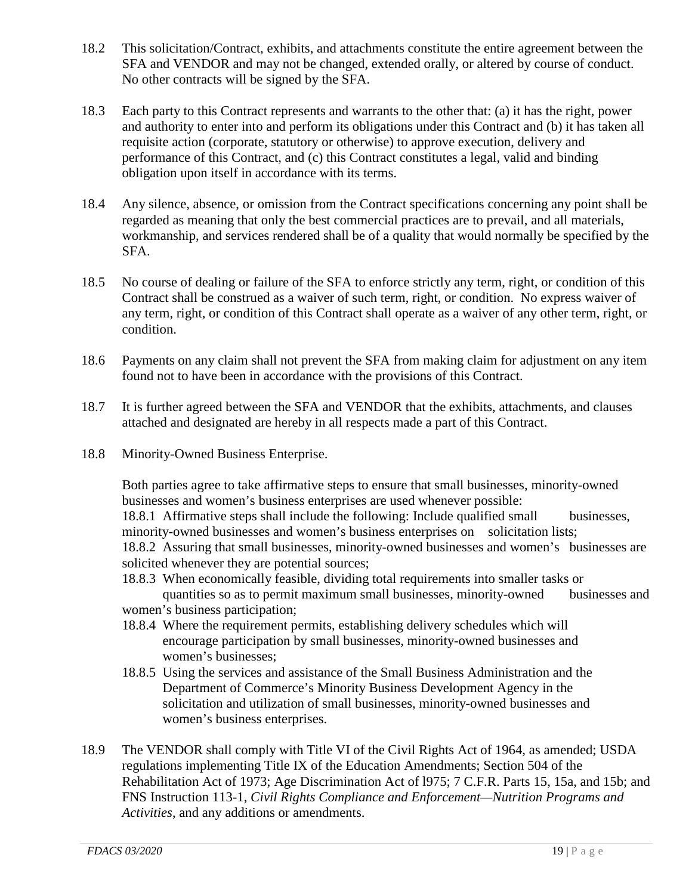18.2 This solicitation/Contract, exhibits, and attachments constitute the entire agreement between the SFA and VENDOR and may not be changed, extended orally, or altered by course of conduct. No other contracts will be signed by the SFA.

18.3 Each party to this Contract represents and warrants to the other that: (a) it has the right, power and authority to enter into and perform its obligations under this Contract and (b) it has taken all requisite action (corporate, statutory or otherwise) to approve execution, delivery and performance of this Contract, and (c) this Contract constitutes a legal, valid and binding obligation upon itself in accordance with its terms.

18.4 Any silence, absence, or omission from the Contract specifications concerning any point shall be regarded as meaning that only the best commercial practices are to prevail, and all materials, workmanship, and services rendered shall be of a quality that would normally be specified by the SFA.

18.5 No course of dealing or failure of the SFA to enforce strictly any term, right, or condition of this Contract shall be construed as a waiver of such term, right, or condition. No express waiver of any term, right, or condition of this Contract shall operate as a waiver of any other term, right, or condition.

18.6 Payments on any claim shall not prevent the SFA from making claim for adjustment on any item found not to have been in accordance with the provisions of this Contract.

18.7 It is further agreed between the SFA and VENDOR that the exhibits, attachments, and clauses attached and designated are hereby in all respects made a part of this Contract.

18.8 Minority-Owned Business Enterprise.

Both parties agree to take affirmative steps to ensure that small businesses, minority-owned businesses and women's business enterprises are used whenever possible:

18.8.1 Affirmative steps shall include the following: Include qualified small businesses, minority-owned businesses and women's business enterprises on solicitation lists;

18.8.2 Assuring that small businesses, minority-owned businesses and women's businesses are solicited whenever they are potential sources;

18.8.3 When economically feasible, dividing total requirements into smaller tasks or quantities so as to permit maximum small businesses, minority-owned businesses and women's business participation;

18.8.4 Where the requirement permits, establishing delivery schedules which will encourage participation by small businesses, minority-owned businesses and women's businesses;

18.8.5 Using the services and assistance of the Small Business Administration and the Department of Commerce's Minority Business Development Agency in the solicitation and utilization of small businesses, minority-owned businesses and women's business enterprises.

18.9 The VENDOR shall comply with Title VI of the Civil Rights Act of 1964, as amended; USDA regulations implementing Title IX of the Education Amendments; Section 504 of the Rehabilitation Act of 1973; Age Discrimination Act of l975; 7 C.F.R. Parts 15, 15a, and 15b; and FNS Instruction 113-1, *Civil Rights Compliance and Enforcement—Nutrition Programs and Activities*, and any additions or amendments.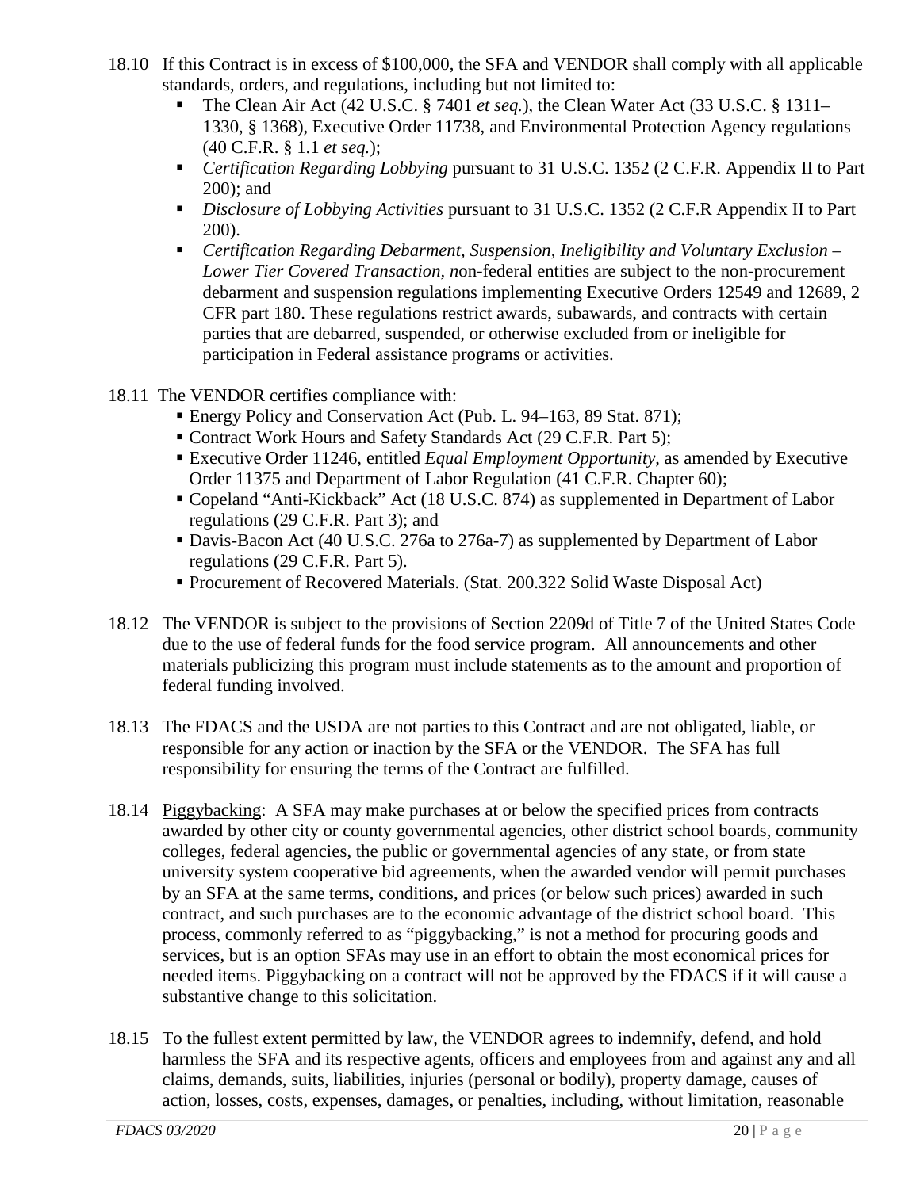18.10 If this Contract is in excess of $100,000, the SFA and VENDOR shall comply with all applicable standards, orders, and regulations, including but not limited to:

- The Clean Air Act (42 U.S.C. § 7401 *et seq.*), the Clean Water Act (33 U.S.C. § 1311–1330, § 1368), Executive Order 11738, and Environmental Protection Agency regulations (40 C.F.R. § 1.1 *et seq.*);
- *Certification Regarding Lobbying* pursuant to 31 U.S.C. 1352 (2 C.F.R. Appendix II to Part 200); and
- *Disclosure of Lobbying Activities* pursuant to 31 U.S.C. 1352 (2 C.F.R Appendix II to Part 200).
- *Certification Regarding Debarment, Suspension, Ineligibility and Voluntary Exclusion – Lower Tier Covered Transaction*, *n*on-federal entities are subject to the non-procurement debarment and suspension regulations implementing Executive Orders 12549 and 12689, 2 CFR part 180. These regulations restrict awards, subawards, and contracts with certain parties that are debarred, suspended, or otherwise excluded from or ineligible for participation in Federal assistance programs or activities.

18.11 The VENDOR certifies compliance with:

- Energy Policy and Conservation Act (Pub. L. 94–163, 89 Stat. 871);
- Contract Work Hours and Safety Standards Act (29 C.F.R. Part 5);
- Executive Order 11246, entitled *Equal Employment Opportunity*, as amended by Executive Order 11375 and Department of Labor Regulation (41 C.F.R. Chapter 60);
- Copeland "Anti-Kickback" Act (18 U.S.C. 874) as supplemented in Department of Labor regulations (29 C.F.R. Part 3); and
- Davis-Bacon Act (40 U.S.C. 276a to 276a-7) as supplemented by Department of Labor regulations (29 C.F.R. Part 5).
- Procurement of Recovered Materials. (Stat. 200.322 Solid Waste Disposal Act)

18.12 The VENDOR is subject to the provisions of Section 2209d of Title 7 of the United States Code due to the use of federal funds for the food service program. All announcements and other materials publicizing this program must include statements as to the amount and proportion of federal funding involved.

18.13 The FDACS and the USDA are not parties to this Contract and are not obligated, liable, or responsible for any action or inaction by the SFA or the VENDOR. The SFA has full responsibility for ensuring the terms of the Contract are fulfilled.

18.14 Piggybacking: A SFA may make purchases at or below the specified prices from contracts awarded by other city or county governmental agencies, other district school boards, community colleges, federal agencies, the public or governmental agencies of any state, or from state university system cooperative bid agreements, when the awarded vendor will permit purchases by an SFA at the same terms, conditions, and prices (or below such prices) awarded in such contract, and such purchases are to the economic advantage of the district school board. This process, commonly referred to as "piggybacking," is not a method for procuring goods and services, but is an option SFAs may use in an effort to obtain the most economical prices for needed items. Piggybacking on a contract will not be approved by the FDACS if it will cause a substantive change to this solicitation.

18.15 To the fullest extent permitted by law, the VENDOR agrees to indemnify, defend, and hold harmless the SFA and its respective agents, officers and employees from and against any and all claims, demands, suits, liabilities, injuries (personal or bodily), property damage, causes of action, losses, costs, expenses, damages, or penalties, including, without limitation, reasonable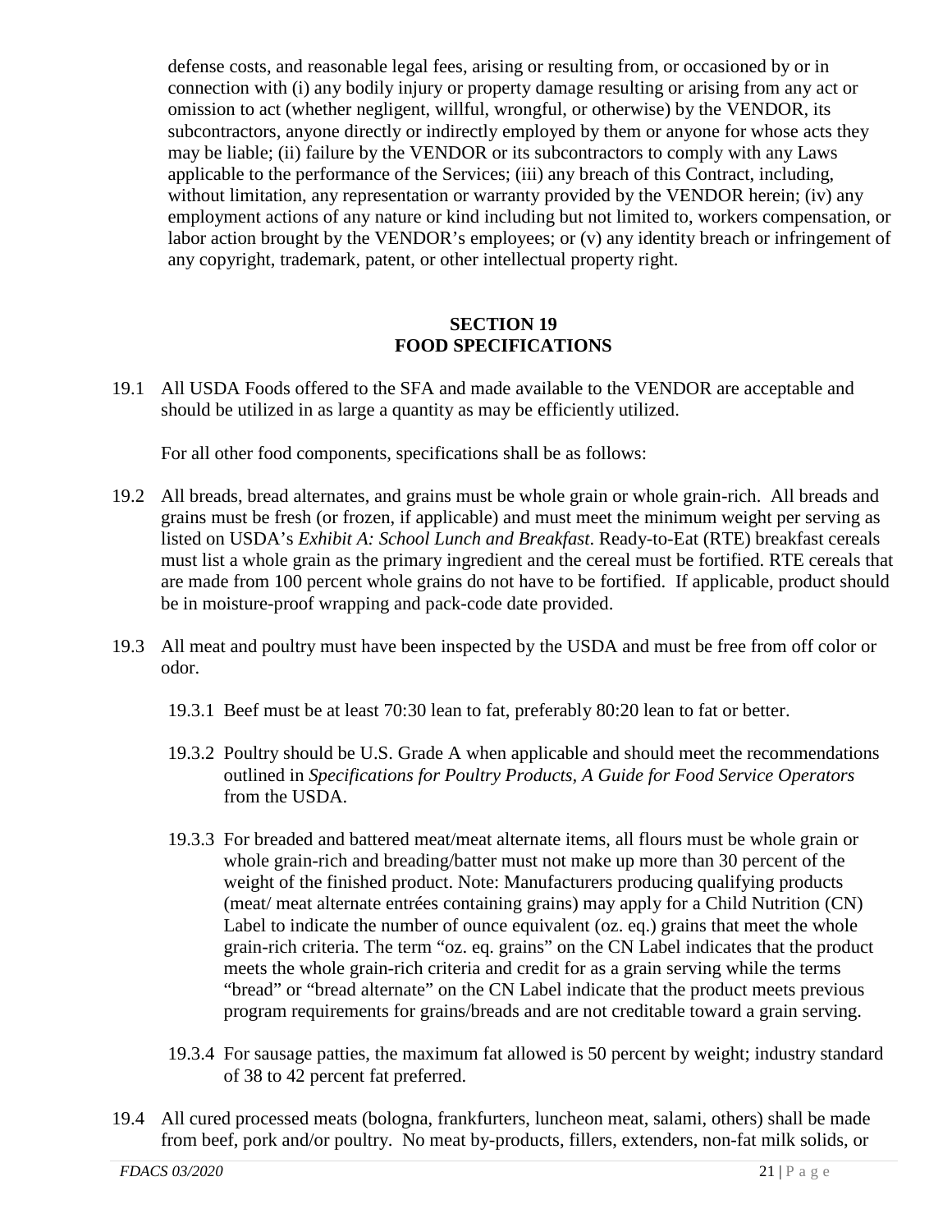defense costs, and reasonable legal fees, arising or resulting from, or occasioned by or in connection with (i) any bodily injury or property damage resulting or arising from any act or omission to act (whether negligent, willful, wrongful, or otherwise) by the VENDOR, its subcontractors, anyone directly or indirectly employed by them or anyone for whose acts they may be liable; (ii) failure by the VENDOR or its subcontractors to comply with any Laws applicable to the performance of the Services; (iii) any breach of this Contract, including, without limitation, any representation or warranty provided by the VENDOR herein; (iv) any employment actions of any nature or kind including but not limited to, workers compensation, or labor action brought by the VENDOR's employees; or (v) any identity breach or infringement of any copyright, trademark, patent, or other intellectual property right.

## SECTION 19
## FOOD SPECIFICATIONS

19.1 All USDA Foods offered to the SFA and made available to the VENDOR are acceptable and should be utilized in as large a quantity as may be efficiently utilized.

For all other food components, specifications shall be as follows:

19.2 All breads, bread alternates, and grains must be whole grain or whole grain-rich. All breads and grains must be fresh (or frozen, if applicable) and must meet the minimum weight per serving as listed on USDA's *Exhibit A: School Lunch and Breakfast*. Ready-to-Eat (RTE) breakfast cereals must list a whole grain as the primary ingredient and the cereal must be fortified. RTE cereals that are made from 100 percent whole grains do not have to be fortified. If applicable, product should be in moisture-proof wrapping and pack-code date provided.

19.3 All meat and poultry must have been inspected by the USDA and must be free from off color or odor.

19.3.1 Beef must be at least 70:30 lean to fat, preferably 80:20 lean to fat or better.

19.3.2 Poultry should be U.S. Grade A when applicable and should meet the recommendations outlined in *Specifications for Poultry Products, A Guide for Food Service Operators* from the USDA.

19.3.3 For breaded and battered meat/meat alternate items, all flours must be whole grain or whole grain-rich and breading/batter must not make up more than 30 percent of the weight of the finished product. Note: Manufacturers producing qualifying products (meat/ meat alternate entrées containing grains) may apply for a Child Nutrition (CN) Label to indicate the number of ounce equivalent (oz. eq.) grains that meet the whole grain-rich criteria. The term "oz. eq. grains" on the CN Label indicates that the product meets the whole grain-rich criteria and credit for as a grain serving while the terms "bread" or "bread alternate" on the CN Label indicate that the product meets previous program requirements for grains/breads and are not creditable toward a grain serving.

19.3.4 For sausage patties, the maximum fat allowed is 50 percent by weight; industry standard of 38 to 42 percent fat preferred.

19.4 All cured processed meats (bologna, frankfurters, luncheon meat, salami, others) shall be made from beef, pork and/or poultry. No meat by-products, fillers, extenders, non-fat milk solids, or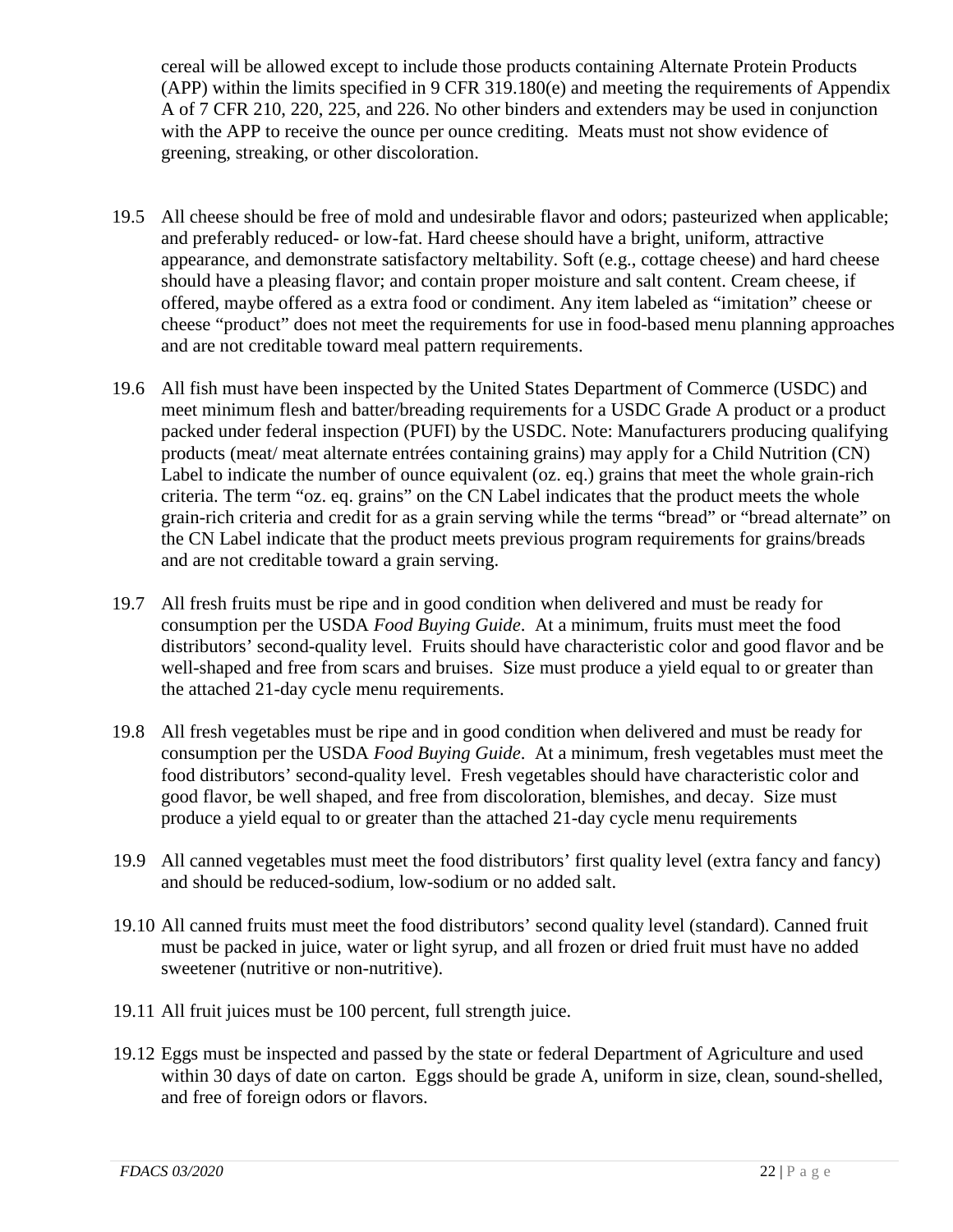cereal will be allowed except to include those products containing Alternate Protein Products (APP) within the limits specified in 9 CFR 319.180(e) and meeting the requirements of Appendix A of 7 CFR 210, 220, 225, and 226. No other binders and extenders may be used in conjunction with the APP to receive the ounce per ounce crediting. Meats must not show evidence of greening, streaking, or other discoloration.

19.5 All cheese should be free of mold and undesirable flavor and odors; pasteurized when applicable; and preferably reduced- or low-fat. Hard cheese should have a bright, uniform, attractive appearance, and demonstrate satisfactory meltability. Soft (e.g., cottage cheese) and hard cheese should have a pleasing flavor; and contain proper moisture and salt content. Cream cheese, if offered, maybe offered as a extra food or condiment. Any item labeled as "imitation" cheese or cheese "product" does not meet the requirements for use in food-based menu planning approaches and are not creditable toward meal pattern requirements.

19.6 All fish must have been inspected by the United States Department of Commerce (USDC) and meet minimum flesh and batter/breading requirements for a USDC Grade A product or a product packed under federal inspection (PUFI) by the USDC. Note: Manufacturers producing qualifying products (meat/ meat alternate entrées containing grains) may apply for a Child Nutrition (CN) Label to indicate the number of ounce equivalent (oz. eq.) grains that meet the whole grain-rich criteria. The term "oz. eq. grains" on the CN Label indicates that the product meets the whole grain-rich criteria and credit for as a grain serving while the terms "bread" or "bread alternate" on the CN Label indicate that the product meets previous program requirements for grains/breads and are not creditable toward a grain serving.

19.7 All fresh fruits must be ripe and in good condition when delivered and must be ready for consumption per the USDA *Food Buying Guide*. At a minimum, fruits must meet the food distributors' second-quality level. Fruits should have characteristic color and good flavor and be well-shaped and free from scars and bruises. Size must produce a yield equal to or greater than the attached 21-day cycle menu requirements.

19.8 All fresh vegetables must be ripe and in good condition when delivered and must be ready for consumption per the USDA *Food Buying Guide*. At a minimum, fresh vegetables must meet the food distributors' second-quality level. Fresh vegetables should have characteristic color and good flavor, be well shaped, and free from discoloration, blemishes, and decay. Size must produce a yield equal to or greater than the attached 21-day cycle menu requirements

19.9 All canned vegetables must meet the food distributors' first quality level (extra fancy and fancy) and should be reduced-sodium, low-sodium or no added salt.

19.10 All canned fruits must meet the food distributors' second quality level (standard). Canned fruit must be packed in juice, water or light syrup, and all frozen or dried fruit must have no added sweetener (nutritive or non-nutritive).

19.11 All fruit juices must be 100 percent, full strength juice.

19.12 Eggs must be inspected and passed by the state or federal Department of Agriculture and used within 30 days of date on carton. Eggs should be grade A, uniform in size, clean, sound-shelled, and free of foreign odors or flavors.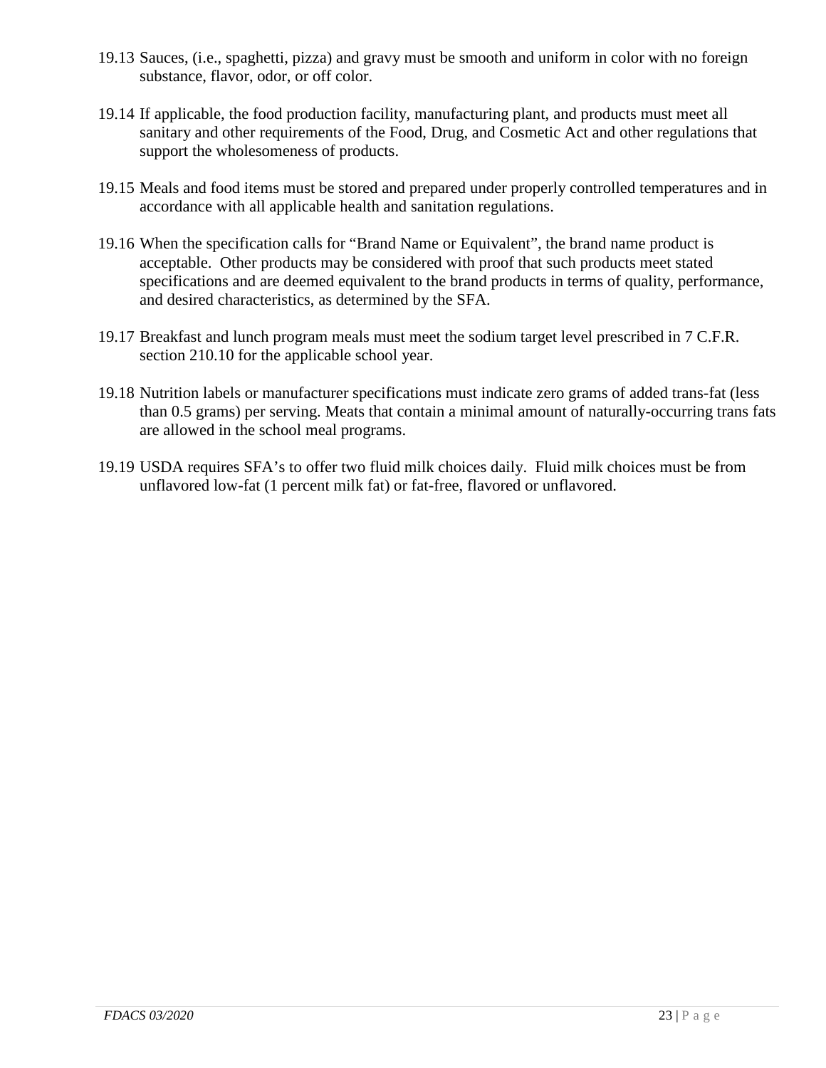19.13 Sauces, (i.e., spaghetti, pizza) and gravy must be smooth and uniform in color with no foreign substance, flavor, odor, or off color.

19.14 If applicable, the food production facility, manufacturing plant, and products must meet all sanitary and other requirements of the Food, Drug, and Cosmetic Act and other regulations that support the wholesomeness of products.

19.15 Meals and food items must be stored and prepared under properly controlled temperatures and in accordance with all applicable health and sanitation regulations.

19.16 When the specification calls for "Brand Name or Equivalent", the brand name product is acceptable. Other products may be considered with proof that such products meet stated specifications and are deemed equivalent to the brand products in terms of quality, performance, and desired characteristics, as determined by the SFA.

19.17 Breakfast and lunch program meals must meet the sodium target level prescribed in 7 C.F.R. section 210.10 for the applicable school year.

19.18 Nutrition labels or manufacturer specifications must indicate zero grams of added trans-fat (less than 0.5 grams) per serving. Meats that contain a minimal amount of naturally-occurring trans fats are allowed in the school meal programs.

19.19 USDA requires SFA's to offer two fluid milk choices daily. Fluid milk choices must be from unflavored low-fat (1 percent milk fat) or fat-free, flavored or unflavored.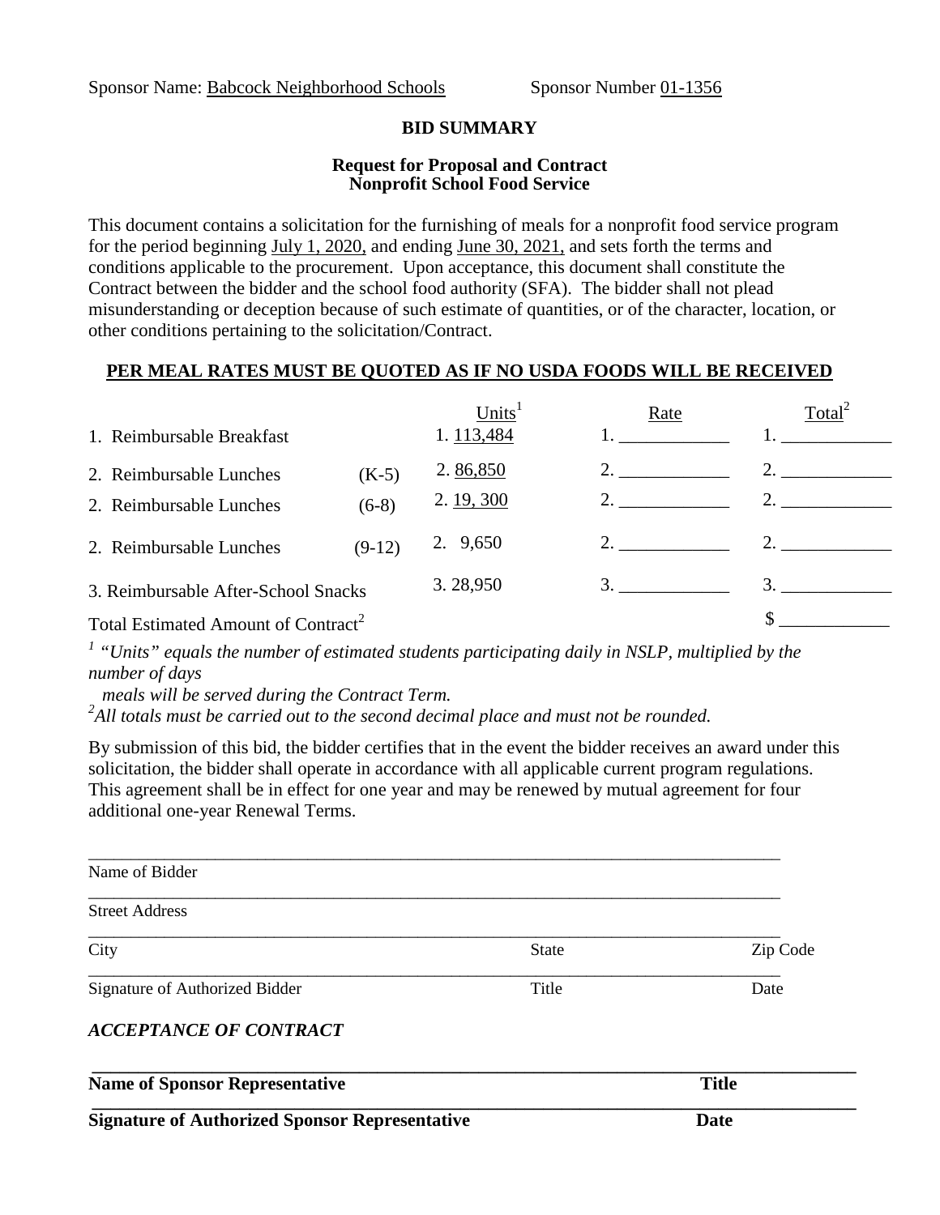Sponsor Name: Babcock Neighborhood Schools  Sponsor Number 01-1356

## BID SUMMARY

### Request for Proposal and Contract
### Nonprofit School Food Service

This document contains a solicitation for the furnishing of meals for a nonprofit food service program for the period beginning July 1, 2020, and ending June 30, 2021, and sets forth the terms and conditions applicable to the procurement. Upon acceptance, this document shall constitute the Contract between the bidder and the school food authority (SFA). The bidder shall not plead misunderstanding or deception because of such estimate of quantities, or of the character, location, or other conditions pertaining to the solicitation/Contract.

**PER MEAL RATES MUST BE QUOTED AS IF NO USDA FOODS WILL BE RECEIVED**

| | | Units[1] | Rate | Total[2] |
|---|---|---|---|---|
| 1. Reimbursable Breakfast | | 1. 113,484 | 1. ____________ | 1. ____________ |
| 2. Reimbursable Lunches | (K-5) | 2. 86,850 | 2. ____________ | 2. ____________ |
| 2. Reimbursable Lunches | (6-8) | 2. 19, 300 | 2. ____________ | 2. ____________ |
| 2. Reimbursable Lunches | (9-12) | 2. 9,650 | 2. ____________ | 2. ____________ |
| 3. Reimbursable After-School Snacks | | 3. 28,950 | 3. ____________ | 3. ____________ |
| Total Estimated Amount of Contract[2] | | | | $ ____________ |

*[1] "Units" equals the number of estimated students participating daily in NSLP, multiplied by the number of days meals will be served during the Contract Term.*
*[2] All totals must be carried out to the second decimal place and must not be rounded.*

By submission of this bid, the bidder certifies that in the event the bidder receives an award under this solicitation, the bidder shall operate in accordance with all applicable current program regulations. This agreement shall be in effect for one year and may be renewed by mutual agreement for four additional one-year Renewal Terms.

______________________________________________________________________________
Name of Bidder

______________________________________________________________________________
Street Address

______________________________________________________________________________
City  State  Zip Code

______________________________________________________________________________
Signature of Authorized Bidder  Title  Date

***ACCEPTANCE OF CONTRACT***

______________________________________________________________________________
**Name of Sponsor Representative  Title**

______________________________________________________________________________
**Signature of Authorized Sponsor Representative  Date**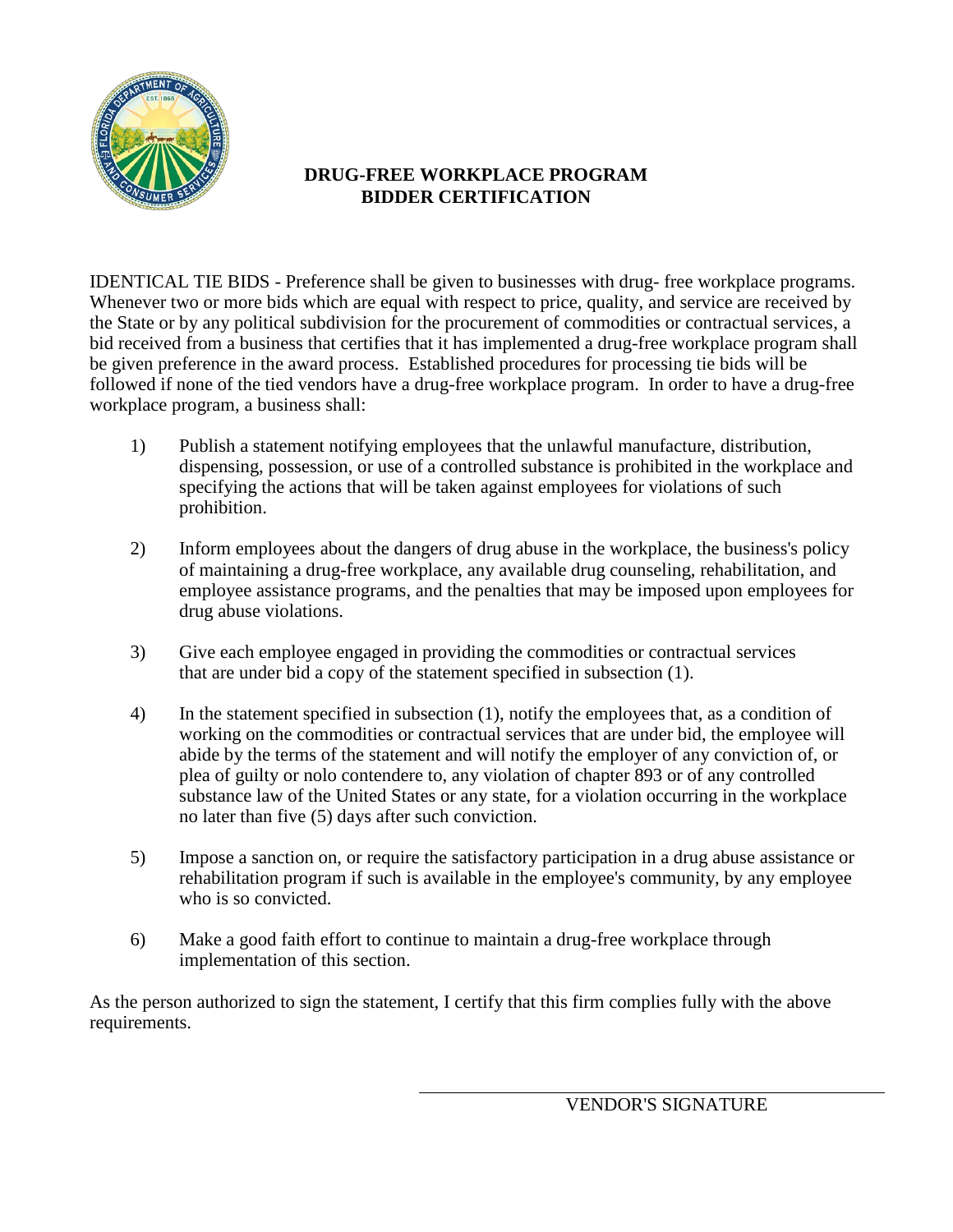# DRUG-FREE WORKPLACE PROGRAM BIDDER CERTIFICATION

IDENTICAL TIE BIDS - Preference shall be given to businesses with drug- free workplace programs. Whenever two or more bids which are equal with respect to price, quality, and service are received by the State or by any political subdivision for the procurement of commodities or contractual services, a bid received from a business that certifies that it has implemented a drug-free workplace program shall be given preference in the award process. Established procedures for processing tie bids will be followed if none of the tied vendors have a drug-free workplace program. In order to have a drug-free workplace program, a business shall:

1) Publish a statement notifying employees that the unlawful manufacture, distribution, dispensing, possession, or use of a controlled substance is prohibited in the workplace and specifying the actions that will be taken against employees for violations of such prohibition.

2) Inform employees about the dangers of drug abuse in the workplace, the business's policy of maintaining a drug-free workplace, any available drug counseling, rehabilitation, and employee assistance programs, and the penalties that may be imposed upon employees for drug abuse violations.

3) Give each employee engaged in providing the commodities or contractual services that are under bid a copy of the statement specified in subsection (1).

4) In the statement specified in subsection (1), notify the employees that, as a condition of working on the commodities or contractual services that are under bid, the employee will abide by the terms of the statement and will notify the employer of any conviction of, or plea of guilty or nolo contendere to, any violation of chapter 893 or of any controlled substance law of the United States or any state, for a violation occurring in the workplace no later than five (5) days after such conviction.

5) Impose a sanction on, or require the satisfactory participation in a drug abuse assistance or rehabilitation program if such is available in the employee's community, by any employee who is so convicted.

6) Make a good faith effort to continue to maintain a drug-free workplace through implementation of this section.

As the person authorized to sign the statement, I certify that this firm complies fully with the above requirements.

\_\_\_\_\_\_\_\_\_\_\_\_\_\_\_\_\_\_\_\_\_\_\_\_\_\_\_\_\_\_\_\_\_\_\_\_

VENDOR'S SIGNATURE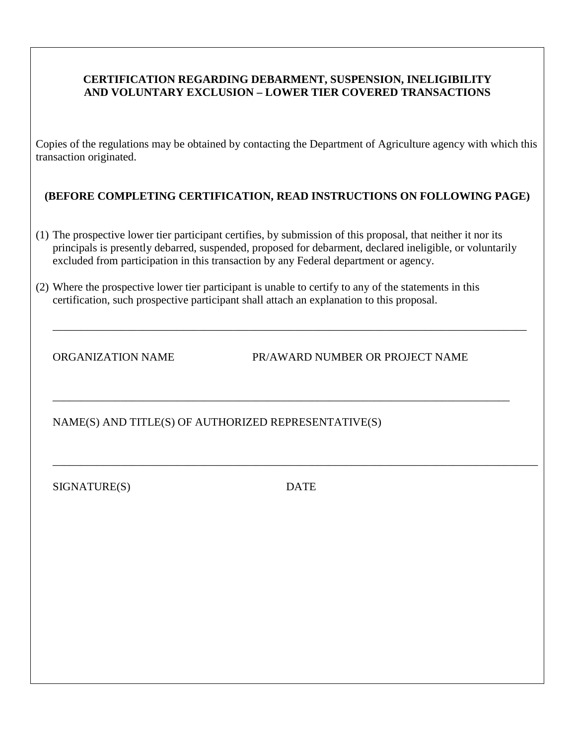**CERTIFICATION REGARDING DEBARMENT, SUSPENSION, INELIGIBILITY AND VOLUNTARY EXCLUSION – LOWER TIER COVERED TRANSACTIONS**

Copies of the regulations may be obtained by contacting the Department of Agriculture agency with which this transaction originated.

**(BEFORE COMPLETING CERTIFICATION, READ INSTRUCTIONS ON FOLLOWING PAGE)**

(1) The prospective lower tier participant certifies, by submission of this proposal, that neither it nor its principals is presently debarred, suspended, proposed for debarment, declared ineligible, or voluntarily excluded from participation in this transaction by any Federal department or agency.

(2) Where the prospective lower tier participant is unable to certify to any of the statements in this certification, such prospective participant shall attach an explanation to this proposal.

_______________________________________________________________________________________

ORGANIZATION NAME PR/AWARD NUMBER OR PROJECT NAME

_______________________________________________________________________________________

NAME(S) AND TITLE(S) OF AUTHORIZED REPRESENTATIVE(S)

_______________________________________________________________________________________

SIGNATURE(S) DATE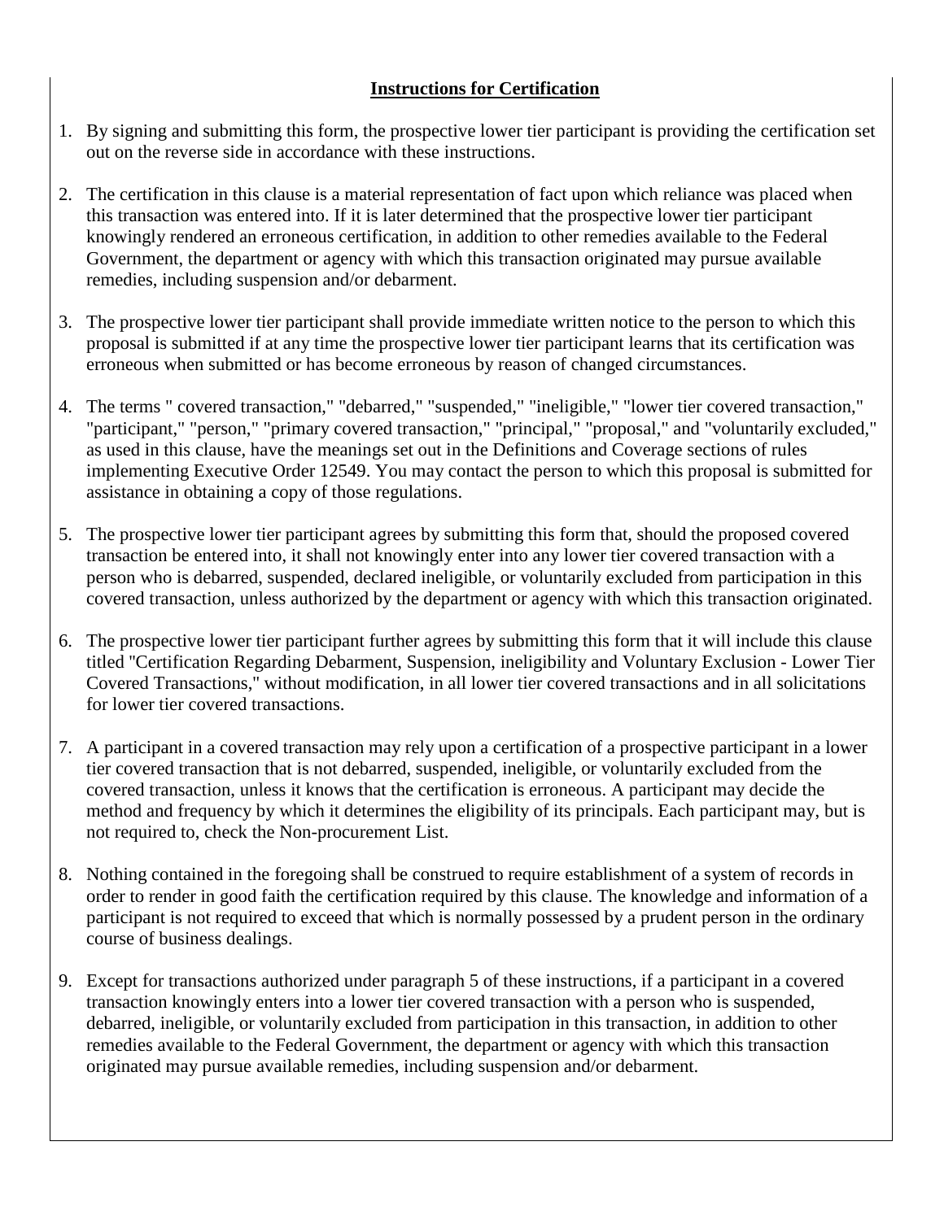**Instructions for Certification**

1. By signing and submitting this form, the prospective lower tier participant is providing the certification set out on the reverse side in accordance with these instructions.

2. The certification in this clause is a material representation of fact upon which reliance was placed when this transaction was entered into. If it is later determined that the prospective lower tier participant knowingly rendered an erroneous certification, in addition to other remedies available to the Federal Government, the department or agency with which this transaction originated may pursue available remedies, including suspension and/or debarment.

3. The prospective lower tier participant shall provide immediate written notice to the person to which this proposal is submitted if at any time the prospective lower tier participant learns that its certification was erroneous when submitted or has become erroneous by reason of changed circumstances.

4. The terms " covered transaction," "debarred," "suspended," "ineligible," "lower tier covered transaction," "participant," "person," "primary covered transaction," "principal," "proposal," and "voluntarily excluded," as used in this clause, have the meanings set out in the Definitions and Coverage sections of rules implementing Executive Order 12549. You may contact the person to which this proposal is submitted for assistance in obtaining a copy of those regulations.

5. The prospective lower tier participant agrees by submitting this form that, should the proposed covered transaction be entered into, it shall not knowingly enter into any lower tier covered transaction with a person who is debarred, suspended, declared ineligible, or voluntarily excluded from participation in this covered transaction, unless authorized by the department or agency with which this transaction originated.

6. The prospective lower tier participant further agrees by submitting this form that it will include this clause titled "Certification Regarding Debarment, Suspension, ineligibility and Voluntary Exclusion - Lower Tier Covered Transactions," without modification, in all lower tier covered transactions and in all solicitations for lower tier covered transactions.

7. A participant in a covered transaction may rely upon a certification of a prospective participant in a lower tier covered transaction that is not debarred, suspended, ineligible, or voluntarily excluded from the covered transaction, unless it knows that the certification is erroneous. A participant may decide the method and frequency by which it determines the eligibility of its principals. Each participant may, but is not required to, check the Non-procurement List.

8. Nothing contained in the foregoing shall be construed to require establishment of a system of records in order to render in good faith the certification required by this clause. The knowledge and information of a participant is not required to exceed that which is normally possessed by a prudent person in the ordinary course of business dealings.

9. Except for transactions authorized under paragraph 5 of these instructions, if a participant in a covered transaction knowingly enters into a lower tier covered transaction with a person who is suspended, debarred, ineligible, or voluntarily excluded from participation in this transaction, in addition to other remedies available to the Federal Government, the department or agency with which this transaction originated may pursue available remedies, including suspension and/or debarment.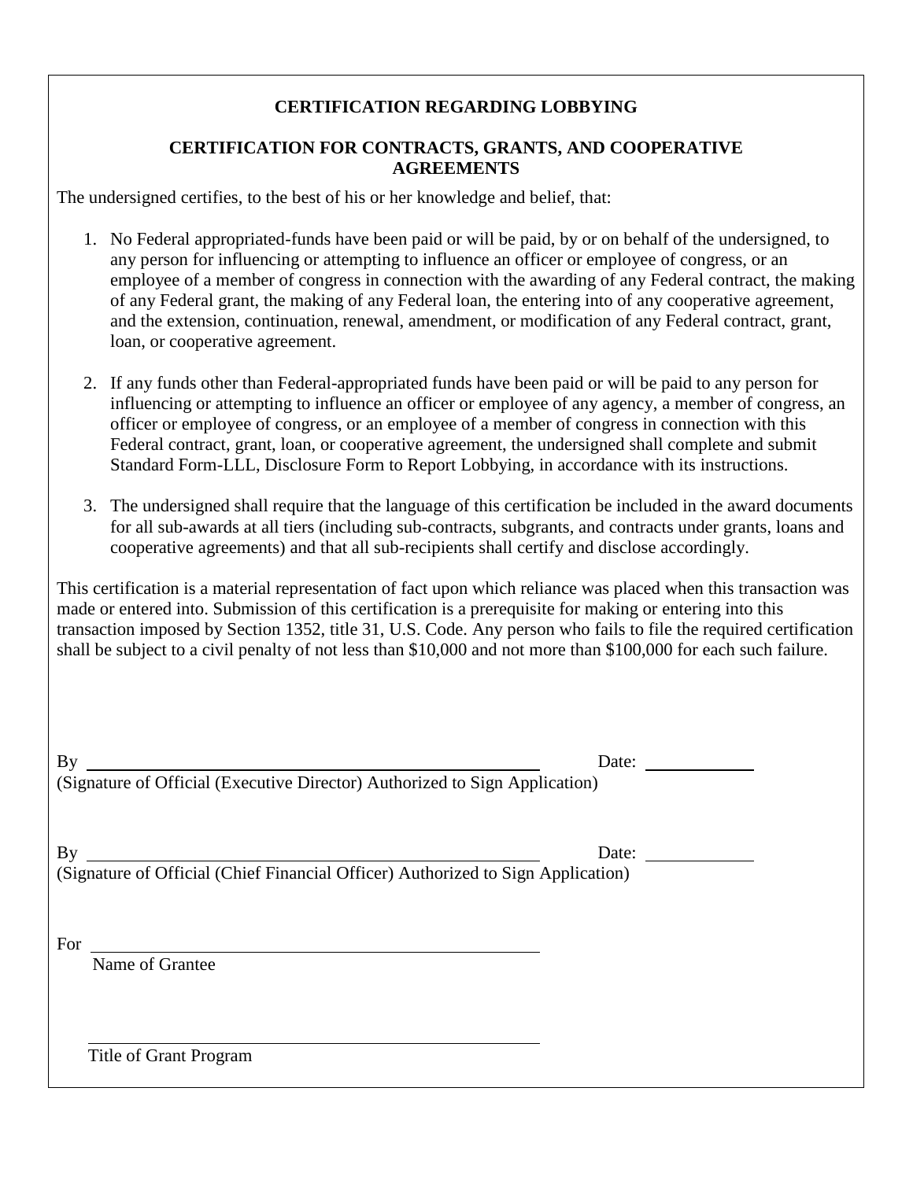## CERTIFICATION REGARDING LOBBYING

### CERTIFICATION FOR CONTRACTS, GRANTS, AND COOPERATIVE AGREEMENTS

The undersigned certifies, to the best of his or her knowledge and belief, that:

1. No Federal appropriated-funds have been paid or will be paid, by or on behalf of the undersigned, to any person for influencing or attempting to influence an officer or employee of congress, or an employee of a member of congress in connection with the awarding of any Federal contract, the making of any Federal grant, the making of any Federal loan, the entering into of any cooperative agreement, and the extension, continuation, renewal, amendment, or modification of any Federal contract, grant, loan, or cooperative agreement.

2. If any funds other than Federal-appropriated funds have been paid or will be paid to any person for influencing or attempting to influence an officer or employee of any agency, a member of congress, an officer or employee of congress, or an employee of a member of congress in connection with this Federal contract, grant, loan, or cooperative agreement, the undersigned shall complete and submit Standard Form-LLL, Disclosure Form to Report Lobbying, in accordance with its instructions.

3. The undersigned shall require that the language of this certification be included in the award documents for all sub-awards at all tiers (including sub-contracts, subgrants, and contracts under grants, loans and cooperative agreements) and that all sub-recipients shall certify and disclose accordingly.

This certification is a material representation of fact upon which reliance was placed when this transaction was made or entered into. Submission of this certification is a prerequisite for making or entering into this transaction imposed by Section 1352, title 31, U.S. Code. Any person who fails to file the required certification shall be subject to a civil penalty of not less than $10,000 and not more than $100,000 for each such failure.

By ______________________________________________ Date: ____________

(Signature of Official (Executive Director) Authorized to Sign Application)

By ______________________________________________ Date: ____________

(Signature of Official (Chief Financial Officer) Authorized to Sign Application)

For ______________________________________________

Name of Grantee

______________________________________________

Title of Grant Program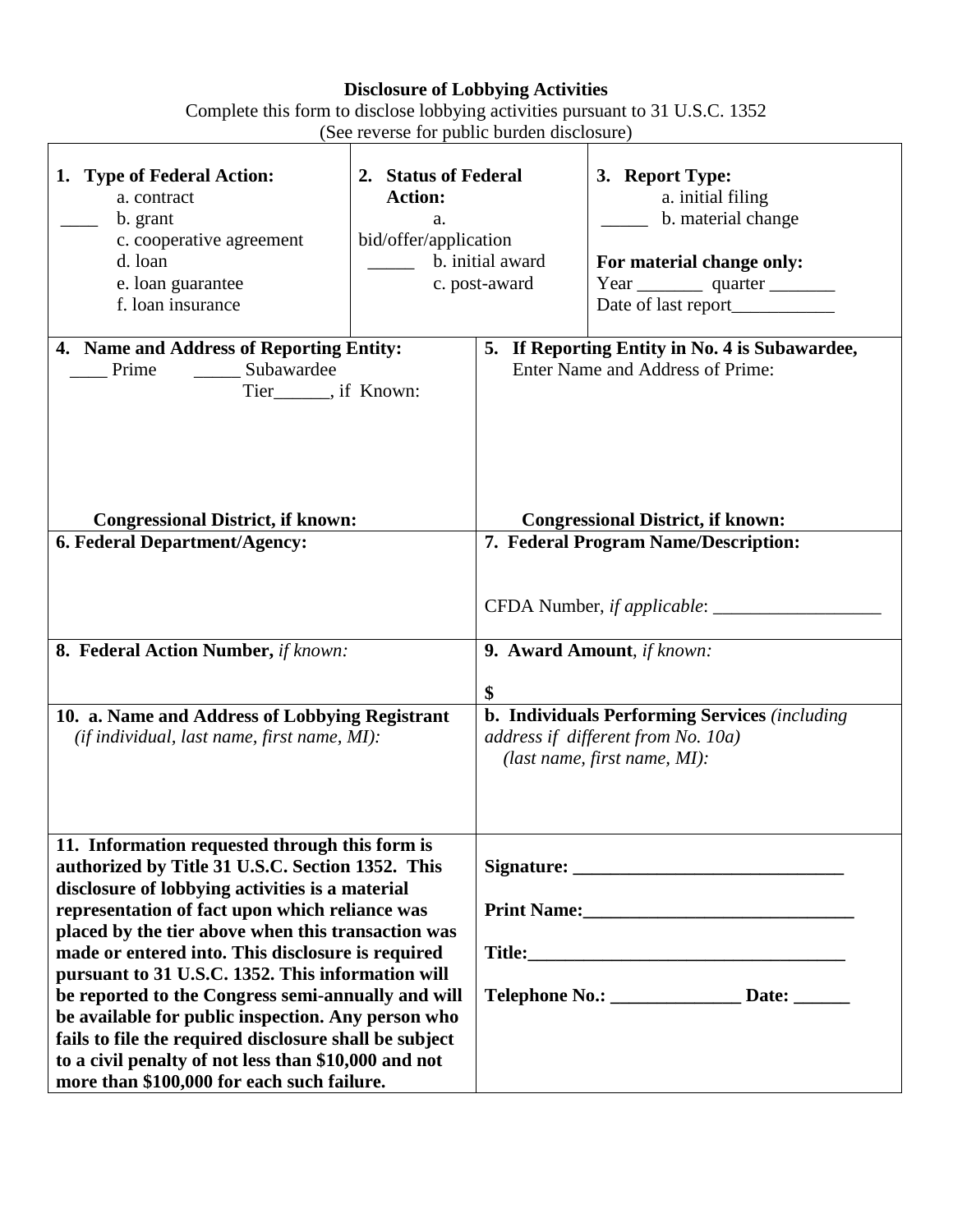**Disclosure of Lobbying Activities**

Complete this form to disclose lobbying activities pursuant to 31 U.S.C. 1352
(See reverse for public burden disclosure)

| **1. Type of Federal Action:** | **2. Status of Federal Action:** | **3. Report Type:** |
|---|---|---|
| a. contract<br>____ b. grant<br>c. cooperative agreement<br>d. loan<br>e. loan guarantee<br>f. loan insurance | a. bid/offer/application<br>_____ b. initial award<br>c. post-award | a. initial filing<br>_____ b. material change<br><br>**For material change only:**<br>Year _______ quarter _______<br>Date of last report___________ |

| | |
|---|---|
| **4. Name and Address of Reporting Entity:**<br>____ Prime _____ Subawardee<br>Tier______, if Known:<br><br><br>**Congressional District, if known:** | **5. If Reporting Entity in No. 4 is Subawardee,** Enter Name and Address of Prime:<br><br><br><br>**Congressional District, if known:** |
| **6. Federal Department/Agency:** | **7. Federal Program Name/Description:**<br><br>CFDA Number, *if applicable*: __________________ |
| **8. Federal Action Number,** *if known:* | **9. Award Amount**, *if known:*<br><br>**$** |
| **10. a. Name and Address of Lobbying Registrant** *(if individual, last name, first name, MI):* | **b. Individuals Performing Services** *(including address if different from No. 10a) (last name, first name, MI):* |
| **11. Information requested through this form is authorized by Title 31 U.S.C. Section 1352. This disclosure of lobbying activities is a material representation of fact upon which reliance was placed by the tier above when this transaction was made or entered into. This disclosure is required pursuant to 31 U.S.C. 1352. This information will be reported to the Congress semi-annually and will be available for public inspection. Any person who fails to file the required disclosure shall be subject to a civil penalty of not less than $10,000 and not more than $100,000 for each such failure.** | **Signature:** _____________________________<br><br>**Print Name:**_____________________________<br><br>**Title:**__________________________________<br><br>**Telephone No.:** ______________ **Date:** ______ |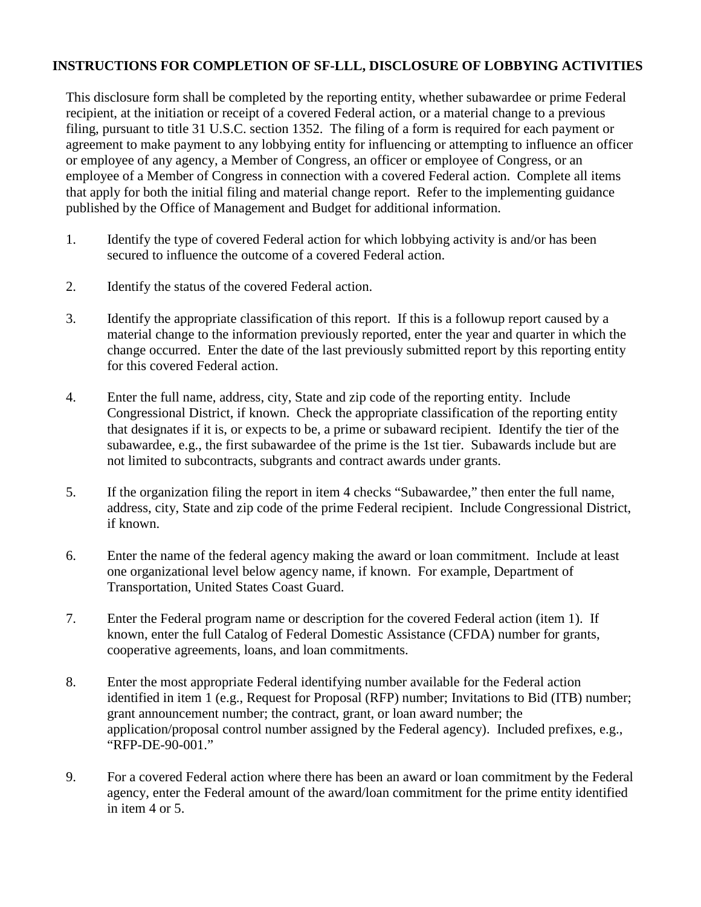**INSTRUCTIONS FOR COMPLETION OF SF-LLL, DISCLOSURE OF LOBBYING ACTIVITIES**

This disclosure form shall be completed by the reporting entity, whether subawardee or prime Federal recipient, at the initiation or receipt of a covered Federal action, or a material change to a previous filing, pursuant to title 31 U.S.C. section 1352. The filing of a form is required for each payment or agreement to make payment to any lobbying entity for influencing or attempting to influence an officer or employee of any agency, a Member of Congress, an officer or employee of Congress, or an employee of a Member of Congress in connection with a covered Federal action. Complete all items that apply for both the initial filing and material change report. Refer to the implementing guidance published by the Office of Management and Budget for additional information.

1. Identify the type of covered Federal action for which lobbying activity is and/or has been secured to influence the outcome of a covered Federal action.

2. Identify the status of the covered Federal action.

3. Identify the appropriate classification of this report. If this is a followup report caused by a material change to the information previously reported, enter the year and quarter in which the change occurred. Enter the date of the last previously submitted report by this reporting entity for this covered Federal action.

4. Enter the full name, address, city, State and zip code of the reporting entity. Include Congressional District, if known. Check the appropriate classification of the reporting entity that designates if it is, or expects to be, a prime or subaward recipient. Identify the tier of the subawardee, e.g., the first subawardee of the prime is the 1st tier. Subawards include but are not limited to subcontracts, subgrants and contract awards under grants.

5. If the organization filing the report in item 4 checks "Subawardee," then enter the full name, address, city, State and zip code of the prime Federal recipient. Include Congressional District, if known.

6. Enter the name of the federal agency making the award or loan commitment. Include at least one organizational level below agency name, if known. For example, Department of Transportation, United States Coast Guard.

7. Enter the Federal program name or description for the covered Federal action (item 1). If known, enter the full Catalog of Federal Domestic Assistance (CFDA) number for grants, cooperative agreements, loans, and loan commitments.

8. Enter the most appropriate Federal identifying number available for the Federal action identified in item 1 (e.g., Request for Proposal (RFP) number; Invitations to Bid (ITB) number; grant announcement number; the contract, grant, or loan award number; the application/proposal control number assigned by the Federal agency). Included prefixes, e.g., "RFP-DE-90-001."

9. For a covered Federal action where there has been an award or loan commitment by the Federal agency, enter the Federal amount of the award/loan commitment for the prime entity identified in item 4 or 5.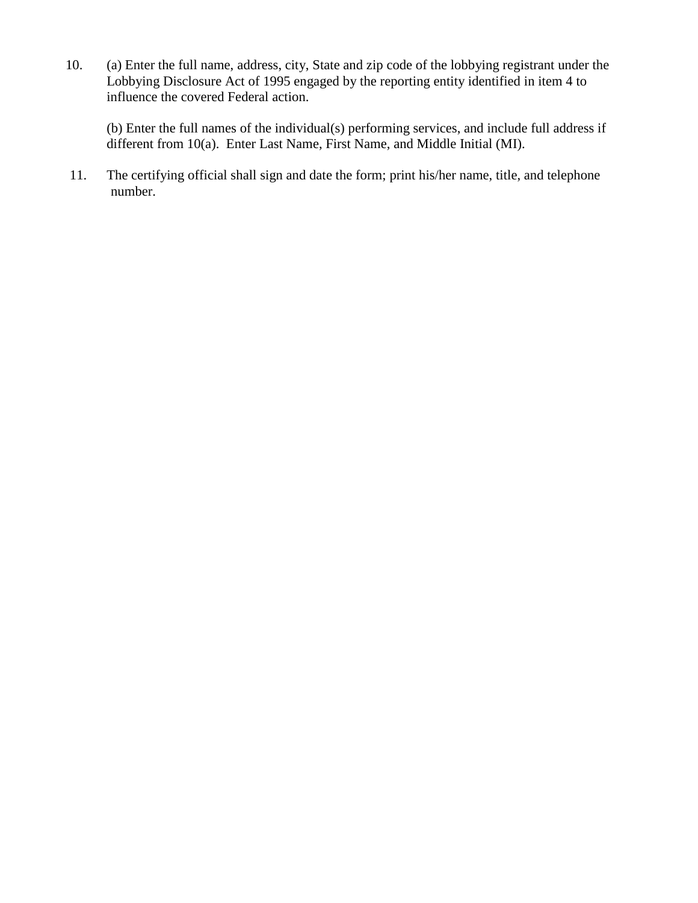10. (a) Enter the full name, address, city, State and zip code of the lobbying registrant under the Lobbying Disclosure Act of 1995 engaged by the reporting entity identified in item 4 to influence the covered Federal action.

    (b) Enter the full names of the individual(s) performing services, and include full address if different from 10(a). Enter Last Name, First Name, and Middle Initial (MI).

11. The certifying official shall sign and date the form; print his/her name, title, and telephone number.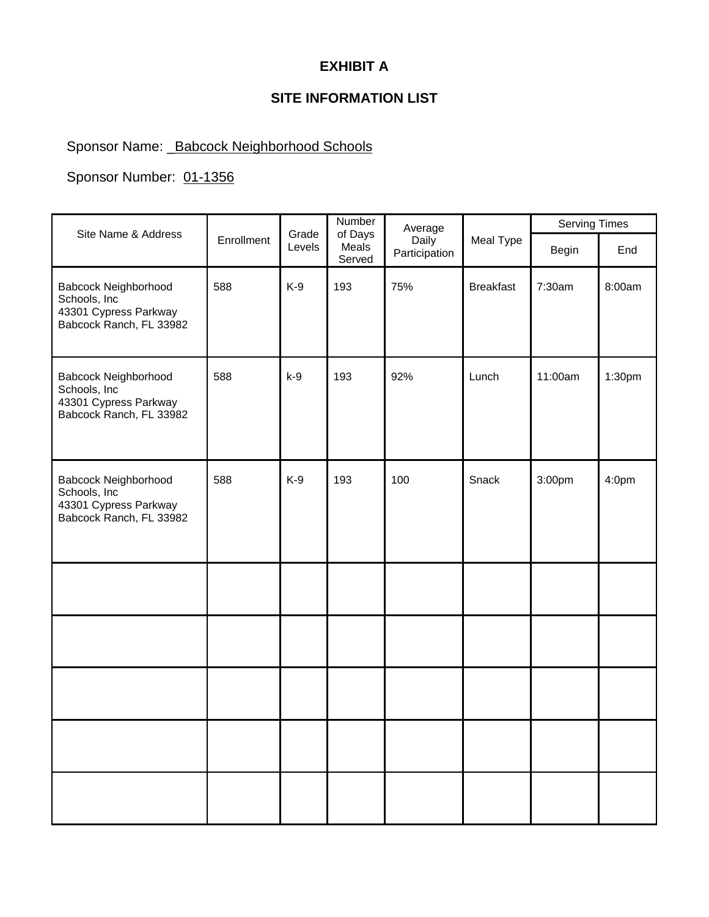**EXHIBIT A**

**SITE INFORMATION LIST**

Sponsor Name: _Babcock Neighborhood Schools

Sponsor Number: 01-1356

| Site Name & Address | Enrollment | Grade Levels | Number of Days Meals Served | Average Daily Participation | Meal Type | Serving Times | |
|---|---|---|---|---|---|---|---|
| | | | | | | Begin | End |
| Babcock Neighborhood Schools, Inc 43301 Cypress Parkway Babcock Ranch, FL 33982 | 588 | K-9 | 193 | 75% | Breakfast | 7:30am | 8:00am |
| Babcock Neighborhood Schools, Inc 43301 Cypress Parkway Babcock Ranch, FL 33982 | 588 | k-9 | 193 | 92% | Lunch | 11:00am | 1:30pm |
| Babcock Neighborhood Schools, Inc 43301 Cypress Parkway Babcock Ranch, FL 33982 | 588 | K-9 | 193 | 100 | Snack | 3:00pm | 4:0pm |
| | | | | | | | |
| | | | | | | | |
| | | | | | | | |
| | | | | | | | |
| | | | | | | | |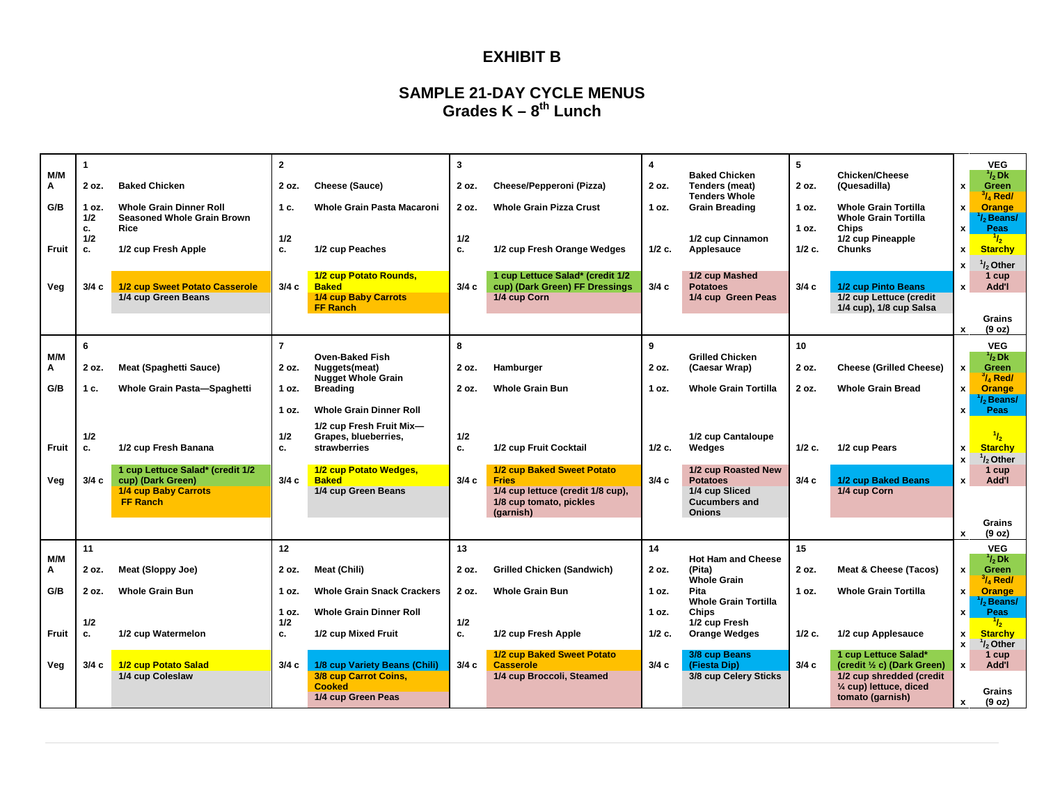# EXHIBIT B

## SAMPLE 21-DAY CYCLE MENUS
## Grades K – 8th Lunch

| | 1 | | 2 | | 3 | | 4 | | 5 | | | VEG |
|---|---|---|---|---|---|---|---|---|---|---|---|---|
| M/MA | 2 oz. | Baked Chicken | 2 oz. | Cheese (Sauce) | 2 oz. | Cheese/Pepperoni (Pizza) | 2 oz. | Baked Chicken Tenders (meat) | 2 oz. | Chicken/Cheese (Quesadilla) | x | 1/2 Dk Green |
| G/B | 1 oz. | Whole Grain Dinner Roll | 1 c. | Whole Grain Pasta Macaroni | 2 oz. | Whole Grain Pizza Crust | 1 oz. | Tenders Whole Grain Breading | 1 oz. | Whole Grain Tortilla | x | 3/4 Red/ Orange |
| | 1/2 c. | Seasoned Whole Grain Brown Rice | | | | | | | 1 oz. | Whole Grain Tortilla Chips | x | 1/2 Beans/ Peas |
| Fruit | 1/2 c. | 1/2 cup Fresh Apple | 1/2 c. | 1/2 cup Peaches | 1/2 c. | 1/2 cup Fresh Orange Wedges | 1/2 c. | 1/2 cup Cinnamon Applesauce | 1/2 c. | 1/2 cup Pineapple Chunks | x | 1/2 Starchy |
| | | | | | | | | | | | x | 1/2 Other |
| Veg | 3/4 c | 1/2 cup Sweet Potato Casserole | 3/4 c | 1/2 cup Potato Rounds, Baked | 3/4 c | 1 cup Lettuce Salad* (credit 1/2 cup) (Dark Green) FF Dressings | 3/4 c | 1/2 cup Mashed Potatoes | 3/4 c | 1/2 cup Pinto Beans | x | 1 cup Add'l |
| | | 1/4 cup Green Beans | | 1/4 cup Baby Carrots FF Ranch | | 1/4 cup Corn | | 1/4 cup Green Peas | | 1/2 cup Lettuce (credit 1/4 cup), 1/8 cup Salsa | | |
| | | | | | | | | | | | x | Grains (9 oz) |
| | 6 | | 7 | | 8 | | 9 | | 10 | | | VEG |
| M/MA | 2 oz. | Meat (Spaghetti Sauce) | 2 oz. | Oven-Baked Fish Nuggets(meat) | 2 oz. | Hamburger | 2 oz. | Grilled Chicken (Caesar Wrap) | 2 oz. | Cheese (Grilled Cheese) | x | 1/2 Dk Green |
| G/B | 1 c. | Whole Grain Pasta—Spaghetti | 1 oz. | Nugget Whole Grain Breading | 2 oz. | Whole Grain Bun | 1 oz. | Whole Grain Tortilla | 2 oz. | Whole Grain Bread | x | 3/4 Red/ Orange |
| | | | 1 oz. | Whole Grain Dinner Roll | | | | | | | x | 1/2 Beans/ Peas |
| Fruit | 1/2 c. | 1/2 cup Fresh Banana | 1/2 c. | 1/2 cup Fresh Fruit Mix—Grapes, blueberries, strawberries | 1/2 c. | 1/2 cup Fruit Cocktail | 1/2 c. | 1/2 cup Cantaloupe Wedges | 1/2 c. | 1/2 cup Pears | x | 1/2 Starchy |
| | | | | | | | | | | | x | 1/2 Other |
| Veg | 3/4 c | 1 cup Lettuce Salad* (credit 1/2 cup) (Dark Green) | 3/4 c | 1/2 cup Potato Wedges, Baked | 3/4 c | 1/2 cup Baked Sweet Potato Fries | 3/4 c | 1/2 cup Roasted New Potatoes | 3/4 c | 1/2 cup Baked Beans | x | 1 cup Add'l |
| | | 1/4 cup Baby Carrots FF Ranch | | 1/4 cup Green Beans | | 1/4 cup lettuce (credit 1/8 cup), 1/8 cup tomato, pickles (garnish) | | 1/4 cup Sliced Cucumbers and Onions | | 1/4 cup Corn | | |
| | | | | | | | | | | | x | Grains (9 oz) |
| | 11 | | 12 | | 13 | | 14 | | 15 | | | VEG |
| M/MA | 2 oz. | Meat (Sloppy Joe) | 2 oz. | Meat (Chili) | 2 oz. | Grilled Chicken (Sandwich) | 2 oz. | Hot Ham and Cheese (Pita) | 2 oz. | Meat & Cheese (Tacos) | x | 1/2 Dk Green |
| G/B | 2 oz. | Whole Grain Bun | 1 oz. | Whole Grain Snack Crackers | 2 oz. | Whole Grain Bun | 1 oz. | Whole Grain Pita | 1 oz. | Whole Grain Tortilla | x | 3/4 Red/ Orange |
| | | | 1 oz. | Whole Grain Dinner Roll | | | 1 oz. | Whole Grain Tortilla Chips | | | x | 1/2 Beans/ Peas |
| Fruit | 1/2 c. | 1/2 cup Watermelon | 1/2 c. | 1/2 cup Mixed Fruit | 1/2 c. | 1/2 cup Fresh Apple | 1/2 c. | 1/2 cup Fresh Orange Wedges | 1/2 c. | 1/2 cup Applesauce | x | 1/2 Starchy |
| | | | | | | | | | | | x | 1/2 Other |
| Veg | 3/4 c | 1/2 cup Potato Salad | 3/4 c | 1/8 cup Variety Beans (Chili) | 3/4 c | 1/2 cup Baked Sweet Potato Casserole | 3/4 c | 3/8 cup Beans (Fiesta Dip) | 3/4 c | 1 cup Lettuce Salad* (credit ½ c) (Dark Green) | x | 1 cup Add'l |
| | | 1/4 cup Coleslaw | | 3/8 cup Carrot Coins, Cooked | | 1/4 cup Broccoli, Steamed | | 3/8 cup Celery Sticks | | 1/2 cup shredded (credit ¼ cup) lettuce, diced tomato (garnish) | | |
| | | | | 1/4 cup Green Peas | | | | | | | x | Grains (9 oz) |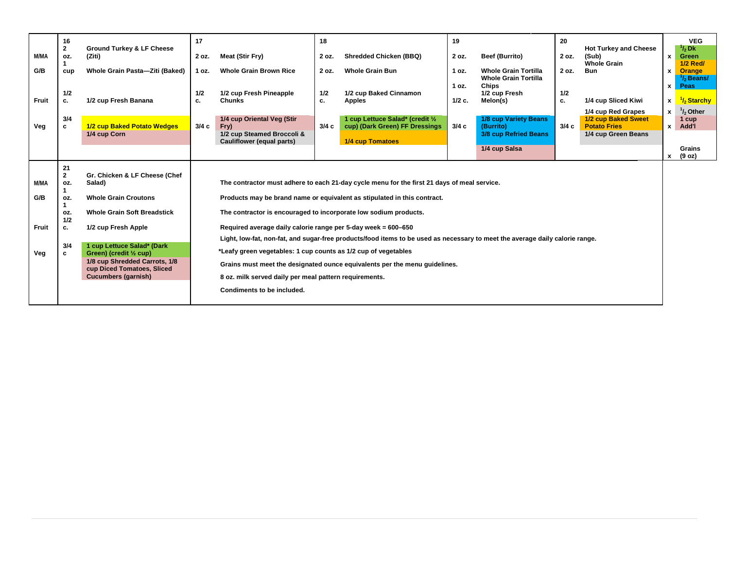| | 16 | | 17 | | 18 | | 19 | | 20 | | | VEG |
|---|---|---|---|---|---|---|---|---|---|---|---|---|
| M/MA | 2 oz. | Ground Turkey & LF Cheese (Ziti) | 2 oz. | Meat (Stir Fry) | 2 oz. | Shredded Chicken (BBQ) | 2 oz. | Beef (Burrito) | 2 oz. | Hot Turkey and Cheese (Sub) | x | 1/2 Dk Green |
| G/B | 1 cup | Whole Grain Pasta—Ziti (Baked) | 1 oz. | Whole Grain Brown Rice | 2 oz. | Whole Grain Bun | 1 oz. | Whole Grain Tortilla | 2 oz. | Whole Grain Bun | x | 1/2 Red/ Orange |
| | | | | | | | 1 oz. | Whole Grain Tortilla Chips | | | x | 1/2 Beans/ Peas |
| Fruit | 1/2 c. | 1/2 cup Fresh Banana | 1/2 c. | 1/2 cup Fresh Pineapple Chunks | 1/2 c. | 1/2 cup Baked Cinnamon Apples | 1/2 c. | 1/2 cup Fresh Melon(s) | 1/2 c. | 1/4 cup Sliced Kiwi | x | 1/2 Starchy |
| | | | | | | | | | | 1/4 cup Red Grapes | x | 1/2 Other |
| Veg | 3/4 c | 1/2 cup Baked Potato Wedges | 3/4 c | 1/4 cup Oriental Veg (Stir Fry) | 3/4 c | 1 cup Lettuce Salad* (credit ½ cup) (Dark Green) FF Dressings | 3/4 c | 1/8 cup Variety Beans (Burrito) | 3/4 c | 1/2 cup Baked Sweet Potato Fries | x | 1 cup Add'l |
| | | 1/4 cup Corn | | 1/2 cup Steamed Broccoli & Cauliflower (equal parts) | | 1/4 cup Tomatoes | | 3/8 cup Refried Beans | | 1/4 cup Green Beans | | |
| | | | | | | | | 1/4 cup Salsa | | | x | Grains (9 oz) |

| | 21 | |
|---|---|---|
| M/MA | 2 oz. | Gr. Chicken & LF Cheese (Chef Salad) |
| G/B | 1 oz. | Whole Grain Croutons |
| | 1 oz. | Whole Grain Soft Breadstick |
| Fruit | 1/2 c. | 1/2 cup Fresh Apple |
| Veg | 3/4 c | 1 cup Lettuce Salad* (Dark Green) (credit ½ cup) |
| | | 1/8 cup Shredded Carrots, 1/8 cup Diced Tomatoes, Sliced Cucumbers (garnish) |

**The contractor must adhere to each 21-day cycle menu for the first 21 days of meal service.**

**Products may be brand name or equivalent as stipulated in this contract.**

**The contractor is encouraged to incorporate low sodium products.**

**Required average daily calorie range per 5-day week = 600–650**

**Light, low-fat, non-fat, and sugar-free products/food items to be used as necessary to meet the average daily calorie range.**

***Leafy green vegetables: 1 cup counts as 1/2 cup of vegetables**

**Grains must meet the designated ounce equivalents per the menu guidelines.**

**8 oz. milk served daily per meal pattern requirements.**

**Condiments to be included.**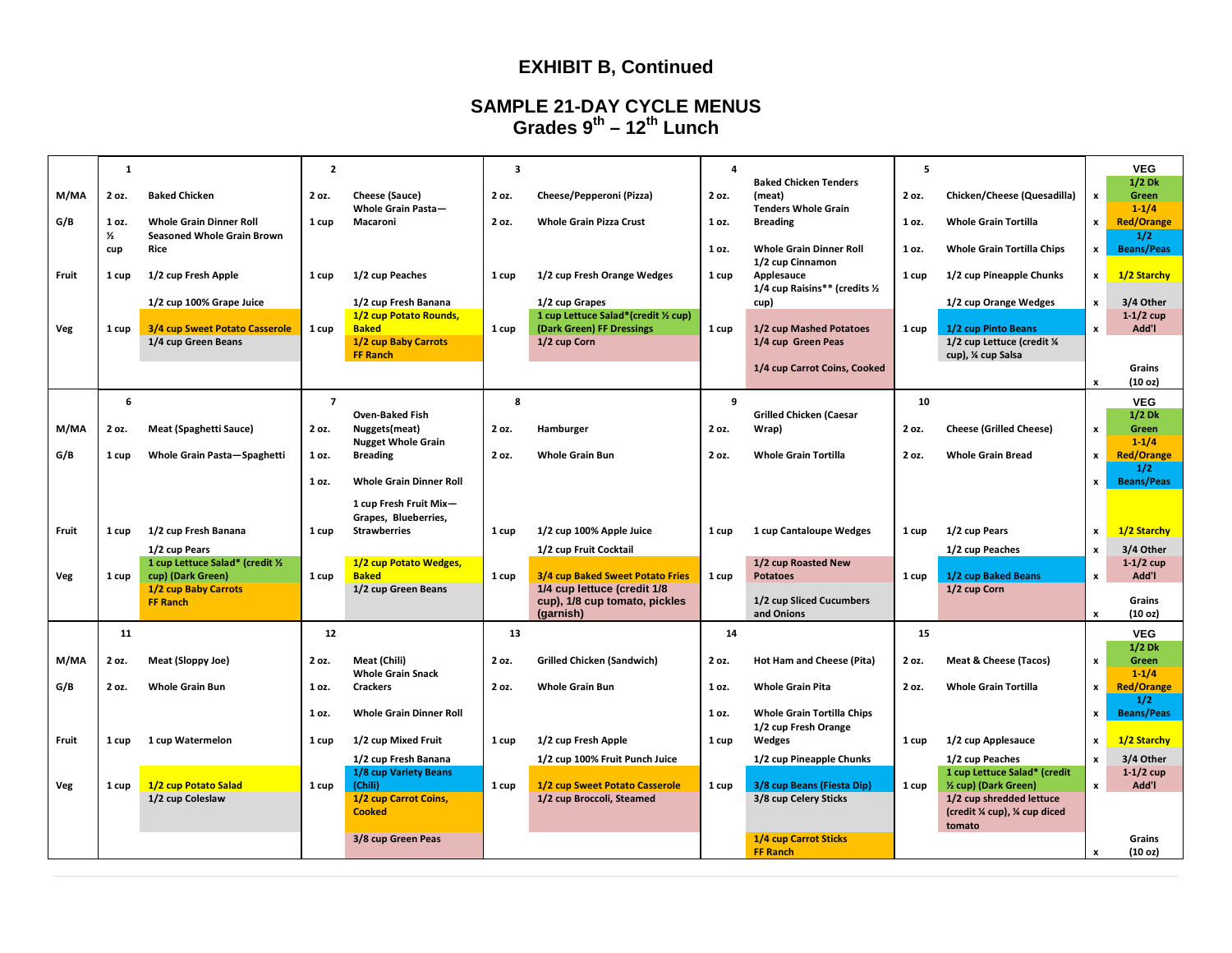# EXHIBIT B, Continued

## SAMPLE 21-DAY CYCLE MENUS
## Grades 9th – 12th Lunch

| | 1 | | 2 | | 3 | | 4 | | 5 | | | VEG |
|---|---|---|---|---|---|---|---|---|---|---|---|---|
| M/MA | 2 oz. | Baked Chicken | 2 oz. | Cheese (Sauce) | 2 oz. | Cheese/Pepperoni (Pizza) | 2 oz. | Baked Chicken Tenders (meat) | 2 oz. | Chicken/Cheese (Quesadilla) | x | 1/2 Dk Green |
| G/B | 1 oz. | Whole Grain Dinner Roll | 1 cup | Whole Grain Pasta—Macaroni | 2 oz. | Whole Grain Pizza Crust | 1 oz. | Tenders Whole Grain Breading | 1 oz. | Whole Grain Tortilla | x | 1-1/4 Red/Orange |
| | ½ cup | Seasoned Whole Grain Brown Rice | | | | | 1 oz. | Whole Grain Dinner Roll | 1 oz. | Whole Grain Tortilla Chips | x | 1/2 Beans/Peas |
| Fruit | 1 cup | 1/2 cup Fresh Apple | 1 cup | 1/2 cup Peaches | 1 cup | 1/2 cup Fresh Orange Wedges | 1 cup | 1/2 cup Cinnamon Applesauce | 1 cup | 1/2 cup Pineapple Chunks | x | 1/2 Starchy |
| | | 1/2 cup 100% Grape Juice | | 1/2 cup Fresh Banana | | 1/2 cup Grapes | | 1/4 cup Raisins** (credits ½ cup) | | 1/2 cup Orange Wedges | x | 3/4 Other |
| Veg | 1 cup | 3/4 cup Sweet Potato Casserole | 1 cup | 1/2 cup Potato Rounds, Baked | 1 cup | 1 cup Lettuce Salad*(credit ½ cup) (Dark Green) FF Dressings | 1 cup | 1/2 cup Mashed Potatoes | 1 cup | 1/2 cup Pinto Beans | x | 1-1/2 cup Add'l |
| | | 1/4 cup Green Beans | | 1/2 cup Baby Carrots FF Ranch | | 1/2 cup Corn | | 1/4 cup Green Peas | | 1/2 cup Lettuce (credit ¼ cup), ¼ cup Salsa | | |
| | | | | | | | | 1/4 cup Carrot Coins, Cooked | | | x | Grains (10 oz) |
| | 6 | | 7 | | 8 | | 9 | | 10 | | | VEG |
| M/MA | 2 oz. | Meat (Spaghetti Sauce) | 2 oz. | Oven-Baked Fish Nuggets(meat) | 2 oz. | Hamburger | 2 oz. | Grilled Chicken (Caesar Wrap) | 2 oz. | Cheese (Grilled Cheese) | x | 1/2 Dk Green |
| G/B | 1 cup | Whole Grain Pasta—Spaghetti | 1 oz. | Nugget Whole Grain Breading | 2 oz. | Whole Grain Bun | 2 oz. | Whole Grain Tortilla | 2 oz. | Whole Grain Bread | x | 1-1/4 Red/Orange |
| | | | 1 oz. | Whole Grain Dinner Roll | | | | | | | x | 1/2 Beans/Peas |
| Fruit | 1 cup | 1/2 cup Fresh Banana | 1 cup | 1 cup Fresh Fruit Mix—Grapes, Blueberries, Strawberries | 1 cup | 1/2 cup 100% Apple Juice | 1 cup | 1 cup Cantaloupe Wedges | 1 cup | 1/2 cup Pears | x | 1/2 Starchy |
| | | 1/2 cup Pears | | | | 1/2 cup Fruit Cocktail | | | | 1/2 cup Peaches | x | 3/4 Other |
| Veg | 1 cup | 1 cup Lettuce Salad* (credit ½ cup) (Dark Green) | 1 cup | 1/2 cup Potato Wedges, Baked | 1 cup | 3/4 cup Baked Sweet Potato Fries | 1 cup | 1/2 cup Roasted New Potatoes | 1 cup | 1/2 cup Baked Beans | x | 1-1/2 cup Add'l |
| | | 1/2 cup Baby Carrots FF Ranch | | 1/2 cup Green Beans | | 1/4 cup lettuce (credit 1/8 cup), 1/8 cup tomato, pickles (garnish) | | 1/2 cup Sliced Cucumbers and Onions | | 1/2 cup Corn | x | Grains (10 oz) |
| | 11 | | 12 | | 13 | | 14 | | 15 | | | VEG |
| M/MA | 2 oz. | Meat (Sloppy Joe) | 2 oz. | Meat (Chili) | 2 oz. | Grilled Chicken (Sandwich) | 2 oz. | Hot Ham and Cheese (Pita) | 2 oz. | Meat & Cheese (Tacos) | x | 1/2 Dk Green |
| G/B | 2 oz. | Whole Grain Bun | 1 oz. | Whole Grain Snack Crackers | 2 oz. | Whole Grain Bun | 1 oz. | Whole Grain Pita | 2 oz. | Whole Grain Tortilla | x | 1-1/4 Red/Orange |
| | | | 1 oz. | Whole Grain Dinner Roll | | | 1 oz. | Whole Grain Tortilla Chips | | | x | 1/2 Beans/Peas |
| Fruit | 1 cup | 1 cup Watermelon | 1 cup | 1/2 cup Mixed Fruit | 1 cup | 1/2 cup Fresh Apple | 1 cup | 1/2 cup Fresh Orange Wedges | 1 cup | 1/2 cup Applesauce | x | 1/2 Starchy |
| | | | | 1/2 cup Fresh Banana | | 1/2 cup 100% Fruit Punch Juice | | 1/2 cup Pineapple Chunks | | 1/2 cup Peaches | x | 3/4 Other |
| Veg | 1 cup | 1/2 cup Potato Salad | 1 cup | 1/8 cup Variety Beans (Chili) | 1 cup | 1/2 cup Sweet Potato Casserole | 1 cup | 3/8 cup Beans (Fiesta Dip) | 1 cup | 1 cup Lettuce Salad* (credit ½ cup) (Dark Green) | x | 1-1/2 cup Add'l |
| | | 1/2 cup Coleslaw | | 1/2 cup Carrot Coins, Cooked | | 1/2 cup Broccoli, Steamed | | 3/8 cup Celery Sticks | | 1/2 cup shredded lettuce (credit ¼ cup), ¼ cup diced tomato | | |
| | | | | 3/8 cup Green Peas | | | | 1/4 cup Carrot Sticks FF Ranch | | | x | Grains (10 oz) |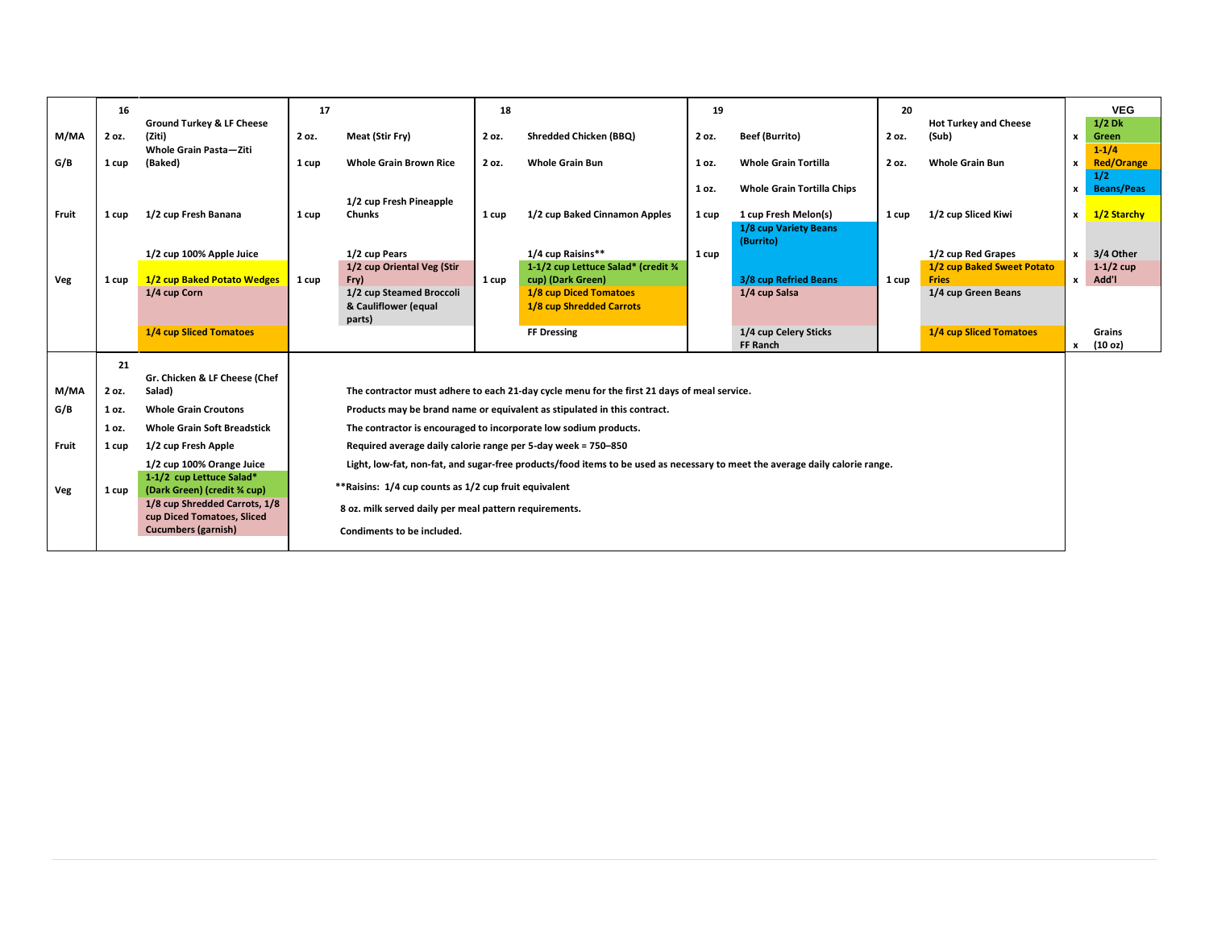| | 16 | | 17 | | 18 | | 19 | | 20 | | | VEG |
|---|---|---|---|---|---|---|---|---|---|---|---|---|
| M/MA | 2 oz. | Ground Turkey & LF Cheese (Ziti) | 2 oz. | Meat (Stir Fry) | 2 oz. | Shredded Chicken (BBQ) | 2 oz. | Beef (Burrito) | 2 oz. | Hot Turkey and Cheese (Sub) | x | 1/2 Dk Green |
| G/B | 1 cup | Whole Grain Pasta—Ziti (Baked) | 1 cup | Whole Grain Brown Rice | 2 oz. | Whole Grain Bun | 1 oz. | Whole Grain Tortilla | 2 oz. | Whole Grain Bun | x | 1-1/4 Red/Orange |
| | | | | | | | 1 oz. | Whole Grain Tortilla Chips | | | x | 1/2 Beans/Peas |
| Fruit | 1 cup | 1/2 cup Fresh Banana | 1 cup | 1/2 cup Fresh Pineapple Chunks | 1 cup | 1/2 cup Baked Cinnamon Apples | 1 cup | 1 cup Fresh Melon(s) | 1 cup | 1/2 cup Sliced Kiwi | x | 1/2 Starchy |
| | | 1/2 cup 100% Apple Juice | | 1/2 cup Pears | | 1/4 cup Raisins** | 1 cup | 1/8 cup Variety Beans (Burrito) | | 1/2 cup Red Grapes | x | 3/4 Other |
| Veg | 1 cup | 1/2 cup Baked Potato Wedges | 1 cup | 1/2 cup Oriental Veg (Stir Fry) | 1 cup | 1-1/2 cup Lettuce Salad* (credit ¾ cup) (Dark Green) | | 3/8 cup Refried Beans | 1 cup | 1/2 cup Baked Sweet Potato Fries | x | 1-1/2 cup Add'l |
| | | 1/4 cup Corn | | 1/2 cup Steamed Broccoli & Cauliflower (equal parts) | | 1/8 cup Diced Tomatoes<br>1/8 cup Shredded Carrots | | 1/4 cup Salsa | | 1/4 cup Green Beans | | |
| | | 1/4 cup Sliced Tomatoes | | | | FF Dressing | | 1/4 cup Celery Sticks<br>FF Ranch | | 1/4 cup Sliced Tomatoes | x | Grains (10 oz) |

| | 21 | |
|---|---|---|
| M/MA | 2 oz. | Gr. Chicken & LF Cheese (Chef Salad) |
| G/B | 1 oz. | Whole Grain Croutons |
| | 1 oz. | Whole Grain Soft Breadstick |
| Fruit | 1 cup | 1/2 cup Fresh Apple |
| | | 1/2 cup 100% Orange Juice |
| Veg | 1 cup | 1-1/2 cup Lettuce Salad* (Dark Green) (credit ¾ cup) |
| | | 1/8 cup Shredded Carrots, 1/8 cup Diced Tomatoes, Sliced Cucumbers (garnish) |

The contractor must adhere to each 21-day cycle menu for the first 21 days of meal service.

Products may be brand name or equivalent as stipulated in this contract.

The contractor is encouraged to incorporate low sodium products.

Required average daily calorie range per 5-day week = 750–850

Light, low-fat, non-fat, and sugar-free products/food items to be used as necessary to meet the average daily calorie range.

**Raisins: 1/4 cup counts as 1/2 cup fruit equivalent

8 oz. milk served daily per meal pattern requirements.

Condiments to be included.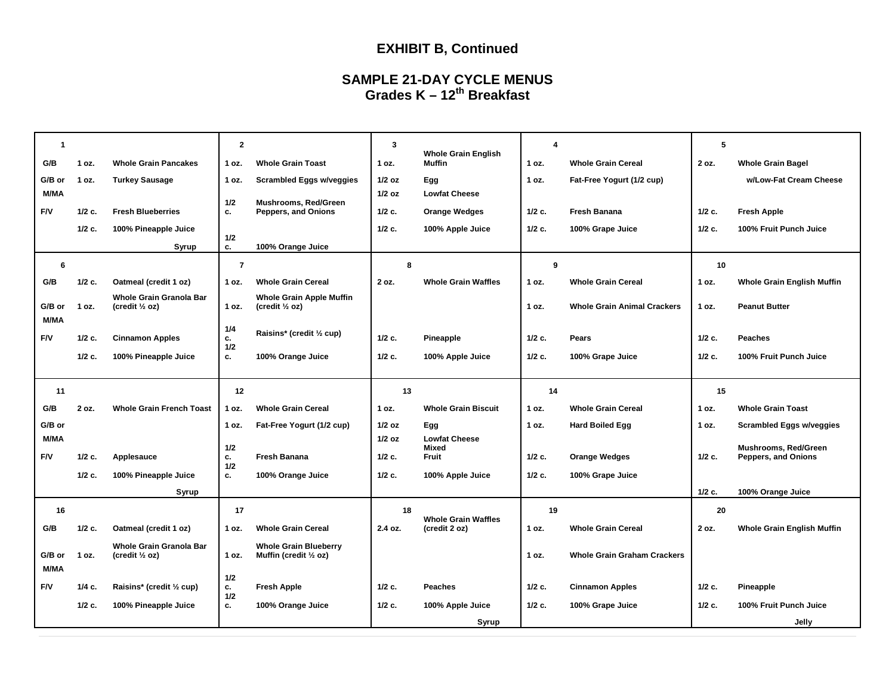## EXHIBIT B, Continued

## SAMPLE 21-DAY CYCLE MENUS
## Grades K – 12th Breakfast

| | | | | | | | | | | |
|---|---|---|---|---|---|---|---|---|---|---|
| **1** | | | **2** | | **3** | | **4** | | **5** | |
| **G/B** | **1 oz.** | **Whole Grain Pancakes** | **1 oz.** | **Whole Grain Toast** | **1 oz.** | **Whole Grain English Muffin** | **1 oz.** | **Whole Grain Cereal** | **2 oz.** | **Whole Grain Bagel** |
| **G/B or M/MA** | **1 oz.** | **Turkey Sausage** | **1 oz.** | **Scrambled Eggs w/veggies** | **1/2 oz** | **Egg** | **1 oz.** | **Fat-Free Yogurt (1/2 cup)** | | **w/Low-Fat Cream Cheese** |
| | | | | | **1/2 oz** | **Lowfat Cheese** | | | | |
| **F/V** | **1/2 c.** | **Fresh Blueberries** | **1/2 c.** | **Mushrooms, Red/Green Peppers, and Onions** | **1/2 c.** | **Orange Wedges** | **1/2 c.** | **Fresh Banana** | **1/2 c.** | **Fresh Apple** |
| | **1/2 c.** | **100% Pineapple Juice** | | | **1/2 c.** | **100% Apple Juice** | **1/2 c.** | **100% Grape Juice** | **1/2 c.** | **100% Fruit Punch Juice** |
| | | **Syrup** | **1/2 c.** | **100% Orange Juice** | | | | | | |
| **6** | | | **7** | | **8** | | **9** | | **10** | |
| **G/B** | **1/2 c.** | **Oatmeal (credit 1 oz)** | **1 oz.** | **Whole Grain Cereal** | **2 oz.** | **Whole Grain Waffles** | **1 oz.** | **Whole Grain Cereal** | **1 oz.** | **Whole Grain English Muffin** |
| **G/B or M/MA** | **1 oz.** | **Whole Grain Granola Bar (credit ½ oz)** | **1 oz.** | **Whole Grain Apple Muffin (credit ½ oz)** | | | **1 oz.** | **Whole Grain Animal Crackers** | **1 oz.** | **Peanut Butter** |
| **F/V** | **1/2 c.** | **Cinnamon Apples** | **1/4 c.** | **Raisins* (credit ½ cup)** | **1/2 c.** | **Pineapple** | **1/2 c.** | **Pears** | **1/2 c.** | **Peaches** |
| | **1/2 c.** | **100% Pineapple Juice** | **1/2 c.** | **100% Orange Juice** | **1/2 c.** | **100% Apple Juice** | **1/2 c.** | **100% Grape Juice** | **1/2 c.** | **100% Fruit Punch Juice** |
| **11** | | | **12** | | **13** | | **14** | | **15** | |
| **G/B** | **2 oz.** | **Whole Grain French Toast** | **1 oz.** | **Whole Grain Cereal** | **1 oz.** | **Whole Grain Biscuit** | **1 oz.** | **Whole Grain Cereal** | **1 oz.** | **Whole Grain Toast** |
| **G/B or M/MA** | | | **1 oz.** | **Fat-Free Yogurt (1/2 cup)** | **1/2 oz** | **Egg** | **1 oz.** | **Hard Boiled Egg** | **1 oz.** | **Scrambled Eggs w/veggies** |
| | | | | | **1/2 oz** | **Lowfat Cheese** | | | | |
| **F/V** | **1/2 c.** | **Applesauce** | **1/2 c.** | **Fresh Banana** | **1/2 c.** | **Mixed Fruit** | **1/2 c.** | **Orange Wedges** | **1/2 c.** | **Mushrooms, Red/Green Peppers, and Onions** |
| | **1/2 c.** | **100% Pineapple Juice** | **1/2 c.** | **100% Orange Juice** | **1/2 c.** | **100% Apple Juice** | **1/2 c.** | **100% Grape Juice** | | |
| | | **Syrup** | | | | | | | **1/2 c.** | **100% Orange Juice** |
| **16** | | | **17** | | **18** | | **19** | | **20** | |
| **G/B** | **1/2 c.** | **Oatmeal (credit 1 oz)** | **1 oz.** | **Whole Grain Cereal** | **2.4 oz.** | **Whole Grain Waffles (credit 2 oz)** | **1 oz.** | **Whole Grain Cereal** | **2 oz.** | **Whole Grain English Muffin** |
| **G/B or M/MA** | **1 oz.** | **Whole Grain Granola Bar (credit ½ oz)** | **1 oz.** | **Whole Grain Blueberry Muffin (credit ½ oz)** | | | **1 oz.** | **Whole Grain Graham Crackers** | | |
| **F/V** | **1/4 c.** | **Raisins* (credit ½ cup)** | **1/2 c.** | **Fresh Apple** | **1/2 c.** | **Peaches** | **1/2 c.** | **Cinnamon Apples** | **1/2 c.** | **Pineapple** |
| | **1/2 c.** | **100% Pineapple Juice** | **1/2 c.** | **100% Orange Juice** | **1/2 c.** | **100% Apple Juice** | **1/2 c.** | **100% Grape Juice** | **1/2 c.** | **100% Fruit Punch Juice** |
| | | | | | | **Syrup** | | | | **Jelly** |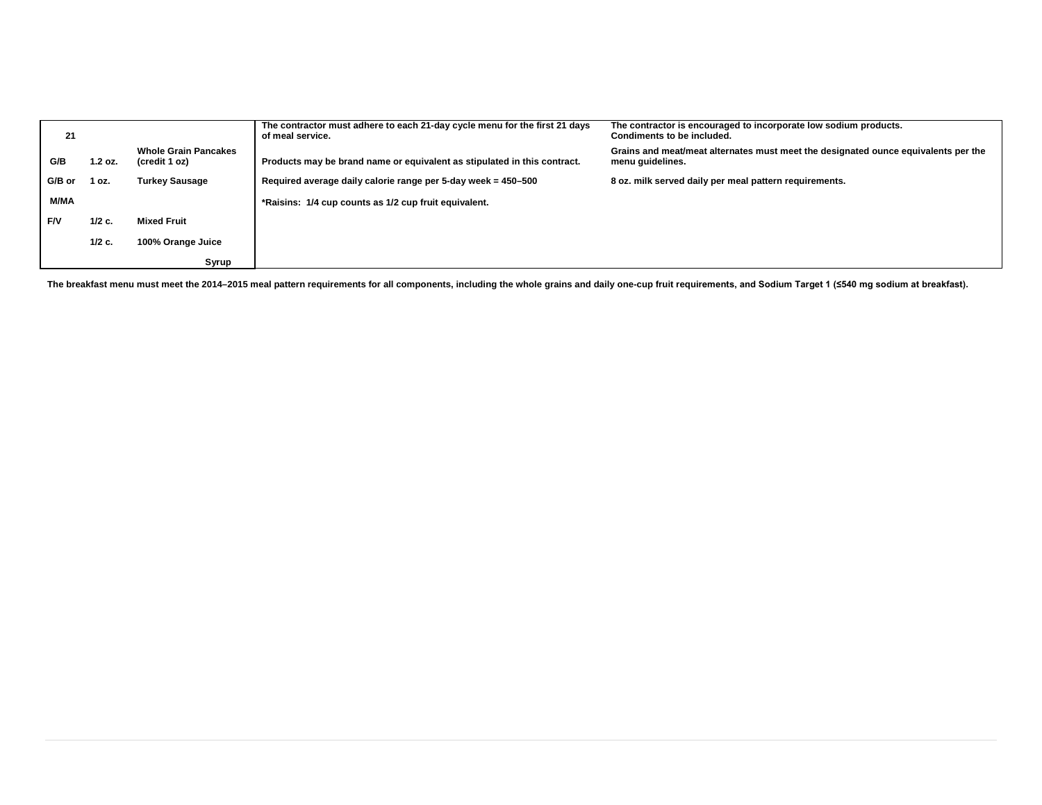| 21 | | | The contractor must adhere to each 21-day cycle menu for the first 21 days of meal service. | The contractor is encouraged to incorporate low sodium products. Condiments to be included. |
|---|---|---|---|---|
| G/B | 1.2 oz. | Whole Grain Pancakes (credit 1 oz) | Products may be brand name or equivalent as stipulated in this contract. | Grains and meat/meat alternates must meet the designated ounce equivalents per the menu guidelines. |
| G/B or | 1 oz. | Turkey Sausage | Required average daily calorie range per 5-day week = 450–500 | 8 oz. milk served daily per meal pattern requirements. |
| M/MA | | | *Raisins: 1/4 cup counts as 1/2 cup fruit equivalent. | |
| F/V | 1/2 c. | Mixed Fruit | | |
| | 1/2 c. | 100% Orange Juice | | |
| | | Syrup | | |

**The breakfast menu must meet the 2014–2015 meal pattern requirements for all components, including the whole grains and daily one-cup fruit requirements, and Sodium Target 1 (≤540 mg sodium at breakfast).**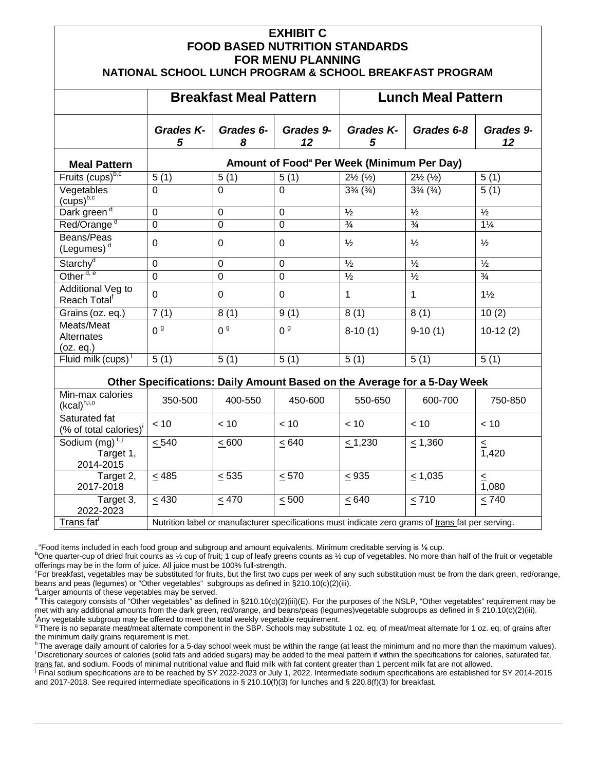# EXHIBIT C
## FOOD BASED NUTRITION STANDARDS FOR MENU PLANNING
### NATIONAL SCHOOL LUNCH PROGRAM & SCHOOL BREAKFAST PROGRAM

| | Breakfast Meal Pattern | | | Lunch Meal Pattern | | |
|---|---|---|---|---|---|---|
| | *Grades K-5* | *Grades 6-8* | *Grades 9-12* | *Grades K-5* | *Grades 6-8* | *Grades 9-12* |
| **Meal Pattern** | **Amount of Food[a] Per Week (Minimum Per Day)** | | | | | |
| Fruits (cups)[b,c] | 5 (1) | 5 (1) | 5 (1) | 2½ (½) | 2½ (½) | 5 (1) |
| Vegetables (cups)[b,c] | 0 | 0 | 0 | 3¾ (¾) | 3¾ (¾) | 5 (1) |
| Dark green[d] | 0 | 0 | 0 | ½ | ½ | ½ |
| Red/Orange[d] | 0 | 0 | 0 | ¾ | ¾ | 1¼ |
| Beans/Peas (Legumes)[d] | 0 | 0 | 0 | ½ | ½ | ½ |
| Starchy[d] | 0 | 0 | 0 | ½ | ½ | ½ |
| Other[d, e] | 0 | 0 | 0 | ½ | ½ | ¾ |
| Additional Veg to Reach Total[f] | 0 | 0 | 0 | 1 | 1 | 1½ |
| Grains (oz. eq.) | 7 (1) | 8 (1) | 9 (1) | 8 (1) | 8 (1) | 10 (2) |
| Meats/Meat Alternates (oz. eq.) | 0[g] | 0[g] | 0[g] | 8-10 (1) | 9-10 (1) | 10-12 (2) |
| Fluid milk (cups)[i] | 5 (1) | 5 (1) | 5 (1) | 5 (1) | 5 (1) | 5 (1) |
| **Other Specifications: Daily Amount Based on the Average for a 5-Day Week** | | | | | | |
| Min-max calories (kcal)[h,i,o] | 350-500 | 400-550 | 450-600 | 550-650 | 600-700 | 750-850 |
| Saturated fat (% of total calories)[i] | < 10 | < 10 | < 10 | < 10 | < 10 | < 10 |
| Sodium (mg)[i, j] Target 1, 2014-2015 | ≤ 540 | ≤ 600 | ≤ 640 | ≤ 1,230 | ≤ 1,360 | ≤ 1,420 |
| Target 2, 2017-2018 | ≤ 485 | ≤ 535 | ≤ 570 | ≤ 935 | ≤ 1,035 | ≤ 1,080 |
| Target 3, 2022-2023 | ≤ 430 | ≤ 470 | ≤ 500 | ≤ 640 | ≤ 710 | ≤ 740 |
| Trans fat[i] | Nutrition label or manufacturer specifications must indicate zero grams of trans fat per serving. | | | | | |

[a]Food items included in each food group and subgroup and amount equivalents. Minimum creditable serving is ⅛ cup.
[b]One quarter-cup of dried fruit counts as ½ cup of fruit; 1 cup of leafy greens counts as ½ cup of vegetables. No more than half of the fruit or vegetable offerings may be in the form of juice. All juice must be 100% full-strength.
[c]For breakfast, vegetables may be substituted for fruits, but the first two cups per week of any such substitution must be from the dark green, red/orange, beans and peas (legumes) or "Other vegetables" subgroups as defined in §210.10(c)(2)(iii).
[d]Larger amounts of these vegetables may be served.
[e] This category consists of "Other vegetables" as defined in §210.10(c)(2)(iii)(E). For the purposes of the NSLP, "Other vegetables" requirement may be met with any additional amounts from the dark green, red/orange, and beans/peas (legumes)vegetable subgroups as defined in § 210.10(c)(2)(iii).
[f]Any vegetable subgroup may be offered to meet the total weekly vegetable requirement.
[g] There is no separate meat/meat alternate component in the SBP. Schools may substitute 1 oz. eq. of meat/meat alternate for 1 oz. eq. of grains after the minimum daily grains requirement is met.
[h] The average daily amount of calories for a 5-day school week must be within the range (at least the minimum and no more than the maximum values).
[i] Discretionary sources of calories (solid fats and added sugars) may be added to the meal pattern if within the specifications for calories, saturated fat, trans fat, and sodium. Foods of minimal nutritional value and fluid milk with fat content greater than 1 percent milk fat are not allowed.
[j] Final sodium specifications are to be reached by SY 2022-2023 or July 1, 2022. Intermediate sodium specifications are established for SY 2014-2015 and 2017-2018. See required intermediate specifications in § 210.10(f)(3) for lunches and § 220.8(f)(3) for breakfast.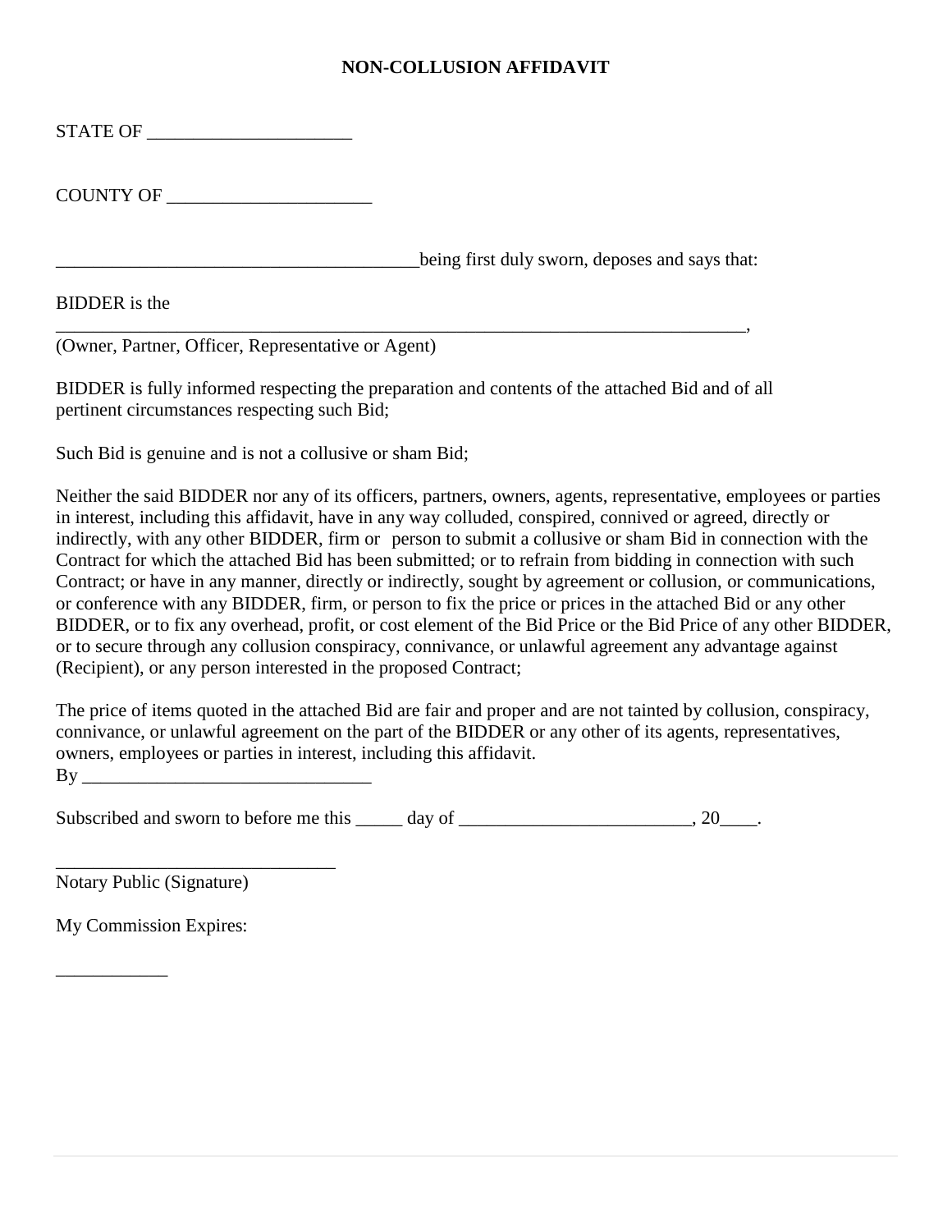# NON-COLLUSION AFFIDAVIT

STATE OF ______________________

COUNTY OF ______________________

_______________________________________being first duly sworn, deposes and says that:

BIDDER is the
___________________________________________________________________________,
(Owner, Partner, Officer, Representative or Agent)

BIDDER is fully informed respecting the preparation and contents of the attached Bid and of all pertinent circumstances respecting such Bid;

Such Bid is genuine and is not a collusive or sham Bid;

Neither the said BIDDER nor any of its officers, partners, owners, agents, representative, employees or parties in interest, including this affidavit, have in any way colluded, conspired, connived or agreed, directly or indirectly, with any other BIDDER, firm or person to submit a collusive or sham Bid in connection with the Contract for which the attached Bid has been submitted; or to refrain from bidding in connection with such Contract; or have in any manner, directly or indirectly, sought by agreement or collusion, or communications, or conference with any BIDDER, firm, or person to fix the price or prices in the attached Bid or any other BIDDER, or to fix any overhead, profit, or cost element of the Bid Price or the Bid Price of any other BIDDER, or to secure through any collusion conspiracy, connivance, or unlawful agreement any advantage against (Recipient), or any person interested in the proposed Contract;

The price of items quoted in the attached Bid are fair and proper and are not tainted by collusion, conspiracy, connivance, or unlawful agreement on the part of the BIDDER or any other of its agents, representatives, owners, employees or parties in interest, including this affidavit.
By _______________________________

Subscribed and sworn to before me this _____ day of _________________________, 20____.

______________________________
Notary Public (Signature)

My Commission Expires:

____________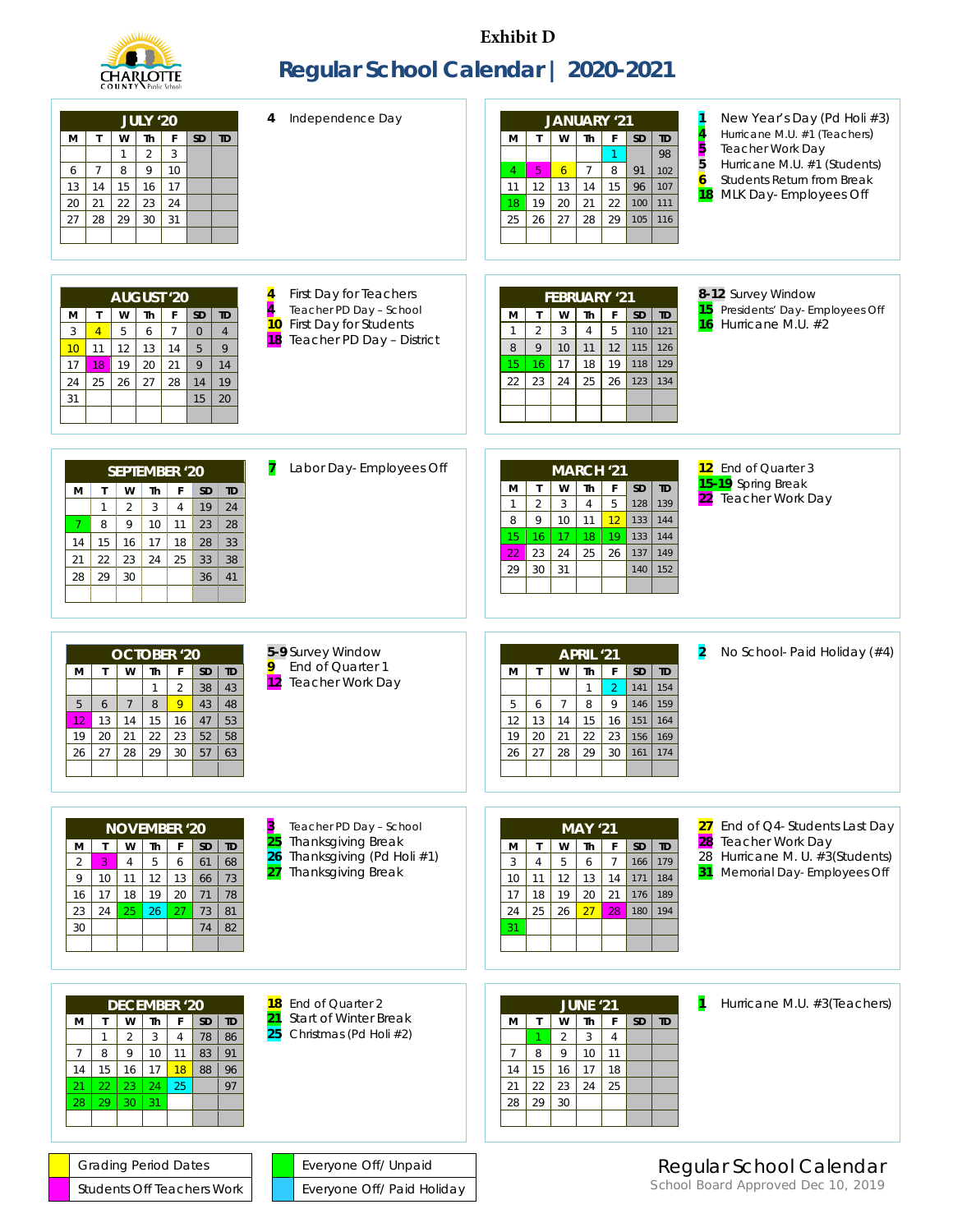**Exhibit D**

# Regular School Calendar | 2020-2021

## JULY '20

| M | T | W | Th | F | SD | TD |
|---|---|---|---|---|---|---|
| | | 1 | 2 | 3 | | |
| 6 | 7 | 8 | 9 | 10 | | |
| 13 | 14 | 15 | 16 | 17 | | |
| 20 | 21 | 22 | 23 | 24 | | |
| 27 | 28 | 29 | 30 | 31 | | |

4 Independence Day

## AUGUST '20

| M | T | W | Th | F | SD | TD |
|---|---|---|---|---|---|---|
| 3 | 4 | 5 | 6 | 7 | 0 | 4 |
| 10 | 11 | 12 | 13 | 14 | 5 | 9 |
| 17 | 18 | 19 | 20 | 21 | 9 | 14 |
| 24 | 25 | 26 | 27 | 28 | 14 | 19 |
| 31 | | | | | 15 | 20 |

4 First Day for Teachers
4 Teacher PD Day – School
10 First Day for Students
18 Teacher PD Day – District

## SEPTEMBER '20

| M | T | W | Th | F | SD | TD |
|---|---|---|---|---|---|---|
| | 1 | 2 | 3 | 4 | 19 | 24 |
| 7 | 8 | 9 | 10 | 11 | 23 | 28 |
| 14 | 15 | 16 | 17 | 18 | 28 | 33 |
| 21 | 22 | 23 | 24 | 25 | 33 | 38 |
| 28 | 29 | 30 | | | 36 | 41 |

7 Labor Day- Employees Off

## OCTOBER '20

| M | T | W | Th | F | SD | TD |
|---|---|---|---|---|---|---|
| | | | 1 | 2 | 38 | 43 |
| 5 | 6 | 7 | 8 | 9 | 43 | 48 |
| 12 | 13 | 14 | 15 | 16 | 47 | 53 |
| 19 | 20 | 21 | 22 | 23 | 52 | 58 |
| 26 | 27 | 28 | 29 | 30 | 57 | 63 |

5-9 Survey Window
9 End of Quarter 1
12 Teacher Work Day

## NOVEMBER '20

| M | T | W | Th | F | SD | TD |
|---|---|---|---|---|---|---|
| 2 | 3 | 4 | 5 | 6 | 61 | 68 |
| 9 | 10 | 11 | 12 | 13 | 66 | 73 |
| 16 | 17 | 18 | 19 | 20 | 71 | 78 |
| 23 | 24 | 25 | 26 | 27 | 73 | 81 |
| 30 | | | | | 74 | 82 |

3 Teacher PD Day – School
25 Thanksgiving Break
26 Thanksgiving (Pd Holi #1)
27 Thanksgiving Break

## DECEMBER '20

| M | T | W | Th | F | SD | TD |
|---|---|---|---|---|---|---|
| | 1 | 2 | 3 | 4 | 78 | 86 |
| 7 | 8 | 9 | 10 | 11 | 83 | 91 |
| 14 | 15 | 16 | 17 | 18 | 88 | 96 |
| 21 | 22 | 23 | 24 | 25 | | 97 |
| 28 | 29 | 30 | 31 | | | |

18 End of Quarter 2
21 Start of Winter Break
25 Christmas (Pd Holi #2)

## JANUARY '21

| M | T | W | Th | F | SD | TD |
|---|---|---|---|---|---|---|
| | | | | 1 | | 98 |
| 4 | 5 | 6 | 7 | 8 | 91 | 102 |
| 11 | 12 | 13 | 14 | 15 | 96 | 107 |
| 18 | 19 | 20 | 21 | 22 | 100 | 111 |
| 25 | 26 | 27 | 28 | 29 | 105 | 116 |

1 New Year's Day (Pd Holi #3)
4 Hurricane M.U. #1 (Teachers)
5 Teacher Work Day
5 Hurricane M.U. #1 (Students)
6 Students Return from Break
18 MLK Day- Employees Off

## FEBRUARY '21

| M | T | W | Th | F | SD | TD |
|---|---|---|---|---|---|---|
| 1 | 2 | 3 | 4 | 5 | 110 | 121 |
| 8 | 9 | 10 | 11 | 12 | 115 | 126 |
| 15 | 16 | 17 | 18 | 19 | 118 | 129 |
| 22 | 23 | 24 | 25 | 26 | 123 | 134 |

8-12 Survey Window
15 Presidents' Day- Employees Off
16 Hurricane M.U. #2

## MARCH '21

| M | T | W | Th | F | SD | TD |
|---|---|---|---|---|---|---|
| 1 | 2 | 3 | 4 | 5 | 128 | 139 |
| 8 | 9 | 10 | 11 | 12 | 133 | 144 |
| 15 | 16 | 17 | 18 | 19 | 133 | 144 |
| 22 | 23 | 24 | 25 | 26 | 137 | 149 |
| 29 | 30 | 31 | | | 140 | 152 |

12 End of Quarter 3
15-19 Spring Break
22 Teacher Work Day

## APRIL '21

| M | T | W | Th | F | SD | TD |
|---|---|---|---|---|---|---|
| | | | 1 | 2 | 141 | 154 |
| 5 | 6 | 7 | 8 | 9 | 146 | 159 |
| 12 | 13 | 14 | 15 | 16 | 151 | 164 |
| 19 | 20 | 21 | 22 | 23 | 156 | 169 |
| 26 | 27 | 28 | 29 | 30 | 161 | 174 |

2 No School- Paid Holiday (#4)

## MAY '21

| M | T | W | Th | F | SD | TD |
|---|---|---|---|---|---|---|
| 3 | 4 | 5 | 6 | 7 | 166 | 179 |
| 10 | 11 | 12 | 13 | 14 | 171 | 184 |
| 17 | 18 | 19 | 20 | 21 | 176 | 189 |
| 24 | 25 | 26 | 27 | 28 | 180 | 194 |
| 31 | | | | | | |

27 End of Q4- Students Last Day
28 Teacher Work Day
28 Hurricane M. U. #3(Students)
31 Memorial Day- Employees Off

## JUNE '21

| M | T | W | Th | F | SD | TD |
|---|---|---|---|---|---|---|
| | 1 | 2 | 3 | 4 | | |
| 7 | 8 | 9 | 10 | 11 | | |
| 14 | 15 | 16 | 17 | 18 | | |
| 21 | 22 | 23 | 24 | 25 | | |
| 28 | 29 | 30 | | | | |

1 Hurricane M.U. #3(Teachers)

| Legend | |
|---|---|
| Grading Period Dates | Everyone Off/ Unpaid |
| Students Off Teachers Work | Everyone Off/ Paid Holiday |

Regular School Calendar
School Board Approved Dec 10, 2019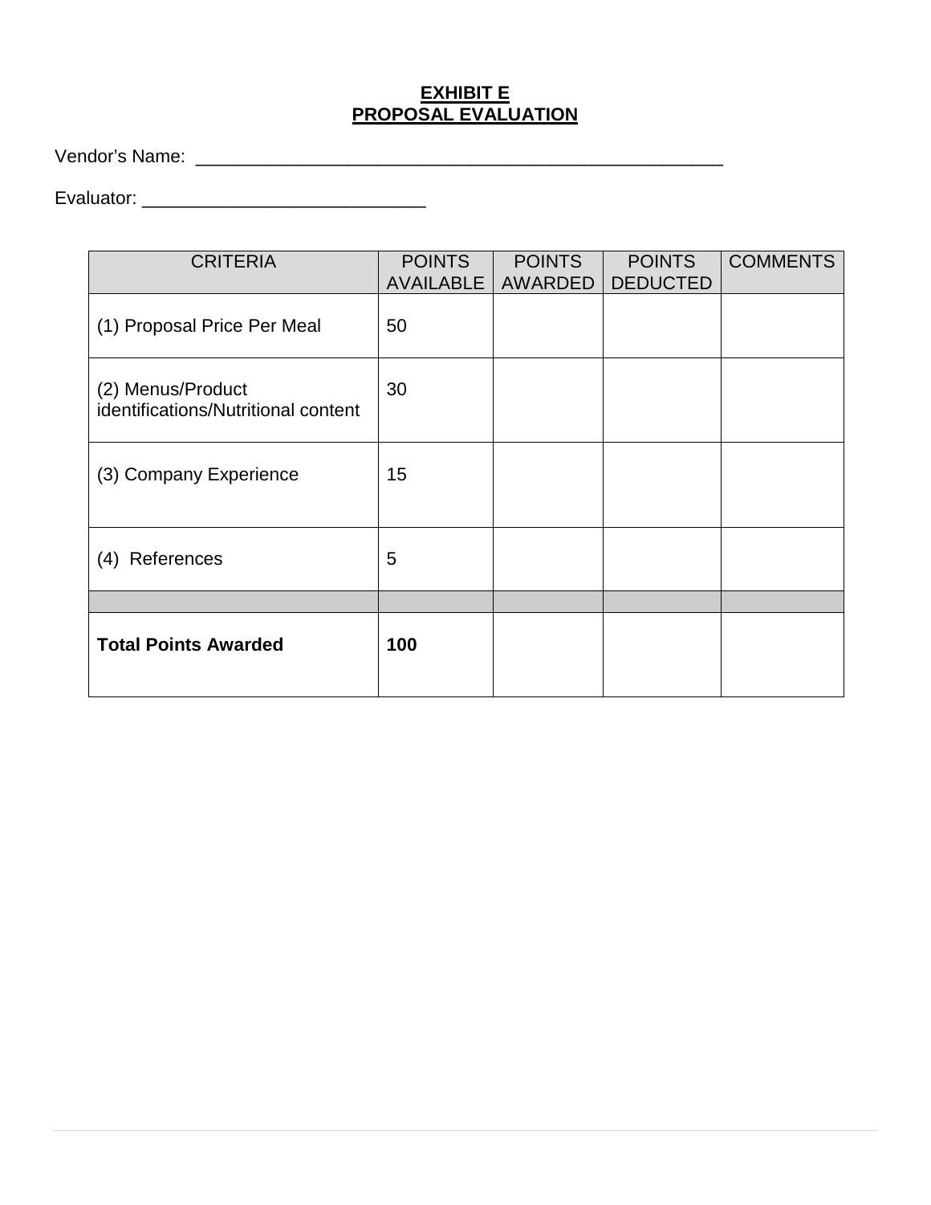**EXHIBIT E**
**PROPOSAL EVALUATION**

Vendor's Name: \_\_\_\_\_\_\_\_\_\_\_\_\_\_\_\_\_\_\_\_\_\_\_\_\_\_\_\_\_\_\_\_\_\_\_\_\_\_\_\_\_\_\_\_\_\_\_\_\_\_\_\_\_\_

Evaluator: \_\_\_\_\_\_\_\_\_\_\_\_\_\_\_\_\_\_\_\_\_\_\_\_\_\_\_\_\_\_

| CRITERIA | POINTS AVAILABLE | POINTS AWARDED | POINTS DEDUCTED | COMMENTS |
|---|---|---|---|---|
| (1) Proposal Price Per Meal | 50 | | | |
| (2) Menus/Product identifications/Nutritional content | 30 | | | |
| (3) Company Experience | 15 | | | |
| (4) References | 5 | | | |
| | | | | |
| **Total Points Awarded** | **100** | | | |